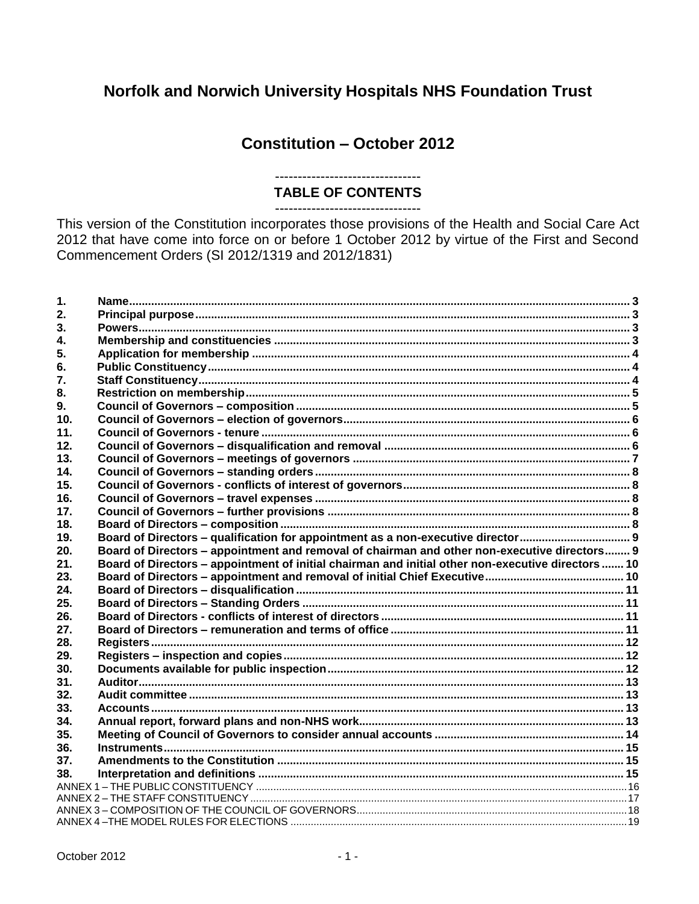# Norfolk and Norwich University Hospitals NHS Foundation Trust

## Constitution – October 2012

--------------------------------

**TABLE OF CONTENTS**

--------------------------------

This version of the Constitution incorporates those provisions of the Health and Social Care Act 2012 that have come into force on or before 1 October 2012 by virtue of the First and Second Commencement Orders (SI 2012/1319 and 2012/1831)

| | | |
|---|---|---|
| **1.** | **Name** | **3** |
| **2.** | **Principal purpose** | **3** |
| **3.** | **Powers** | **3** |
| **4.** | **Membership and constituencies** | **3** |
| **5.** | **Application for membership** | **4** |
| **6.** | **Public Constituency** | **4** |
| **7.** | **Staff Constituency** | **4** |
| **8.** | **Restriction on membership** | **5** |
| **9.** | **Council of Governors – composition** | **5** |
| **10.** | **Council of Governors – election of governors** | **6** |
| **11.** | **Council of Governors - tenure** | **6** |
| **12.** | **Council of Governors – disqualification and removal** | **6** |
| **13.** | **Council of Governors – meetings of governors** | **7** |
| **14.** | **Council of Governors – standing orders** | **8** |
| **15.** | **Council of Governors - conflicts of interest of governors** | **8** |
| **16.** | **Council of Governors – travel expenses** | **8** |
| **17.** | **Council of Governors – further provisions** | **8** |
| **18.** | **Board of Directors – composition** | **8** |
| **19.** | **Board of Directors – qualification for appointment as a non-executive director** | **9** |
| **20.** | **Board of Directors – appointment and removal of chairman and other non-executive directors** | **9** |
| **21.** | **Board of Directors – appointment of initial chairman and initial other non-executive directors** | **10** |
| **23.** | **Board of Directors – appointment and removal of initial Chief Executive** | **10** |
| **24.** | **Board of Directors – disqualification** | **11** |
| **25.** | **Board of Directors – Standing Orders** | **11** |
| **26.** | **Board of Directors - conflicts of interest of directors** | **11** |
| **27.** | **Board of Directors – remuneration and terms of office** | **11** |
| **28.** | **Registers** | **12** |
| **29.** | **Registers – inspection and copies** | **12** |
| **30.** | **Documents available for public inspection** | **12** |
| **31.** | **Auditor** | **13** |
| **32.** | **Audit committee** | **13** |
| **33.** | **Accounts** | **13** |
| **34.** | **Annual report, forward plans and non-NHS work** | **13** |
| **35.** | **Meeting of Council of Governors to consider annual accounts** | **14** |
| **36.** | **Instruments** | **15** |
| **37.** | **Amendments to the Constitution** | **15** |
| **38.** | **Interpretation and definitions** | **15** |
| | ANNEX 1 – THE PUBLIC CONSTITUENCY | 16 |
| | ANNEX 2 – THE STAFF CONSTITUENCY | 17 |
| | ANNEX 3 – COMPOSITION OF THE COUNCIL OF GOVERNORS | 18 |
| | ANNEX 4 – THE MODEL RULES FOR ELECTIONS | 19 |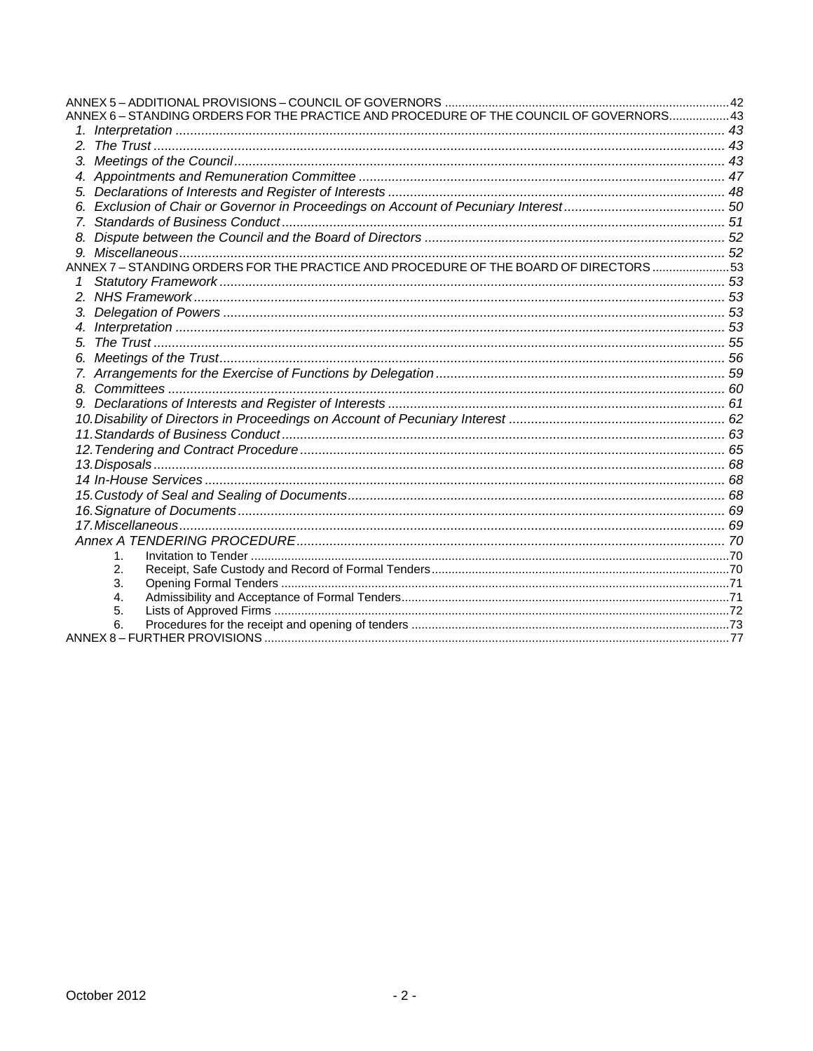ANNEX 5 – ADDITIONAL PROVISIONS – COUNCIL OF GOVERNORS ........ 42
ANNEX 6 – STANDING ORDERS FOR THE PRACTICE AND PROCEDURE OF THE COUNCIL OF GOVERNORS........ 43

- *1. Interpretation* ........ *43*
- *2. The Trust* ........ *43*
- *3. Meetings of the Council* ........ *43*
- *4. Appointments and Remuneration Committee* ........ *47*
- *5. Declarations of Interests and Register of Interests* ........ *48*
- *6. Exclusion of Chair or Governor in Proceedings on Account of Pecuniary Interest* ........ *50*
- *7. Standards of Business Conduct* ........ *51*
- *8. Dispute between the Council and the Board of Directors* ........ *52*
- *9. Miscellaneous* ........ *52*

ANNEX 7 – STANDING ORDERS FOR THE PRACTICE AND PROCEDURE OF THE BOARD OF DIRECTORS ........ 53

- *1 Statutory Framework* ........ *53*
- *2. NHS Framework* ........ *53*
- *3. Delegation of Powers* ........ *53*
- *4. Interpretation* ........ *53*
- *5. The Trust* ........ *55*
- *6. Meetings of the Trust* ........ *56*
- *7. Arrangements for the Exercise of Functions by Delegation* ........ *59*
- *8. Committees* ........ *60*
- *9. Declarations of Interests and Register of Interests* ........ *61*
- *10. Disability of Directors in Proceedings on Account of Pecuniary Interest* ........ *62*
- *11. Standards of Business Conduct* ........ *63*
- *12. Tendering and Contract Procedure* ........ *65*
- *13. Disposals* ........ *68*
- *14 In-House Services* ........ *68*
- *15. Custody of Seal and Sealing of Documents* ........ *68*
- *16. Signature of Documents* ........ *69*
- *17. Miscellaneous* ........ *69*
- *Annex A TENDERING PROCEDURE* ........ *70*
    1. Invitation to Tender ........ 70
    2. Receipt, Safe Custody and Record of Formal Tenders ........ 70
    3. Opening Formal Tenders ........ 71
    4. Admissibility and Acceptance of Formal Tenders ........ 71
    5. Lists of Approved Firms ........ 72
    6. Procedures for the receipt and opening of tenders ........ 73

ANNEX 8 – FURTHER PROVISIONS ........ 77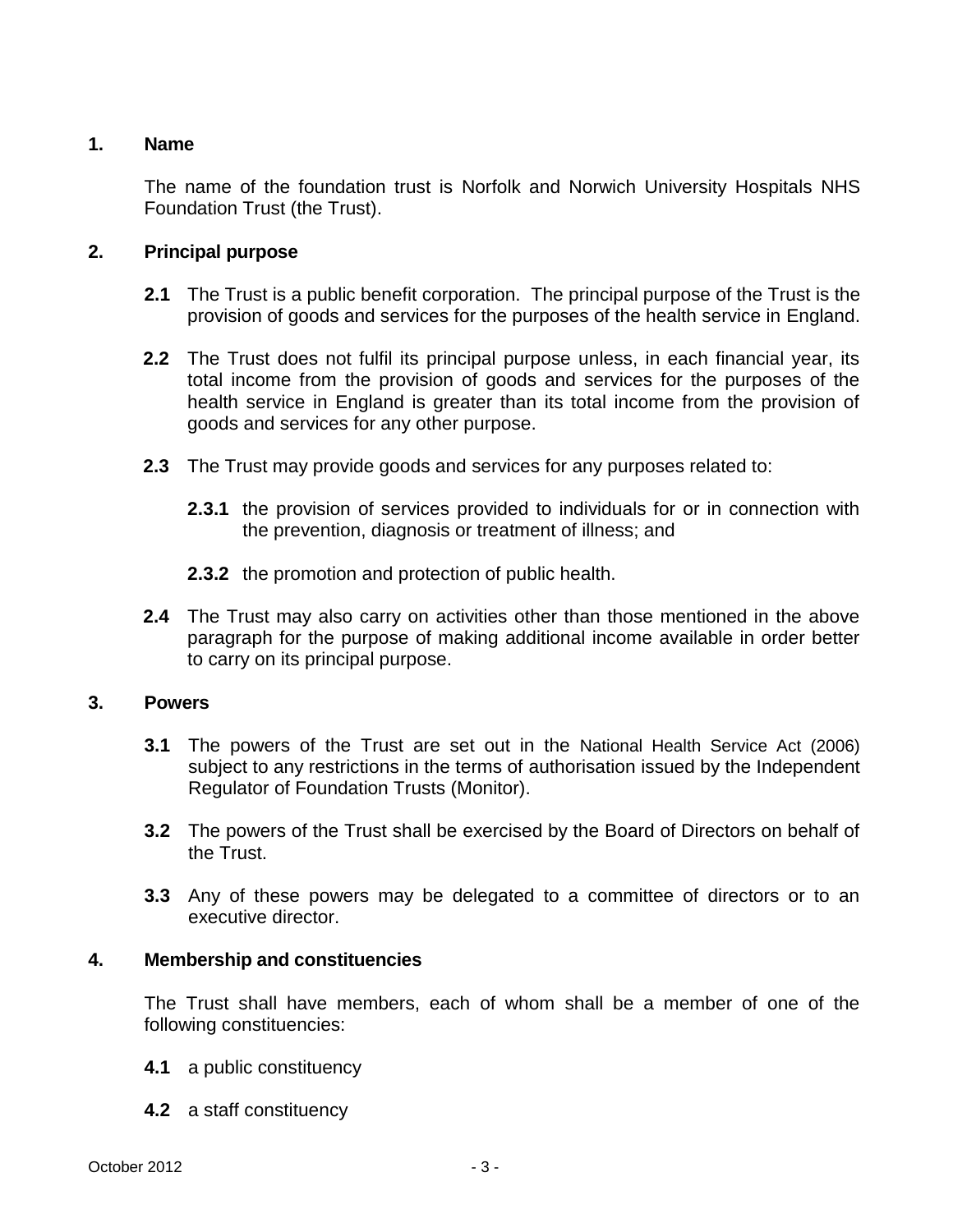## 1. Name

The name of the foundation trust is Norfolk and Norwich University Hospitals NHS Foundation Trust (the Trust).

## 2. Principal purpose

**2.1** The Trust is a public benefit corporation. The principal purpose of the Trust is the provision of goods and services for the purposes of the health service in England.

**2.2** The Trust does not fulfil its principal purpose unless, in each financial year, its total income from the provision of goods and services for the purposes of the health service in England is greater than its total income from the provision of goods and services for any other purpose.

**2.3** The Trust may provide goods and services for any purposes related to:

**2.3.1** the provision of services provided to individuals for or in connection with the prevention, diagnosis or treatment of illness; and

**2.3.2** the promotion and protection of public health.

**2.4** The Trust may also carry on activities other than those mentioned in the above paragraph for the purpose of making additional income available in order better to carry on its principal purpose.

## 3. Powers

**3.1** The powers of the Trust are set out in the National Health Service Act (2006) subject to any restrictions in the terms of authorisation issued by the Independent Regulator of Foundation Trusts (Monitor).

**3.2** The powers of the Trust shall be exercised by the Board of Directors on behalf of the Trust.

**3.3** Any of these powers may be delegated to a committee of directors or to an executive director.

## 4. Membership and constituencies

The Trust shall have members, each of whom shall be a member of one of the following constituencies:

**4.1** a public constituency

**4.2** a staff constituency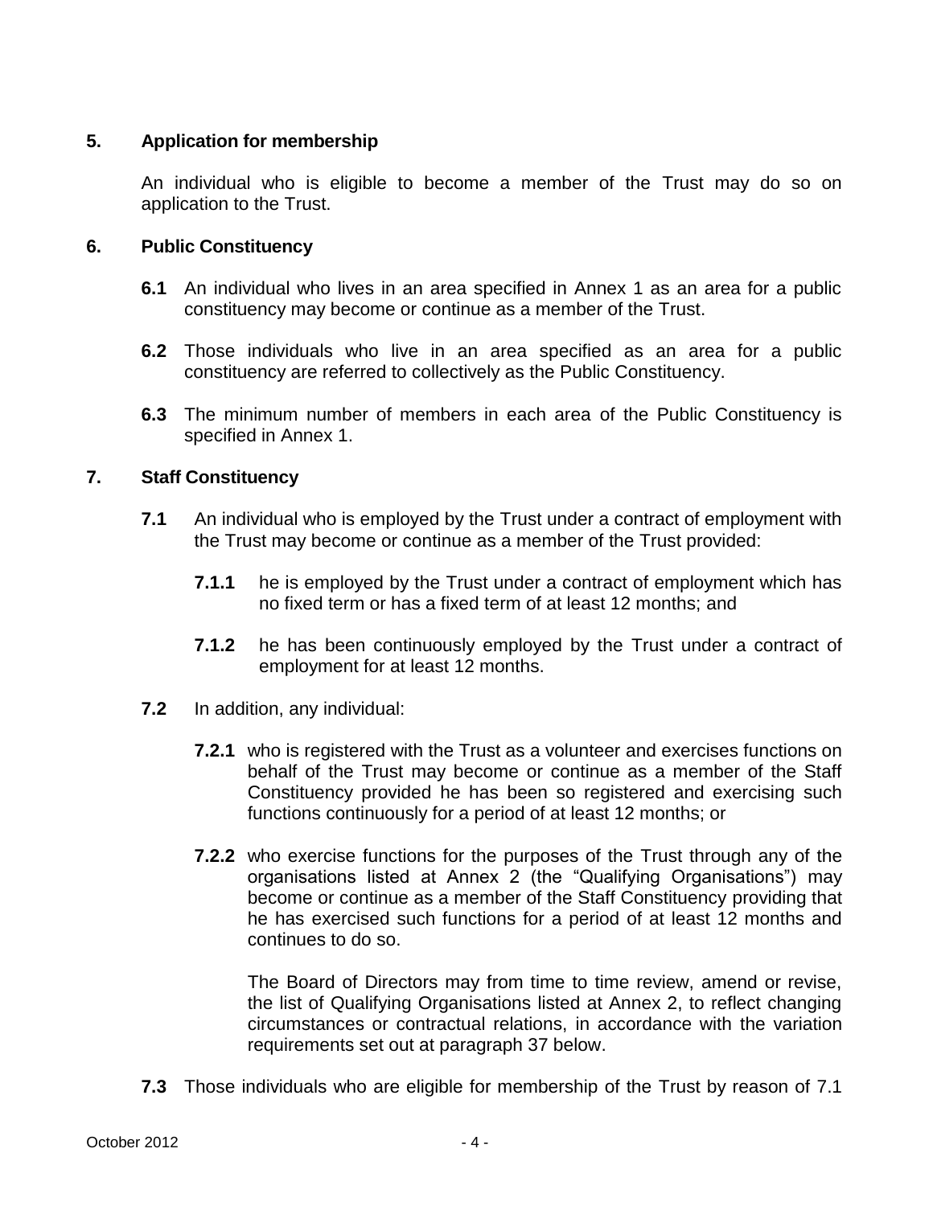## 5. Application for membership

An individual who is eligible to become a member of the Trust may do so on application to the Trust.

## 6. Public Constituency

**6.1** An individual who lives in an area specified in Annex 1 as an area for a public constituency may become or continue as a member of the Trust.

**6.2** Those individuals who live in an area specified as an area for a public constituency are referred to collectively as the Public Constituency.

**6.3** The minimum number of members in each area of the Public Constituency is specified in Annex 1.

## 7. Staff Constituency

**7.1** An individual who is employed by the Trust under a contract of employment with the Trust may become or continue as a member of the Trust provided:

**7.1.1** he is employed by the Trust under a contract of employment which has no fixed term or has a fixed term of at least 12 months; and

**7.1.2** he has been continuously employed by the Trust under a contract of employment for at least 12 months.

**7.2** In addition, any individual:

**7.2.1** who is registered with the Trust as a volunteer and exercises functions on behalf of the Trust may become or continue as a member of the Staff Constituency provided he has been so registered and exercising such functions continuously for a period of at least 12 months; or

**7.2.2** who exercise functions for the purposes of the Trust through any of the organisations listed at Annex 2 (the "Qualifying Organisations") may become or continue as a member of the Staff Constituency providing that he has exercised such functions for a period of at least 12 months and continues to do so.

The Board of Directors may from time to time review, amend or revise, the list of Qualifying Organisations listed at Annex 2, to reflect changing circumstances or contractual relations, in accordance with the variation requirements set out at paragraph 37 below.

**7.3** Those individuals who are eligible for membership of the Trust by reason of 7.1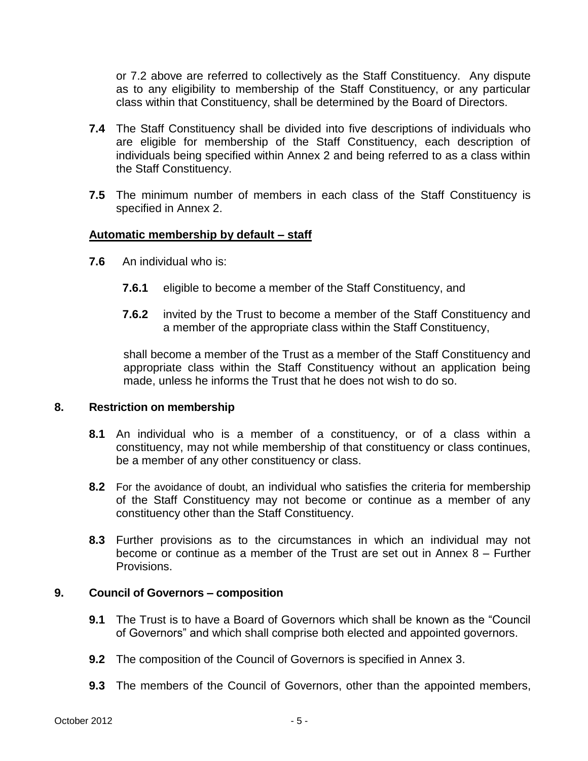or 7.2 above are referred to collectively as the Staff Constituency. Any dispute as to any eligibility to membership of the Staff Constituency, or any particular class within that Constituency, shall be determined by the Board of Directors.

**7.4** The Staff Constituency shall be divided into five descriptions of individuals who are eligible for membership of the Staff Constituency, each description of individuals being specified within Annex 2 and being referred to as a class within the Staff Constituency.

**7.5** The minimum number of members in each class of the Staff Constituency is specified in Annex 2.

**Automatic membership by default – staff**

**7.6** An individual who is:

**7.6.1** eligible to become a member of the Staff Constituency, and

**7.6.2** invited by the Trust to become a member of the Staff Constituency and a member of the appropriate class within the Staff Constituency,

shall become a member of the Trust as a member of the Staff Constituency and appropriate class within the Staff Constituency without an application being made, unless he informs the Trust that he does not wish to do so.

## 8. Restriction on membership

**8.1** An individual who is a member of a constituency, or of a class within a constituency, may not while membership of that constituency or class continues, be a member of any other constituency or class.

**8.2** For the avoidance of doubt, an individual who satisfies the criteria for membership of the Staff Constituency may not become or continue as a member of any constituency other than the Staff Constituency.

**8.3** Further provisions as to the circumstances in which an individual may not become or continue as a member of the Trust are set out in Annex 8 – Further Provisions.

## 9. Council of Governors – composition

**9.1** The Trust is to have a Board of Governors which shall be known as the "Council of Governors" and which shall comprise both elected and appointed governors.

**9.2** The composition of the Council of Governors is specified in Annex 3.

**9.3** The members of the Council of Governors, other than the appointed members,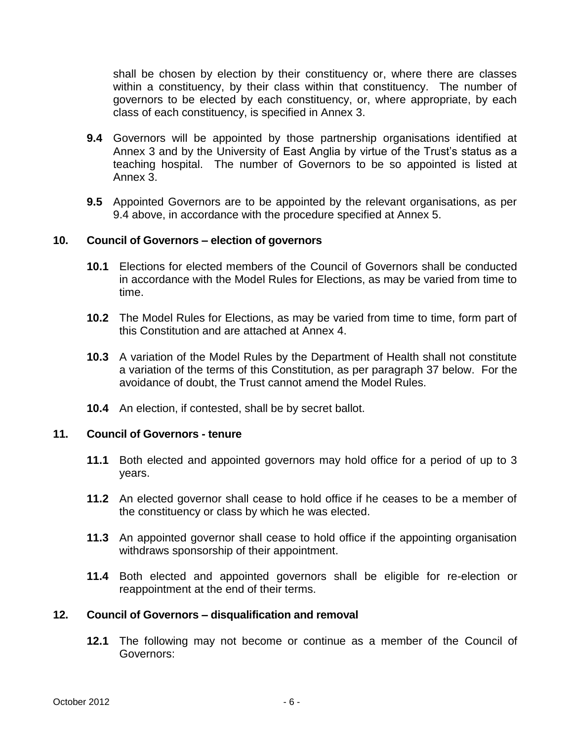shall be chosen by election by their constituency or, where there are classes within a constituency, by their class within that constituency. The number of governors to be elected by each constituency, or, where appropriate, by each class of each constituency, is specified in Annex 3.

**9.4** Governors will be appointed by those partnership organisations identified at Annex 3 and by the University of East Anglia by virtue of the Trust's status as a teaching hospital. The number of Governors to be so appointed is listed at Annex 3.

**9.5** Appointed Governors are to be appointed by the relevant organisations, as per 9.4 above, in accordance with the procedure specified at Annex 5.

## 10. Council of Governors – election of governors

**10.1** Elections for elected members of the Council of Governors shall be conducted in accordance with the Model Rules for Elections, as may be varied from time to time.

**10.2** The Model Rules for Elections, as may be varied from time to time, form part of this Constitution and are attached at Annex 4.

**10.3** A variation of the Model Rules by the Department of Health shall not constitute a variation of the terms of this Constitution, as per paragraph 37 below. For the avoidance of doubt, the Trust cannot amend the Model Rules.

**10.4** An election, if contested, shall be by secret ballot.

## 11. Council of Governors - tenure

**11.1** Both elected and appointed governors may hold office for a period of up to 3 years.

**11.2** An elected governor shall cease to hold office if he ceases to be a member of the constituency or class by which he was elected.

**11.3** An appointed governor shall cease to hold office if the appointing organisation withdraws sponsorship of their appointment.

**11.4** Both elected and appointed governors shall be eligible for re-election or reappointment at the end of their terms.

## 12. Council of Governors – disqualification and removal

**12.1** The following may not become or continue as a member of the Council of Governors: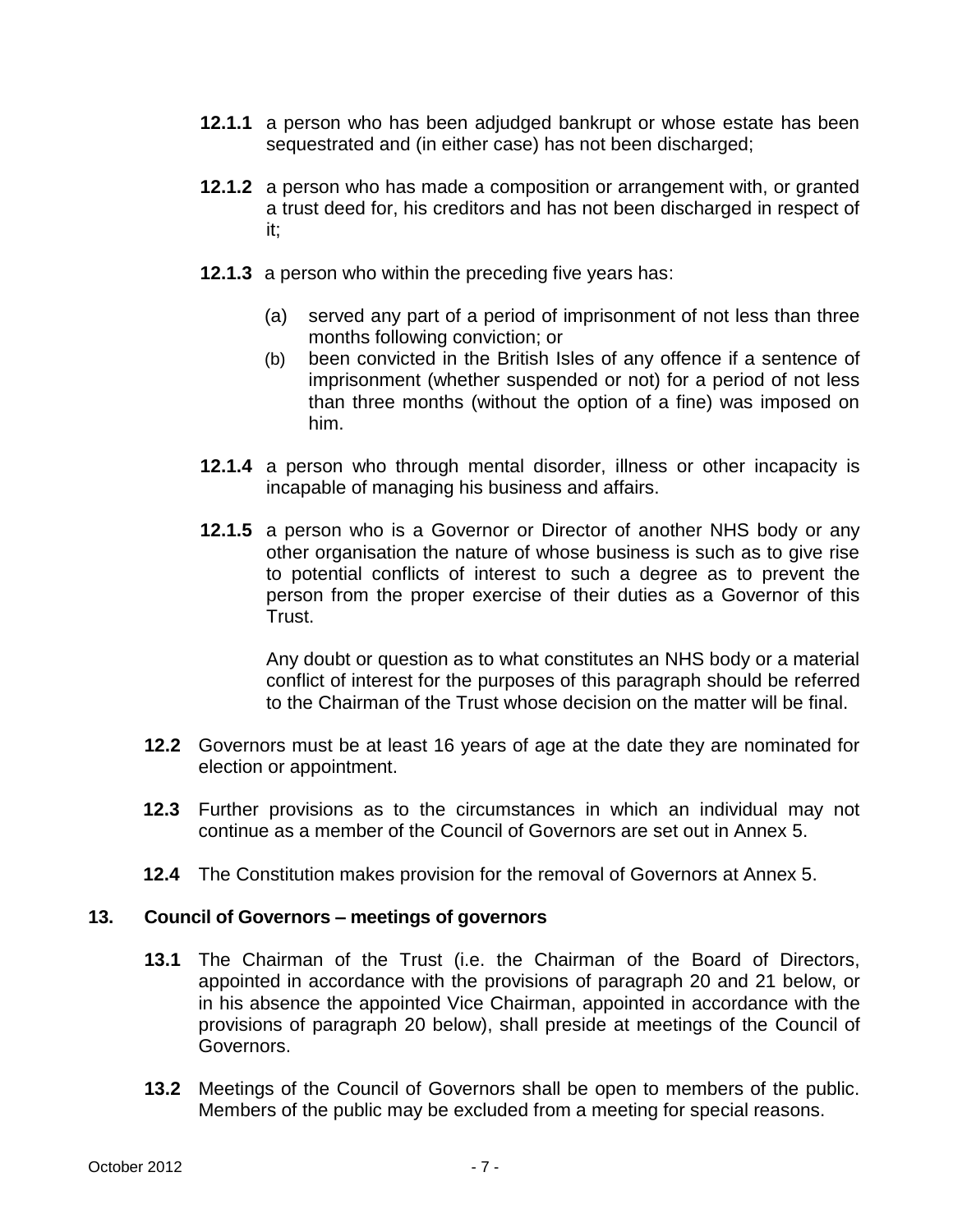**12.1.1** a person who has been adjudged bankrupt or whose estate has been sequestrated and (in either case) has not been discharged;

**12.1.2** a person who has made a composition or arrangement with, or granted a trust deed for, his creditors and has not been discharged in respect of it;

**12.1.3** a person who within the preceding five years has:

(a) served any part of a period of imprisonment of not less than three months following conviction; or

(b) been convicted in the British Isles of any offence if a sentence of imprisonment (whether suspended or not) for a period of not less than three months (without the option of a fine) was imposed on him.

**12.1.4** a person who through mental disorder, illness or other incapacity is incapable of managing his business and affairs.

**12.1.5** a person who is a Governor or Director of another NHS body or any other organisation the nature of whose business is such as to give rise to potential conflicts of interest to such a degree as to prevent the person from the proper exercise of their duties as a Governor of this Trust.

Any doubt or question as to what constitutes an NHS body or a material conflict of interest for the purposes of this paragraph should be referred to the Chairman of the Trust whose decision on the matter will be final.

**12.2** Governors must be at least 16 years of age at the date they are nominated for election or appointment.

**12.3** Further provisions as to the circumstances in which an individual may not continue as a member of the Council of Governors are set out in Annex 5.

**12.4** The Constitution makes provision for the removal of Governors at Annex 5.

## 13. Council of Governors – meetings of governors

**13.1** The Chairman of the Trust (i.e. the Chairman of the Board of Directors, appointed in accordance with the provisions of paragraph 20 and 21 below, or in his absence the appointed Vice Chairman, appointed in accordance with the provisions of paragraph 20 below), shall preside at meetings of the Council of Governors.

**13.2** Meetings of the Council of Governors shall be open to members of the public. Members of the public may be excluded from a meeting for special reasons.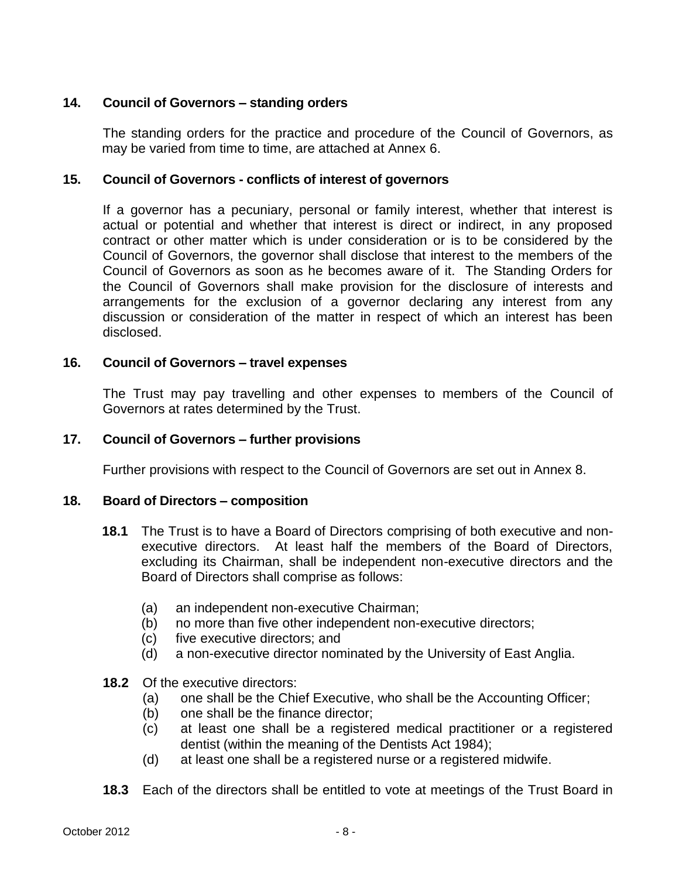## 14. Council of Governors – standing orders

The standing orders for the practice and procedure of the Council of Governors, as may be varied from time to time, are attached at Annex 6.

## 15. Council of Governors - conflicts of interest of governors

If a governor has a pecuniary, personal or family interest, whether that interest is actual or potential and whether that interest is direct or indirect, in any proposed contract or other matter which is under consideration or is to be considered by the Council of Governors, the governor shall disclose that interest to the members of the Council of Governors as soon as he becomes aware of it. The Standing Orders for the Council of Governors shall make provision for the disclosure of interests and arrangements for the exclusion of a governor declaring any interest from any discussion or consideration of the matter in respect of which an interest has been disclosed.

## 16. Council of Governors – travel expenses

The Trust may pay travelling and other expenses to members of the Council of Governors at rates determined by the Trust.

## 17. Council of Governors – further provisions

Further provisions with respect to the Council of Governors are set out in Annex 8.

## 18. Board of Directors – composition

**18.1** The Trust is to have a Board of Directors comprising of both executive and non-executive directors. At least half the members of the Board of Directors, excluding its Chairman, shall be independent non-executive directors and the Board of Directors shall comprise as follows:

(a) an independent non-executive Chairman;
(b) no more than five other independent non-executive directors;
(c) five executive directors; and
(d) a non-executive director nominated by the University of East Anglia.

**18.2** Of the executive directors:

(a) one shall be the Chief Executive, who shall be the Accounting Officer;
(b) one shall be the finance director;
(c) at least one shall be a registered medical practitioner or a registered dentist (within the meaning of the Dentists Act 1984);
(d) at least one shall be a registered nurse or a registered midwife.

**18.3** Each of the directors shall be entitled to vote at meetings of the Trust Board in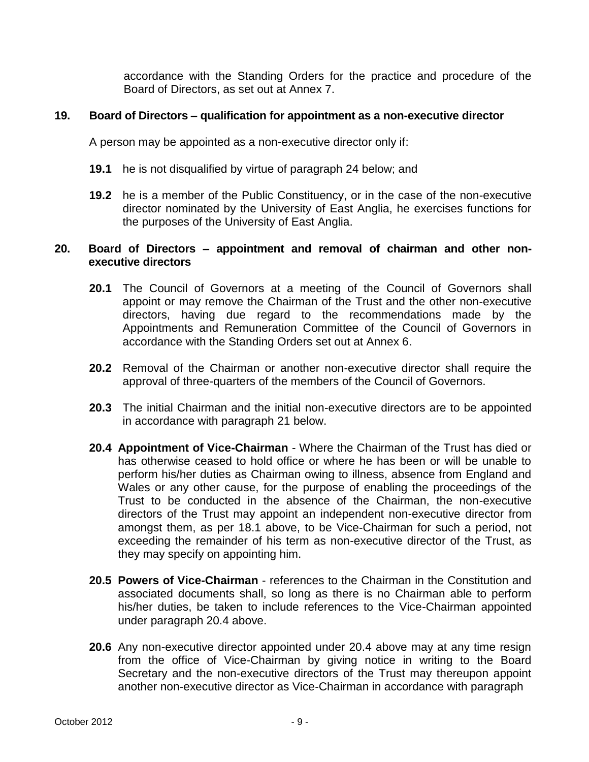accordance with the Standing Orders for the practice and procedure of the Board of Directors, as set out at Annex 7.

## 19. Board of Directors – qualification for appointment as a non-executive director

A person may be appointed as a non-executive director only if:

**19.1** he is not disqualified by virtue of paragraph 24 below; and

**19.2** he is a member of the Public Constituency, or in the case of the non-executive director nominated by the University of East Anglia, he exercises functions for the purposes of the University of East Anglia.

## 20. Board of Directors – appointment and removal of chairman and other non-executive directors

**20.1** The Council of Governors at a meeting of the Council of Governors shall appoint or may remove the Chairman of the Trust and the other non-executive directors, having due regard to the recommendations made by the Appointments and Remuneration Committee of the Council of Governors in accordance with the Standing Orders set out at Annex 6.

**20.2** Removal of the Chairman or another non-executive director shall require the approval of three-quarters of the members of the Council of Governors.

**20.3** The initial Chairman and the initial non-executive directors are to be appointed in accordance with paragraph 21 below.

**20.4 Appointment of Vice-Chairman** - Where the Chairman of the Trust has died or has otherwise ceased to hold office or where he has been or will be unable to perform his/her duties as Chairman owing to illness, absence from England and Wales or any other cause, for the purpose of enabling the proceedings of the Trust to be conducted in the absence of the Chairman, the non-executive directors of the Trust may appoint an independent non-executive director from amongst them, as per 18.1 above, to be Vice-Chairman for such a period, not exceeding the remainder of his term as non-executive director of the Trust, as they may specify on appointing him.

**20.5 Powers of Vice-Chairman** - references to the Chairman in the Constitution and associated documents shall, so long as there is no Chairman able to perform his/her duties, be taken to include references to the Vice-Chairman appointed under paragraph 20.4 above.

**20.6** Any non-executive director appointed under 20.4 above may at any time resign from the office of Vice-Chairman by giving notice in writing to the Board Secretary and the non-executive directors of the Trust may thereupon appoint another non-executive director as Vice-Chairman in accordance with paragraph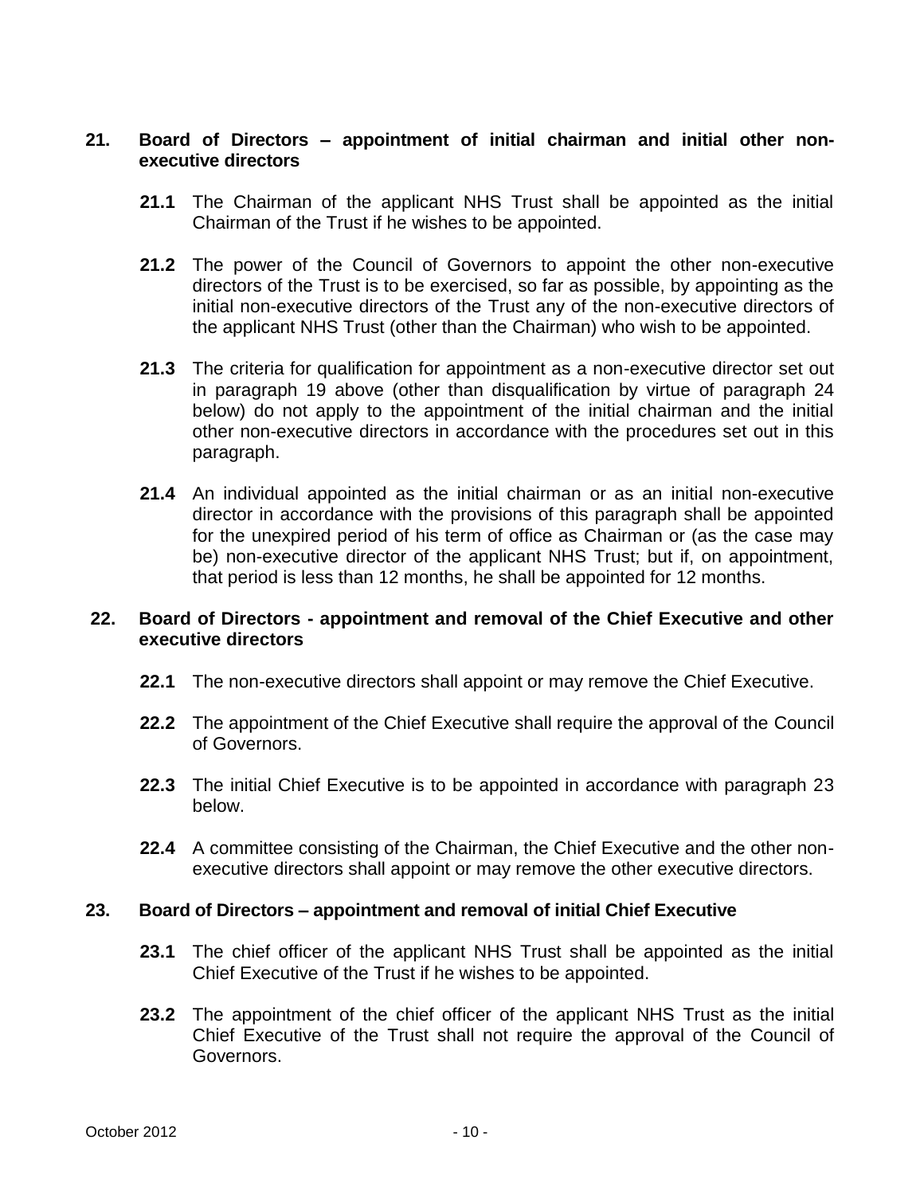## 21. Board of Directors – appointment of initial chairman and initial other non-executive directors

**21.1** The Chairman of the applicant NHS Trust shall be appointed as the initial Chairman of the Trust if he wishes to be appointed.

**21.2** The power of the Council of Governors to appoint the other non-executive directors of the Trust is to be exercised, so far as possible, by appointing as the initial non-executive directors of the Trust any of the non-executive directors of the applicant NHS Trust (other than the Chairman) who wish to be appointed.

**21.3** The criteria for qualification for appointment as a non-executive director set out in paragraph 19 above (other than disqualification by virtue of paragraph 24 below) do not apply to the appointment of the initial chairman and the initial other non-executive directors in accordance with the procedures set out in this paragraph.

**21.4** An individual appointed as the initial chairman or as an initial non-executive director in accordance with the provisions of this paragraph shall be appointed for the unexpired period of his term of office as Chairman or (as the case may be) non-executive director of the applicant NHS Trust; but if, on appointment, that period is less than 12 months, he shall be appointed for 12 months.

## 22. Board of Directors - appointment and removal of the Chief Executive and other executive directors

**22.1** The non-executive directors shall appoint or may remove the Chief Executive.

**22.2** The appointment of the Chief Executive shall require the approval of the Council of Governors.

**22.3** The initial Chief Executive is to be appointed in accordance with paragraph 23 below.

**22.4** A committee consisting of the Chairman, the Chief Executive and the other non-executive directors shall appoint or may remove the other executive directors.

## 23. Board of Directors – appointment and removal of initial Chief Executive

**23.1** The chief officer of the applicant NHS Trust shall be appointed as the initial Chief Executive of the Trust if he wishes to be appointed.

**23.2** The appointment of the chief officer of the applicant NHS Trust as the initial Chief Executive of the Trust shall not require the approval of the Council of Governors.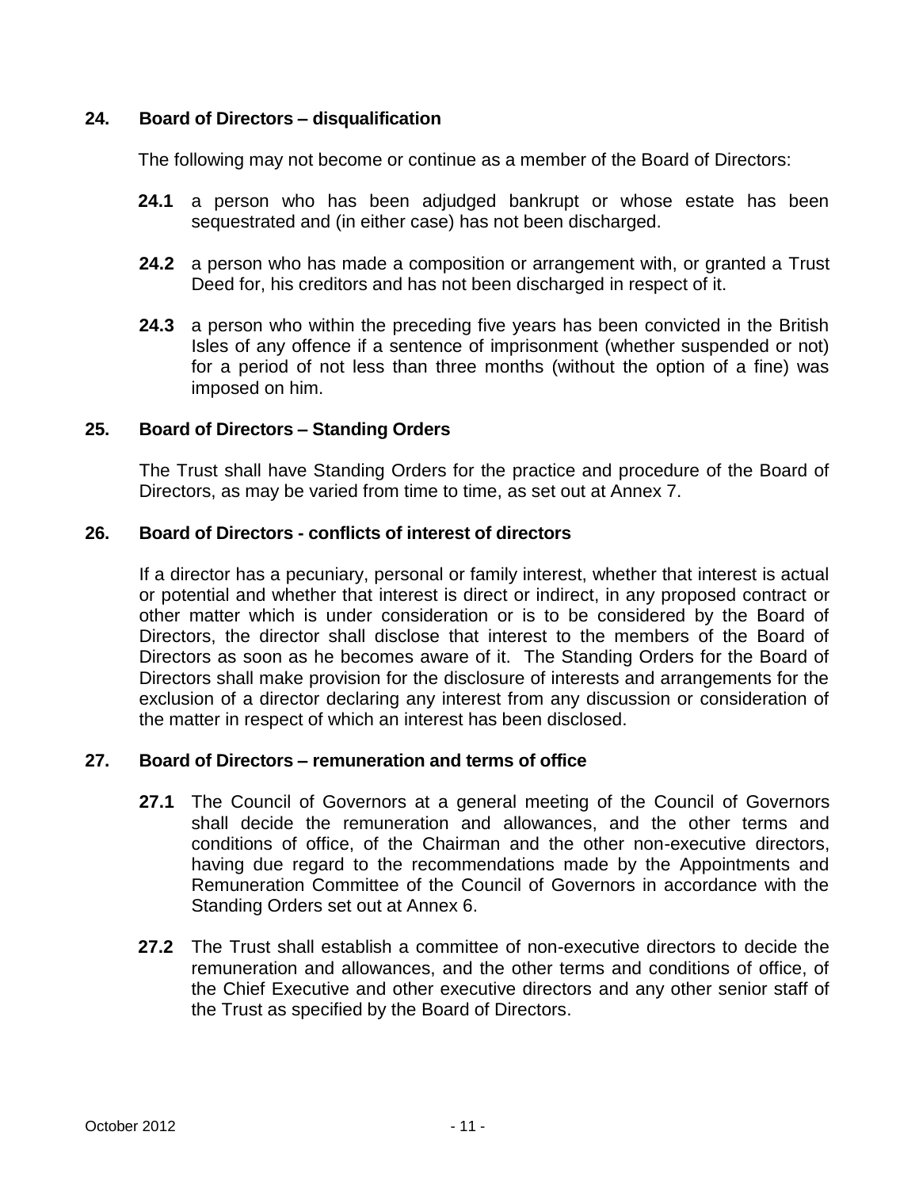## 24. Board of Directors – disqualification

The following may not become or continue as a member of the Board of Directors:

**24.1** a person who has been adjudged bankrupt or whose estate has been sequestrated and (in either case) has not been discharged.

**24.2** a person who has made a composition or arrangement with, or granted a Trust Deed for, his creditors and has not been discharged in respect of it.

**24.3** a person who within the preceding five years has been convicted in the British Isles of any offence if a sentence of imprisonment (whether suspended or not) for a period of not less than three months (without the option of a fine) was imposed on him.

## 25. Board of Directors – Standing Orders

The Trust shall have Standing Orders for the practice and procedure of the Board of Directors, as may be varied from time to time, as set out at Annex 7.

## 26. Board of Directors - conflicts of interest of directors

If a director has a pecuniary, personal or family interest, whether that interest is actual or potential and whether that interest is direct or indirect, in any proposed contract or other matter which is under consideration or is to be considered by the Board of Directors, the director shall disclose that interest to the members of the Board of Directors as soon as he becomes aware of it. The Standing Orders for the Board of Directors shall make provision for the disclosure of interests and arrangements for the exclusion of a director declaring any interest from any discussion or consideration of the matter in respect of which an interest has been disclosed.

## 27. Board of Directors – remuneration and terms of office

**27.1** The Council of Governors at a general meeting of the Council of Governors shall decide the remuneration and allowances, and the other terms and conditions of office, of the Chairman and the other non-executive directors, having due regard to the recommendations made by the Appointments and Remuneration Committee of the Council of Governors in accordance with the Standing Orders set out at Annex 6.

**27.2** The Trust shall establish a committee of non-executive directors to decide the remuneration and allowances, and the other terms and conditions of office, of the Chief Executive and other executive directors and any other senior staff of the Trust as specified by the Board of Directors.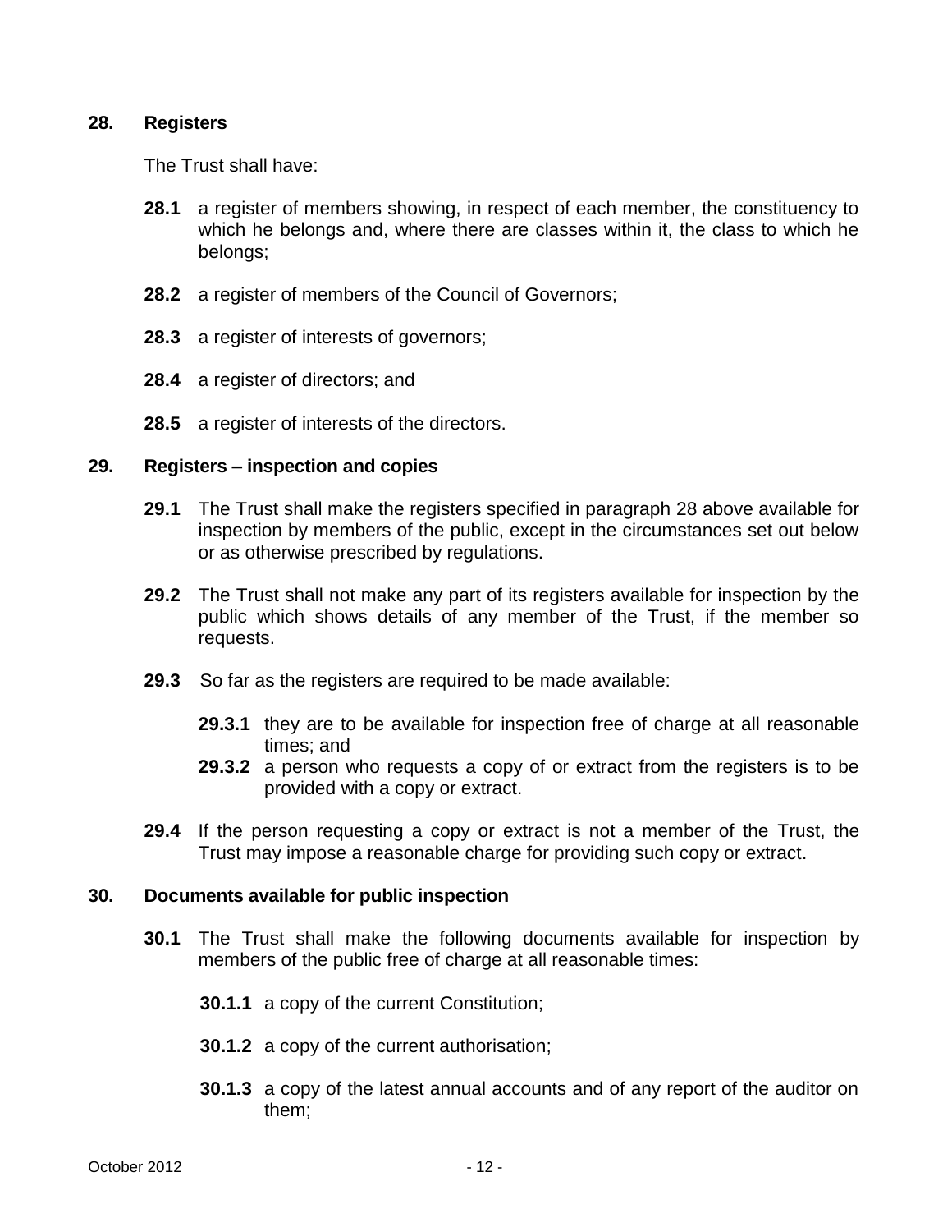## 28. Registers

The Trust shall have:

**28.1** a register of members showing, in respect of each member, the constituency to which he belongs and, where there are classes within it, the class to which he belongs;

**28.2** a register of members of the Council of Governors;

**28.3** a register of interests of governors;

**28.4** a register of directors; and

**28.5** a register of interests of the directors.

## 29. Registers – inspection and copies

**29.1** The Trust shall make the registers specified in paragraph 28 above available for inspection by members of the public, except in the circumstances set out below or as otherwise prescribed by regulations.

**29.2** The Trust shall not make any part of its registers available for inspection by the public which shows details of any member of the Trust, if the member so requests.

**29.3** So far as the registers are required to be made available:

**29.3.1** they are to be available for inspection free of charge at all reasonable times; and

**29.3.2** a person who requests a copy of or extract from the registers is to be provided with a copy or extract.

**29.4** If the person requesting a copy or extract is not a member of the Trust, the Trust may impose a reasonable charge for providing such copy or extract.

## 30. Documents available for public inspection

**30.1** The Trust shall make the following documents available for inspection by members of the public free of charge at all reasonable times:

**30.1.1** a copy of the current Constitution;

**30.1.2** a copy of the current authorisation;

**30.1.3** a copy of the latest annual accounts and of any report of the auditor on them;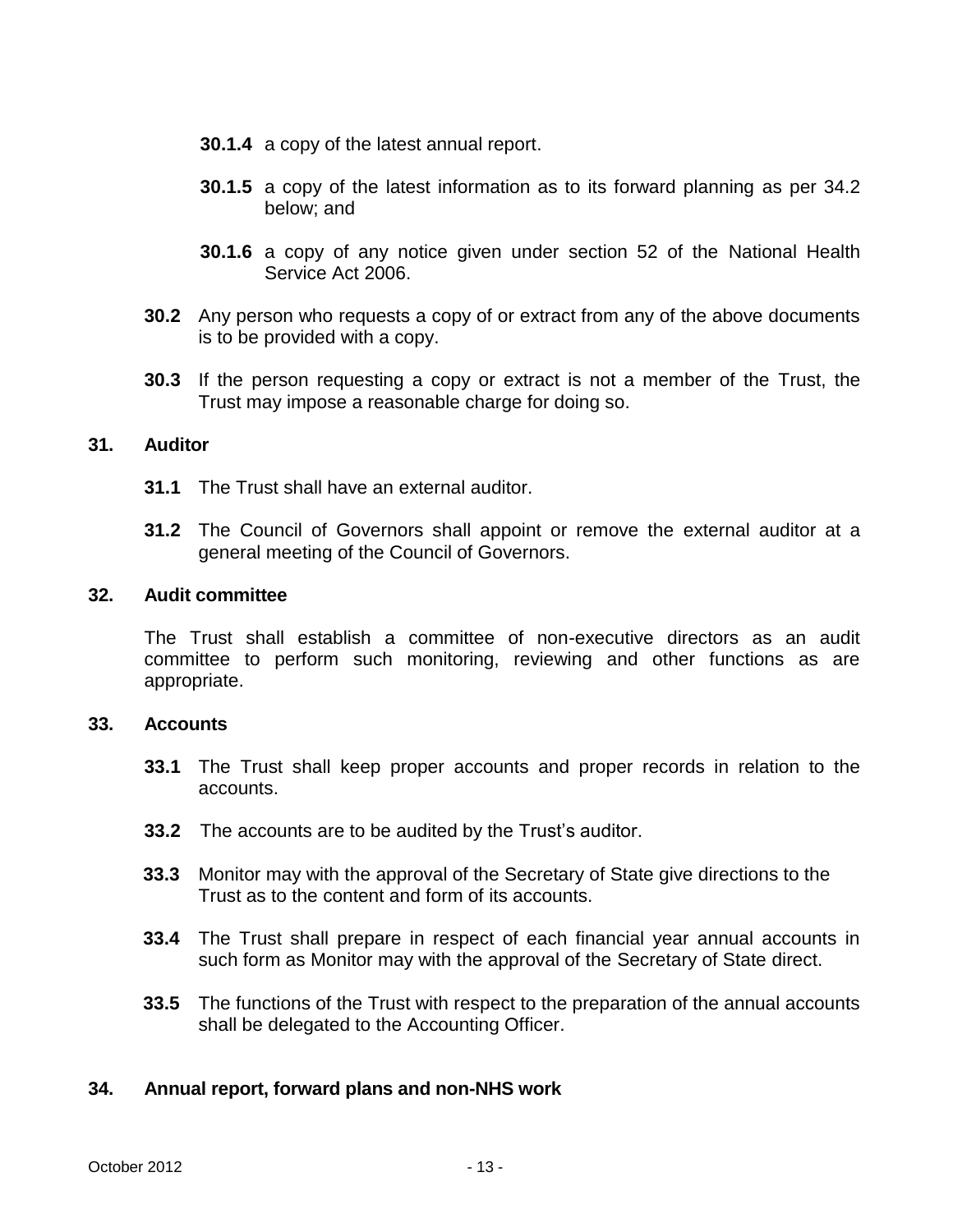**30.1.4** a copy of the latest annual report.

**30.1.5** a copy of the latest information as to its forward planning as per 34.2 below; and

**30.1.6** a copy of any notice given under section 52 of the National Health Service Act 2006.

**30.2** Any person who requests a copy of or extract from any of the above documents is to be provided with a copy.

**30.3** If the person requesting a copy or extract is not a member of the Trust, the Trust may impose a reasonable charge for doing so.

## 31. Auditor

**31.1** The Trust shall have an external auditor.

**31.2** The Council of Governors shall appoint or remove the external auditor at a general meeting of the Council of Governors.

## 32. Audit committee

The Trust shall establish a committee of non-executive directors as an audit committee to perform such monitoring, reviewing and other functions as are appropriate.

## 33. Accounts

**33.1** The Trust shall keep proper accounts and proper records in relation to the accounts.

**33.2** The accounts are to be audited by the Trust's auditor.

**33.3** Monitor may with the approval of the Secretary of State give directions to the Trust as to the content and form of its accounts.

**33.4** The Trust shall prepare in respect of each financial year annual accounts in such form as Monitor may with the approval of the Secretary of State direct.

**33.5** The functions of the Trust with respect to the preparation of the annual accounts shall be delegated to the Accounting Officer.

## 34. Annual report, forward plans and non-NHS work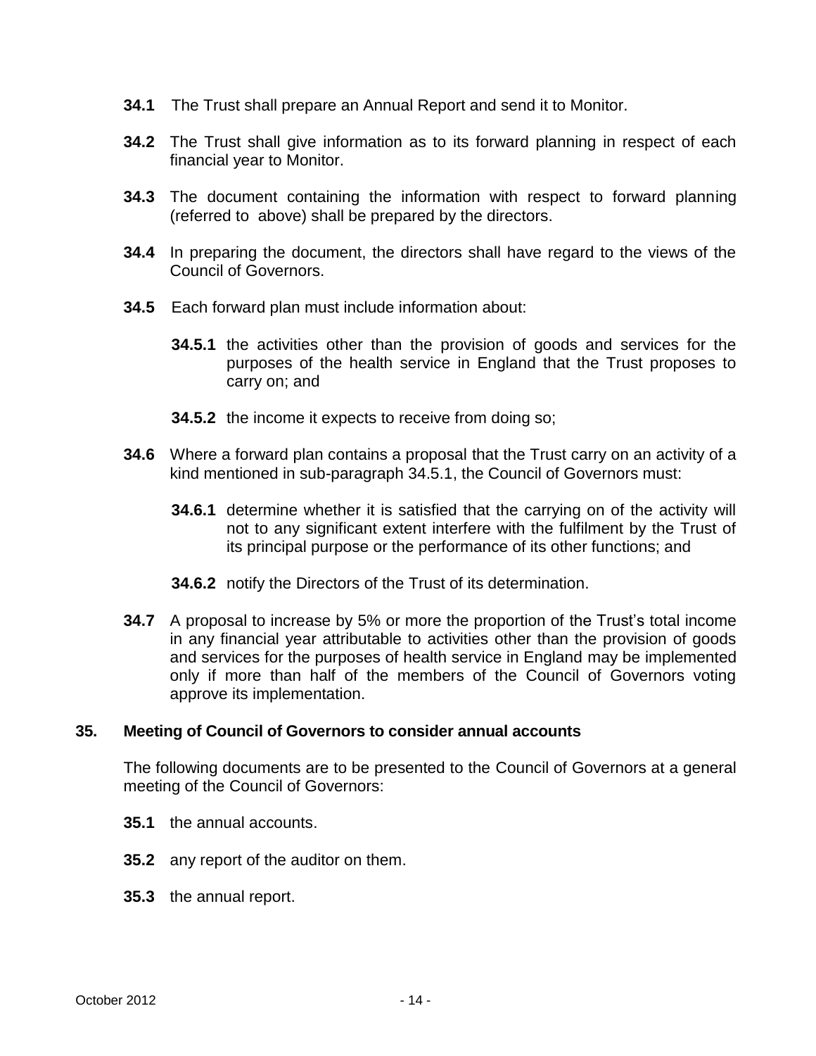**34.1** The Trust shall prepare an Annual Report and send it to Monitor.

**34.2** The Trust shall give information as to its forward planning in respect of each financial year to Monitor.

**34.3** The document containing the information with respect to forward planning (referred to above) shall be prepared by the directors.

**34.4** In preparing the document, the directors shall have regard to the views of the Council of Governors.

**34.5** Each forward plan must include information about:

**34.5.1** the activities other than the provision of goods and services for the purposes of the health service in England that the Trust proposes to carry on; and

**34.5.2** the income it expects to receive from doing so;

**34.6** Where a forward plan contains a proposal that the Trust carry on an activity of a kind mentioned in sub-paragraph 34.5.1, the Council of Governors must:

**34.6.1** determine whether it is satisfied that the carrying on of the activity will not to any significant extent interfere with the fulfilment by the Trust of its principal purpose or the performance of its other functions; and

**34.6.2** notify the Directors of the Trust of its determination.

**34.7** A proposal to increase by 5% or more the proportion of the Trust's total income in any financial year attributable to activities other than the provision of goods and services for the purposes of health service in England may be implemented only if more than half of the members of the Council of Governors voting approve its implementation.

## 35. Meeting of Council of Governors to consider annual accounts

The following documents are to be presented to the Council of Governors at a general meeting of the Council of Governors:

**35.1** the annual accounts.

**35.2** any report of the auditor on them.

**35.3** the annual report.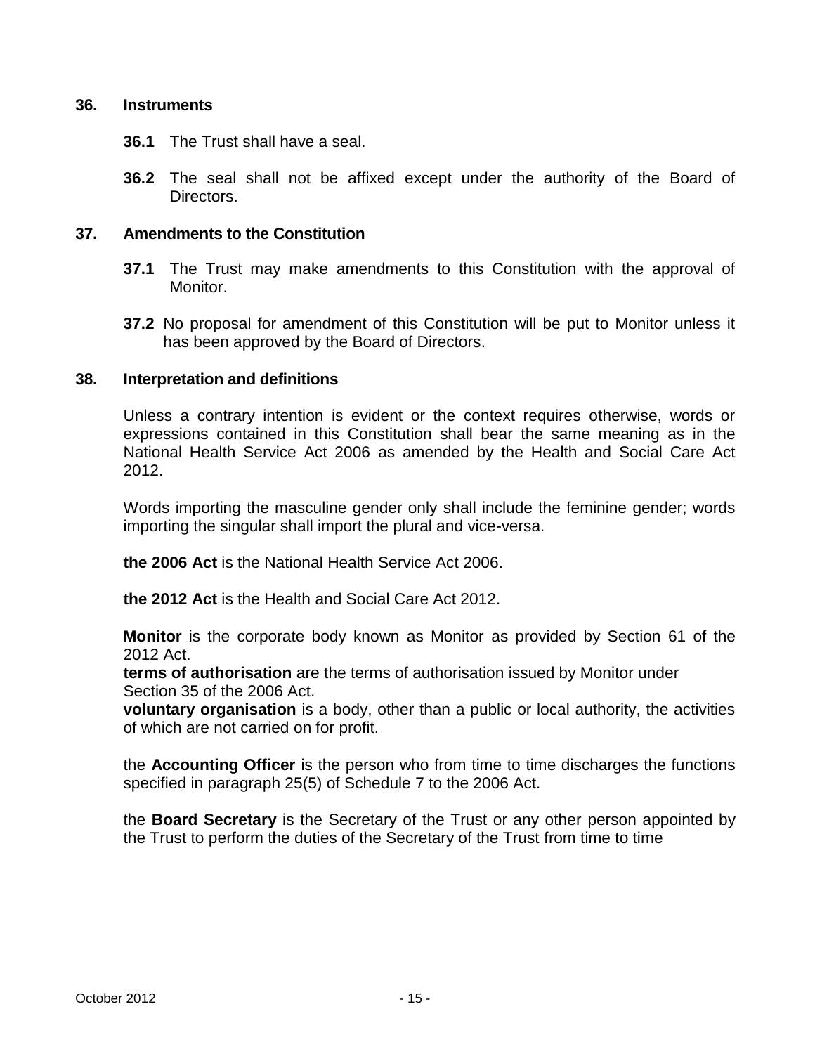## 36. Instruments

**36.1** The Trust shall have a seal.

**36.2** The seal shall not be affixed except under the authority of the Board of Directors.

## 37. Amendments to the Constitution

**37.1** The Trust may make amendments to this Constitution with the approval of Monitor.

**37.2** No proposal for amendment of this Constitution will be put to Monitor unless it has been approved by the Board of Directors.

## 38. Interpretation and definitions

Unless a contrary intention is evident or the context requires otherwise, words or expressions contained in this Constitution shall bear the same meaning as in the National Health Service Act 2006 as amended by the Health and Social Care Act 2012.

Words importing the masculine gender only shall include the feminine gender; words importing the singular shall import the plural and vice-versa.

**the 2006 Act** is the National Health Service Act 2006.

**the 2012 Act** is the Health and Social Care Act 2012.

**Monitor** is the corporate body known as Monitor as provided by Section 61 of the 2012 Act.
**terms of authorisation** are the terms of authorisation issued by Monitor under Section 35 of the 2006 Act.
**voluntary organisation** is a body, other than a public or local authority, the activities of which are not carried on for profit.

the **Accounting Officer** is the person who from time to time discharges the functions specified in paragraph 25(5) of Schedule 7 to the 2006 Act.

the **Board Secretary** is the Secretary of the Trust or any other person appointed by the Trust to perform the duties of the Secretary of the Trust from time to time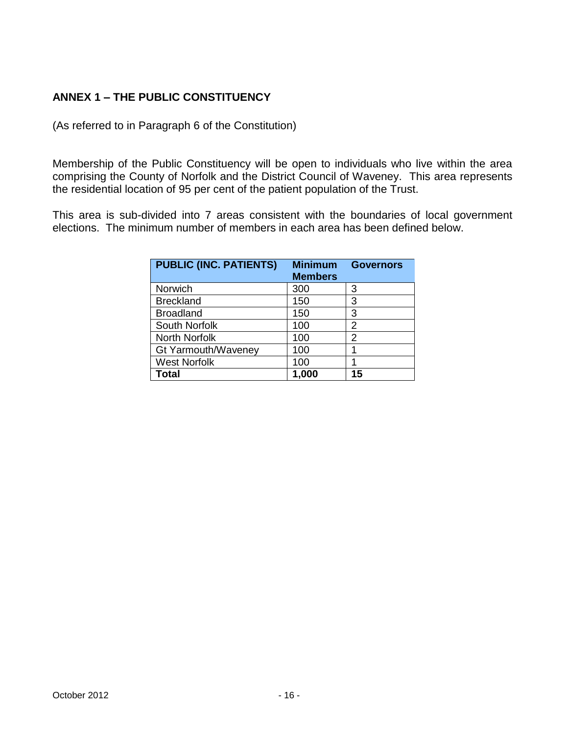## ANNEX 1 – THE PUBLIC CONSTITUENCY

(As referred to in Paragraph 6 of the Constitution)

Membership of the Public Constituency will be open to individuals who live within the area comprising the County of Norfolk and the District Council of Waveney. This area represents the residential location of 95 per cent of the patient population of the Trust.

This area is sub-divided into 7 areas consistent with the boundaries of local government elections. The minimum number of members in each area has been defined below.

| PUBLIC (INC. PATIENTS) | Minimum Members | Governors |
|---|---|---|
| Norwich | 300 | 3 |
| Breckland | 150 | 3 |
| Broadland | 150 | 3 |
| South Norfolk | 100 | 2 |
| North Norfolk | 100 | 2 |
| Gt Yarmouth/Waveney | 100 | 1 |
| West Norfolk | 100 | 1 |
| **Total** | **1,000** | **15** |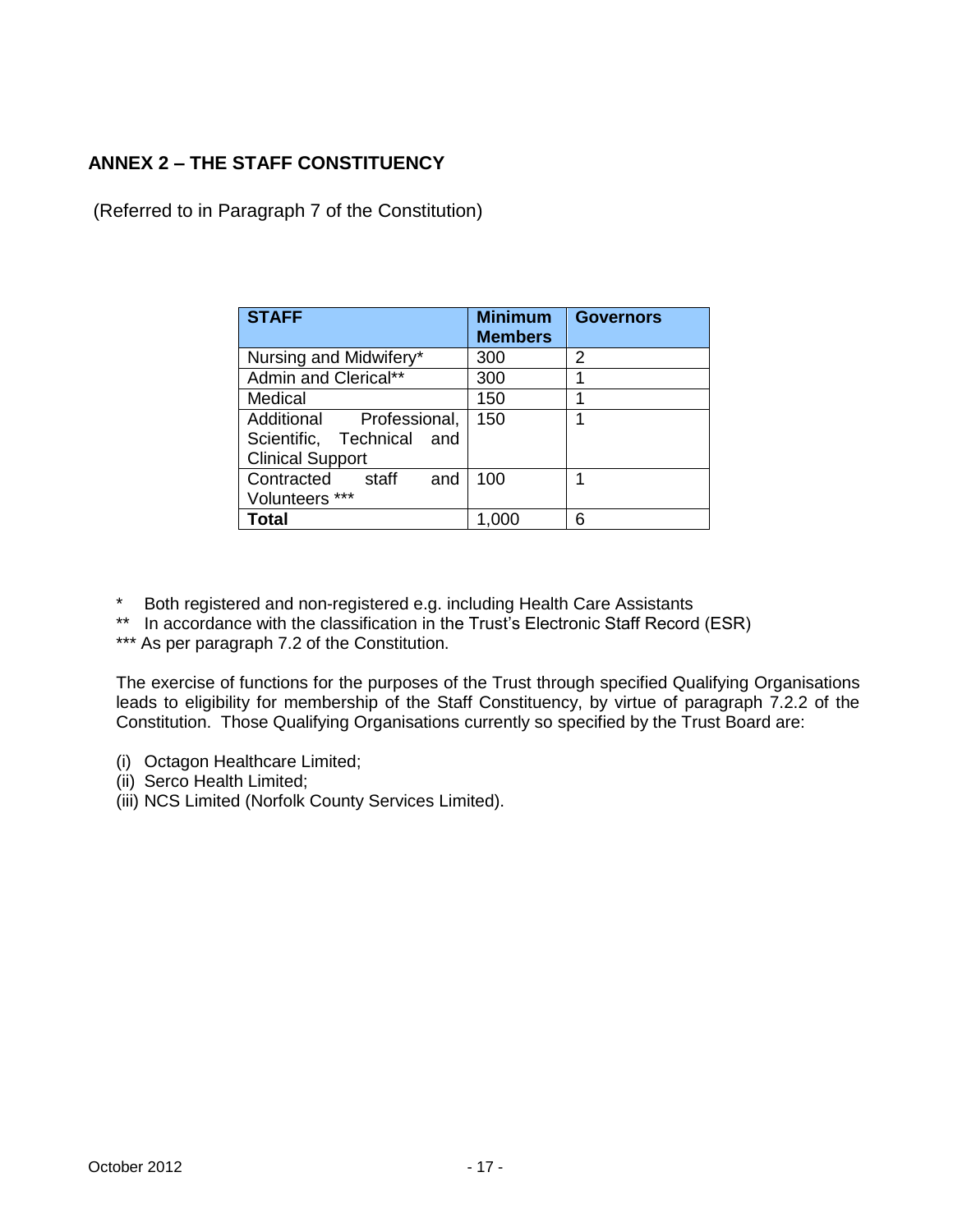## ANNEX 2 – THE STAFF CONSTITUENCY

(Referred to in Paragraph 7 of the Constitution)

| STAFF | Minimum Members | Governors |
|---|---|---|
| Nursing and Midwifery* | 300 | 2 |
| Admin and Clerical** | 300 | 1 |
| Medical | 150 | 1 |
| Additional Professional, Scientific, Technical and Clinical Support | 150 | 1 |
| Contracted staff and Volunteers *** | 100 | 1 |
| **Total** | 1,000 | 6 |

\* Both registered and non-registered e.g. including Health Care Assistants

\** In accordance with the classification in the Trust's Electronic Staff Record (ESR)

\*** As per paragraph 7.2 of the Constitution.

The exercise of functions for the purposes of the Trust through specified Qualifying Organisations leads to eligibility for membership of the Staff Constituency, by virtue of paragraph 7.2.2 of the Constitution. Those Qualifying Organisations currently so specified by the Trust Board are:

(i) Octagon Healthcare Limited;
(ii) Serco Health Limited;
(iii) NCS Limited (Norfolk County Services Limited).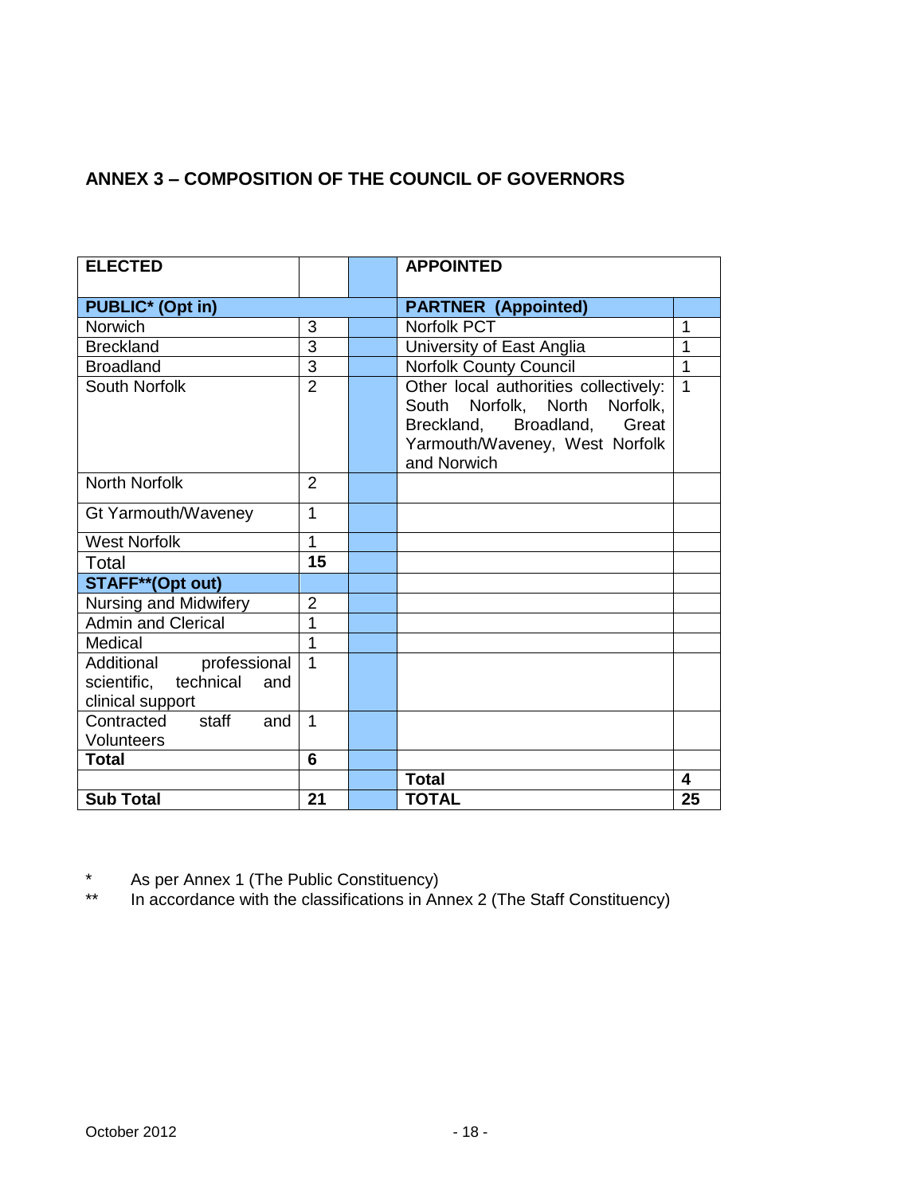## ANNEX 3 – COMPOSITION OF THE COUNCIL OF GOVERNORS

| **ELECTED** | | | **APPOINTED** | |
|---|---|---|---|---|
| **PUBLIC* (Opt in)** | | | **PARTNER (Appointed)** | |
| Norwich | 3 | | Norfolk PCT | 1 |
| Breckland | 3 | | University of East Anglia | 1 |
| Broadland | 3 | | Norfolk County Council | 1 |
| South Norfolk | 2 | | Other local authorities collectively: South Norfolk, North Norfolk, Breckland, Broadland, Great Yarmouth/Waveney, West Norfolk and Norwich | 1 |
| North Norfolk | 2 | | | |
| Gt Yarmouth/Waveney | 1 | | | |
| West Norfolk | 1 | | | |
| Total | **15** | | | |
| **STAFF**(Opt out)** | | | | |
| Nursing and Midwifery | 2 | | | |
| Admin and Clerical | 1 | | | |
| Medical | 1 | | | |
| Additional professional scientific, technical and clinical support | 1 | | | |
| Contracted staff and Volunteers | 1 | | | |
| **Total** | **6** | | | |
| | | | **Total** | **4** |
| **Sub Total** | **21** | | **TOTAL** | **25** |

\* As per Annex 1 (The Public Constituency)

** In accordance with the classifications in Annex 2 (The Staff Constituency)

October 2012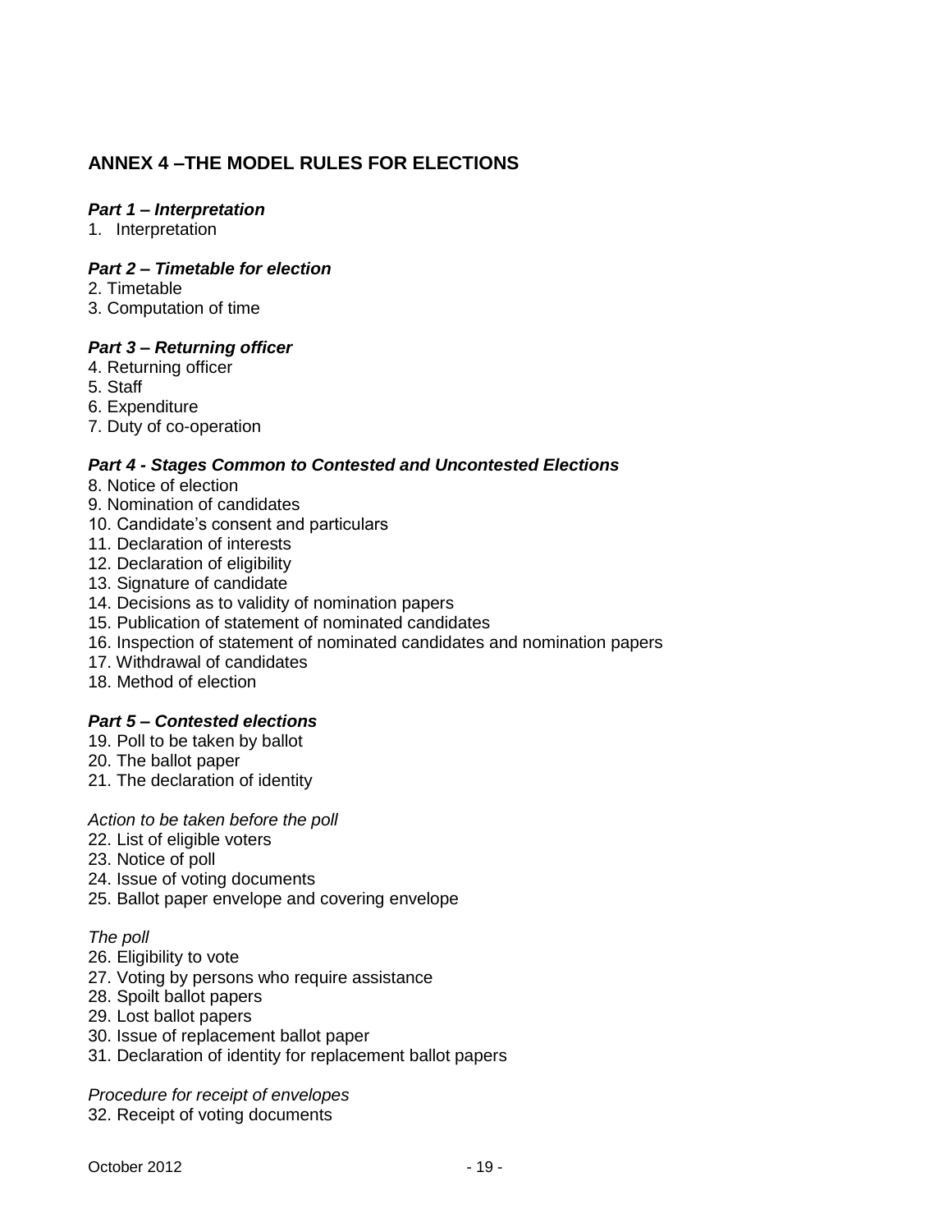## ANNEX 4 –THE MODEL RULES FOR ELECTIONS

***Part 1 – Interpretation***

1. Interpretation

***Part 2 – Timetable for election***

2. Timetable
3. Computation of time

***Part 3 – Returning officer***

4. Returning officer
5. Staff
6. Expenditure
7. Duty of co-operation

***Part 4 - Stages Common to Contested and Uncontested Elections***

8. Notice of election
9. Nomination of candidates
10. Candidate's consent and particulars
11. Declaration of interests
12. Declaration of eligibility
13. Signature of candidate
14. Decisions as to validity of nomination papers
15. Publication of statement of nominated candidates
16. Inspection of statement of nominated candidates and nomination papers
17. Withdrawal of candidates
18. Method of election

***Part 5 – Contested elections***

19. Poll to be taken by ballot
20. The ballot paper
21. The declaration of identity

*Action to be taken before the poll*

22. List of eligible voters
23. Notice of poll
24. Issue of voting documents
25. Ballot paper envelope and covering envelope

*The poll*

26. Eligibility to vote
27. Voting by persons who require assistance
28. Spoilt ballot papers
29. Lost ballot papers
30. Issue of replacement ballot paper
31. Declaration of identity for replacement ballot papers

*Procedure for receipt of envelopes*

32. Receipt of voting documents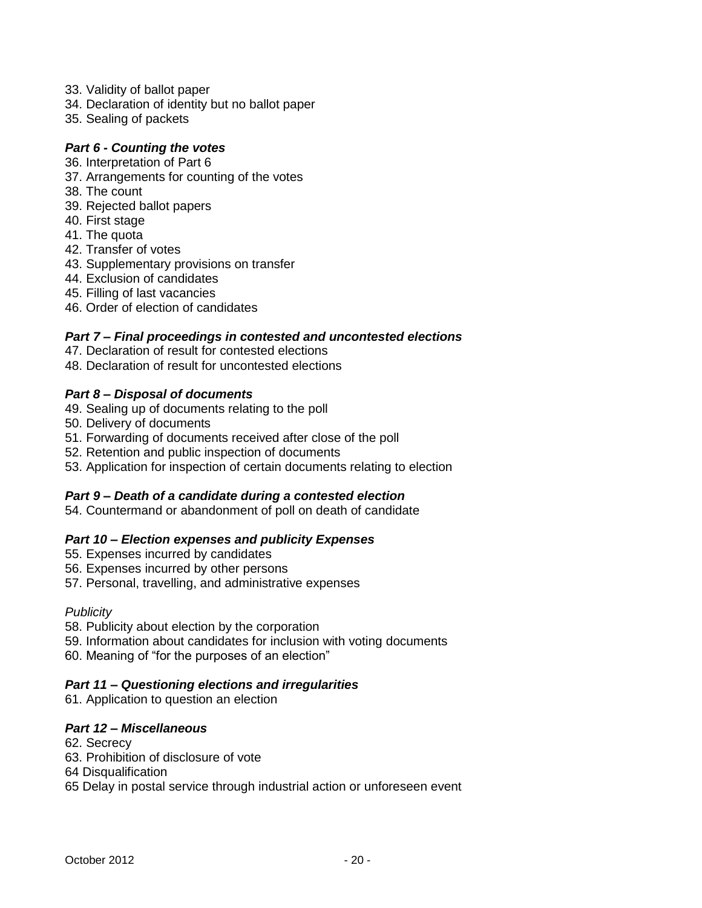33. Validity of ballot paper
34. Declaration of identity but no ballot paper
35. Sealing of packets

***Part 6 - Counting the votes***

36. Interpretation of Part 6
37. Arrangements for counting of the votes
38. The count
39. Rejected ballot papers
40. First stage
41. The quota
42. Transfer of votes
43. Supplementary provisions on transfer
44. Exclusion of candidates
45. Filling of last vacancies
46. Order of election of candidates

***Part 7 – Final proceedings in contested and uncontested elections***

47. Declaration of result for contested elections
48. Declaration of result for uncontested elections

***Part 8 – Disposal of documents***

49. Sealing up of documents relating to the poll
50. Delivery of documents
51. Forwarding of documents received after close of the poll
52. Retention and public inspection of documents
53. Application for inspection of certain documents relating to election

***Part 9 – Death of a candidate during a contested election***

54. Countermand or abandonment of poll on death of candidate

***Part 10 – Election expenses and publicity Expenses***

55. Expenses incurred by candidates
56. Expenses incurred by other persons
57. Personal, travelling, and administrative expenses

*Publicity*

58. Publicity about election by the corporation
59. Information about candidates for inclusion with voting documents
60. Meaning of "for the purposes of an election"

***Part 11 – Questioning elections and irregularities***

61. Application to question an election

***Part 12 – Miscellaneous***

62. Secrecy
63. Prohibition of disclosure of vote
64 Disqualification
65 Delay in postal service through industrial action or unforeseen event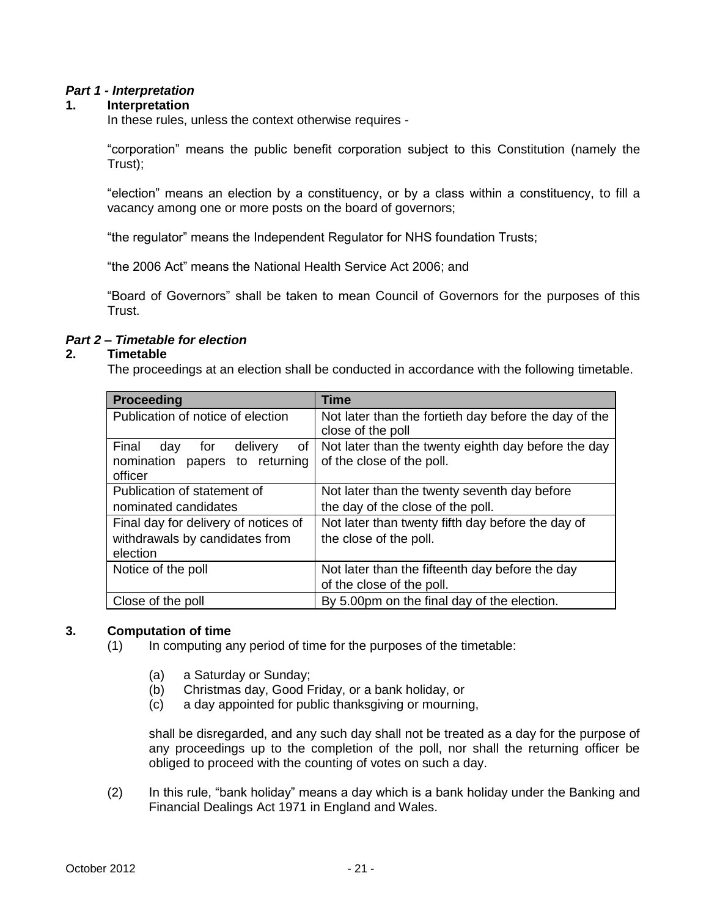### *Part 1 - Interpretation*

**1. Interpretation**

In these rules, unless the context otherwise requires -

"corporation" means the public benefit corporation subject to this Constitution (namely the Trust);

"election" means an election by a constituency, or by a class within a constituency, to fill a vacancy among one or more posts on the board of governors;

"the regulator" means the Independent Regulator for NHS foundation Trusts;

"the 2006 Act" means the National Health Service Act 2006; and

"Board of Governors" shall be taken to mean Council of Governors for the purposes of this Trust.

### *Part 2 – Timetable for election*

**2. Timetable**

The proceedings at an election shall be conducted in accordance with the following timetable.

| Proceeding | Time |
|---|---|
| Publication of notice of election | Not later than the fortieth day before the day of the close of the poll |
| Final day for delivery of nomination papers to returning officer | Not later than the twenty eighth day before the day of the close of the poll. |
| Publication of statement of nominated candidates | Not later than the twenty seventh day before the day of the close of the poll. |
| Final day for delivery of notices of withdrawals by candidates from election | Not later than twenty fifth day before the day of the close of the poll. |
| Notice of the poll | Not later than the fifteenth day before the day of the close of the poll. |
| Close of the poll | By 5.00pm on the final day of the election. |

**3. Computation of time**

(1) In computing any period of time for the purposes of the timetable:

(a) a Saturday or Sunday;
(b) Christmas day, Good Friday, or a bank holiday, or
(c) a day appointed for public thanksgiving or mourning,

shall be disregarded, and any such day shall not be treated as a day for the purpose of any proceedings up to the completion of the poll, nor shall the returning officer be obliged to proceed with the counting of votes on such a day.

(2) In this rule, "bank holiday" means a day which is a bank holiday under the Banking and Financial Dealings Act 1971 in England and Wales.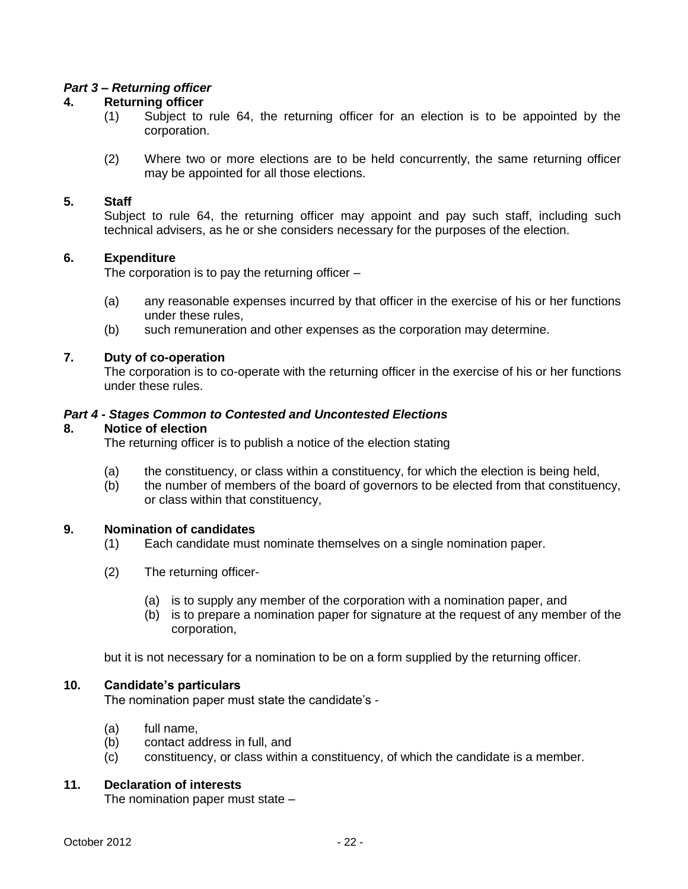***Part 3 – Returning officer***

**4. Returning officer**

(1) Subject to rule 64, the returning officer for an election is to be appointed by the corporation.

(2) Where two or more elections are to be held concurrently, the same returning officer may be appointed for all those elections.

**5. Staff**

Subject to rule 64, the returning officer may appoint and pay such staff, including such technical advisers, as he or she considers necessary for the purposes of the election.

**6. Expenditure**

The corporation is to pay the returning officer –

(a) any reasonable expenses incurred by that officer in the exercise of his or her functions under these rules,
(b) such remuneration and other expenses as the corporation may determine.

**7. Duty of co-operation**

The corporation is to co-operate with the returning officer in the exercise of his or her functions under these rules.

***Part 4 - Stages Common to Contested and Uncontested Elections***

**8. Notice of election**

The returning officer is to publish a notice of the election stating

(a) the constituency, or class within a constituency, for which the election is being held,
(b) the number of members of the board of governors to be elected from that constituency, or class within that constituency,

**9. Nomination of candidates**

(1) Each candidate must nominate themselves on a single nomination paper.

(2) The returning officer-

(a) is to supply any member of the corporation with a nomination paper, and
(b) is to prepare a nomination paper for signature at the request of any member of the corporation,

but it is not necessary for a nomination to be on a form supplied by the returning officer.

**10. Candidate's particulars**

The nomination paper must state the candidate's -

(a) full name,
(b) contact address in full, and
(c) constituency, or class within a constituency, of which the candidate is a member.

**11. Declaration of interests**

The nomination paper must state –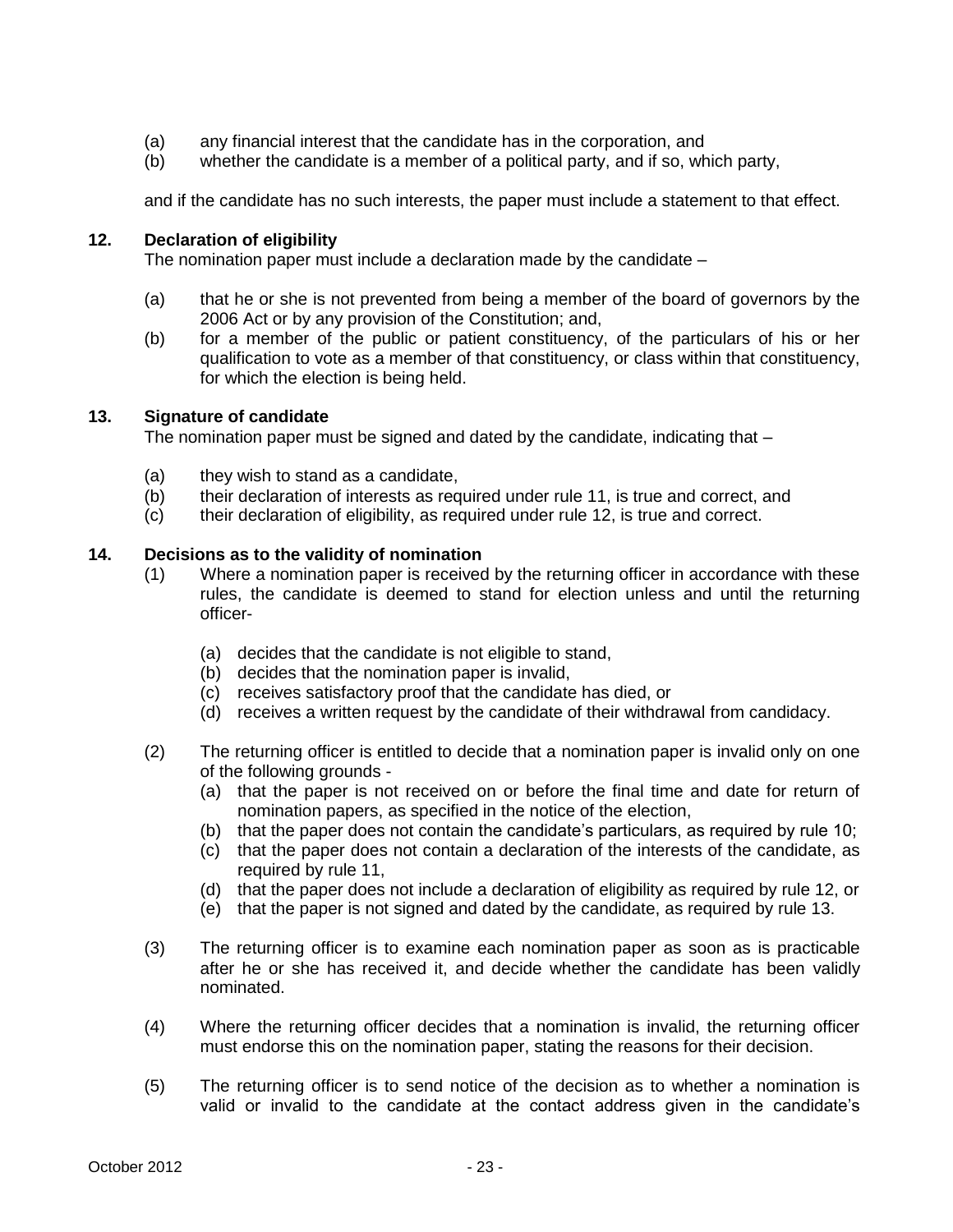(a) any financial interest that the candidate has in the corporation, and
(b) whether the candidate is a member of a political party, and if so, which party,

and if the candidate has no such interests, the paper must include a statement to that effect.

**12. Declaration of eligibility**

The nomination paper must include a declaration made by the candidate –

(a) that he or she is not prevented from being a member of the board of governors by the 2006 Act or by any provision of the Constitution; and,
(b) for a member of the public or patient constituency, of the particulars of his or her qualification to vote as a member of that constituency, or class within that constituency, for which the election is being held.

**13. Signature of candidate**

The nomination paper must be signed and dated by the candidate, indicating that –

(a) they wish to stand as a candidate,
(b) their declaration of interests as required under rule 11, is true and correct, and
(c) their declaration of eligibility, as required under rule 12, is true and correct.

**14. Decisions as to the validity of nomination**

(1) Where a nomination paper is received by the returning officer in accordance with these rules, the candidate is deemed to stand for election unless and until the returning officer-

(a) decides that the candidate is not eligible to stand,
(b) decides that the nomination paper is invalid,
(c) receives satisfactory proof that the candidate has died, or
(d) receives a written request by the candidate of their withdrawal from candidacy.

(2) The returning officer is entitled to decide that a nomination paper is invalid only on one of the following grounds -

(a) that the paper is not received on or before the final time and date for return of nomination papers, as specified in the notice of the election,
(b) that the paper does not contain the candidate's particulars, as required by rule 10;
(c) that the paper does not contain a declaration of the interests of the candidate, as required by rule 11,
(d) that the paper does not include a declaration of eligibility as required by rule 12, or
(e) that the paper is not signed and dated by the candidate, as required by rule 13.

(3) The returning officer is to examine each nomination paper as soon as is practicable after he or she has received it, and decide whether the candidate has been validly nominated.

(4) Where the returning officer decides that a nomination is invalid, the returning officer must endorse this on the nomination paper, stating the reasons for their decision.

(5) The returning officer is to send notice of the decision as to whether a nomination is valid or invalid to the candidate at the contact address given in the candidate's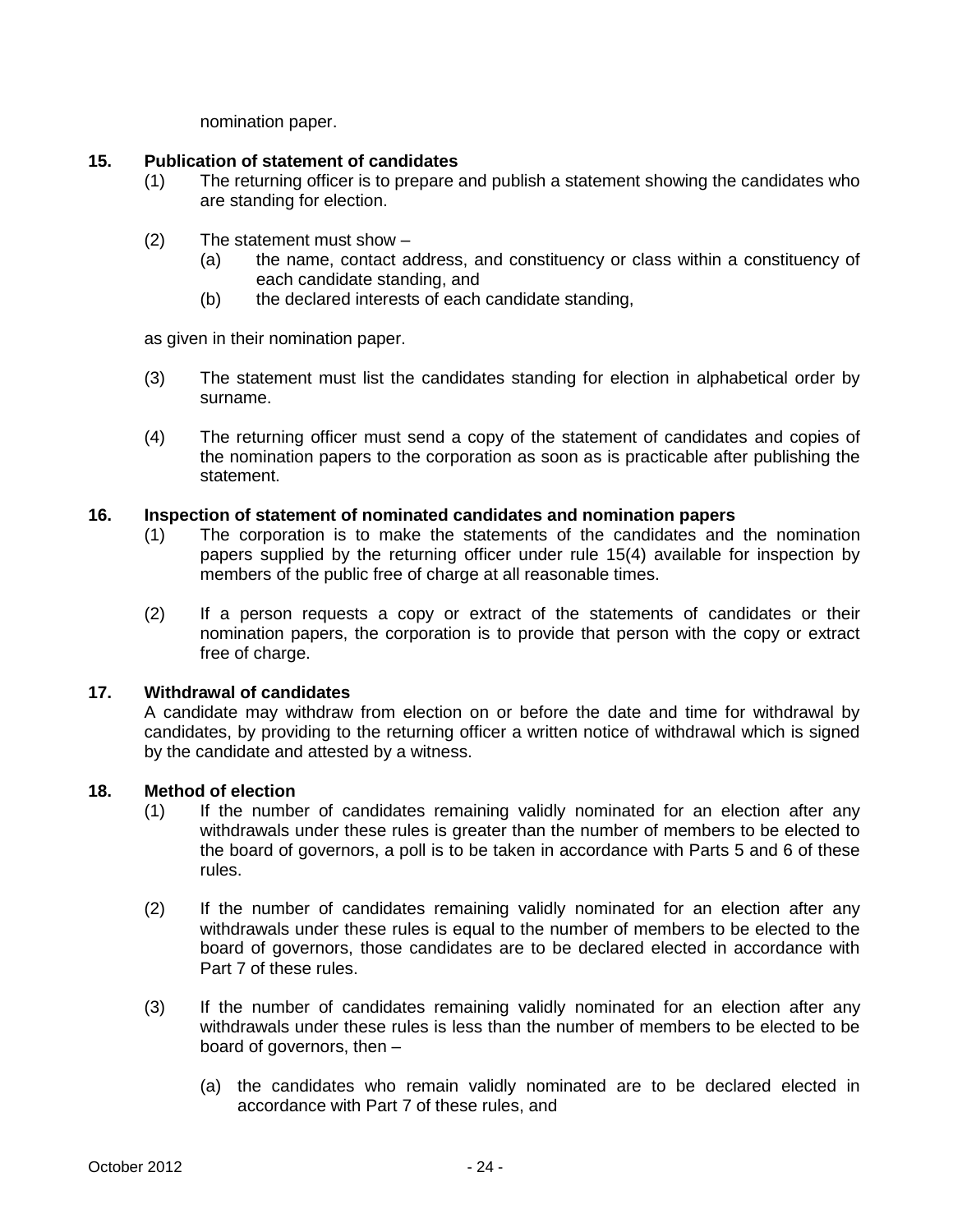nomination paper.

**15. Publication of statement of candidates**

(1) The returning officer is to prepare and publish a statement showing the candidates who are standing for election.

(2) The statement must show –

- (a) the name, contact address, and constituency or class within a constituency of each candidate standing, and
- (b) the declared interests of each candidate standing,

as given in their nomination paper.

(3) The statement must list the candidates standing for election in alphabetical order by surname.

(4) The returning officer must send a copy of the statement of candidates and copies of the nomination papers to the corporation as soon as is practicable after publishing the statement.

**16. Inspection of statement of nominated candidates and nomination papers**

(1) The corporation is to make the statements of the candidates and the nomination papers supplied by the returning officer under rule 15(4) available for inspection by members of the public free of charge at all reasonable times.

(2) If a person requests a copy or extract of the statements of candidates or their nomination papers, the corporation is to provide that person with the copy or extract free of charge.

**17. Withdrawal of candidates**

A candidate may withdraw from election on or before the date and time for withdrawal by candidates, by providing to the returning officer a written notice of withdrawal which is signed by the candidate and attested by a witness.

**18. Method of election**

(1) If the number of candidates remaining validly nominated for an election after any withdrawals under these rules is greater than the number of members to be elected to the board of governors, a poll is to be taken in accordance with Parts 5 and 6 of these rules.

(2) If the number of candidates remaining validly nominated for an election after any withdrawals under these rules is equal to the number of members to be elected to the board of governors, those candidates are to be declared elected in accordance with Part 7 of these rules.

(3) If the number of candidates remaining validly nominated for an election after any withdrawals under these rules is less than the number of members to be elected to be board of governors, then –

- (a) the candidates who remain validly nominated are to be declared elected in accordance with Part 7 of these rules, and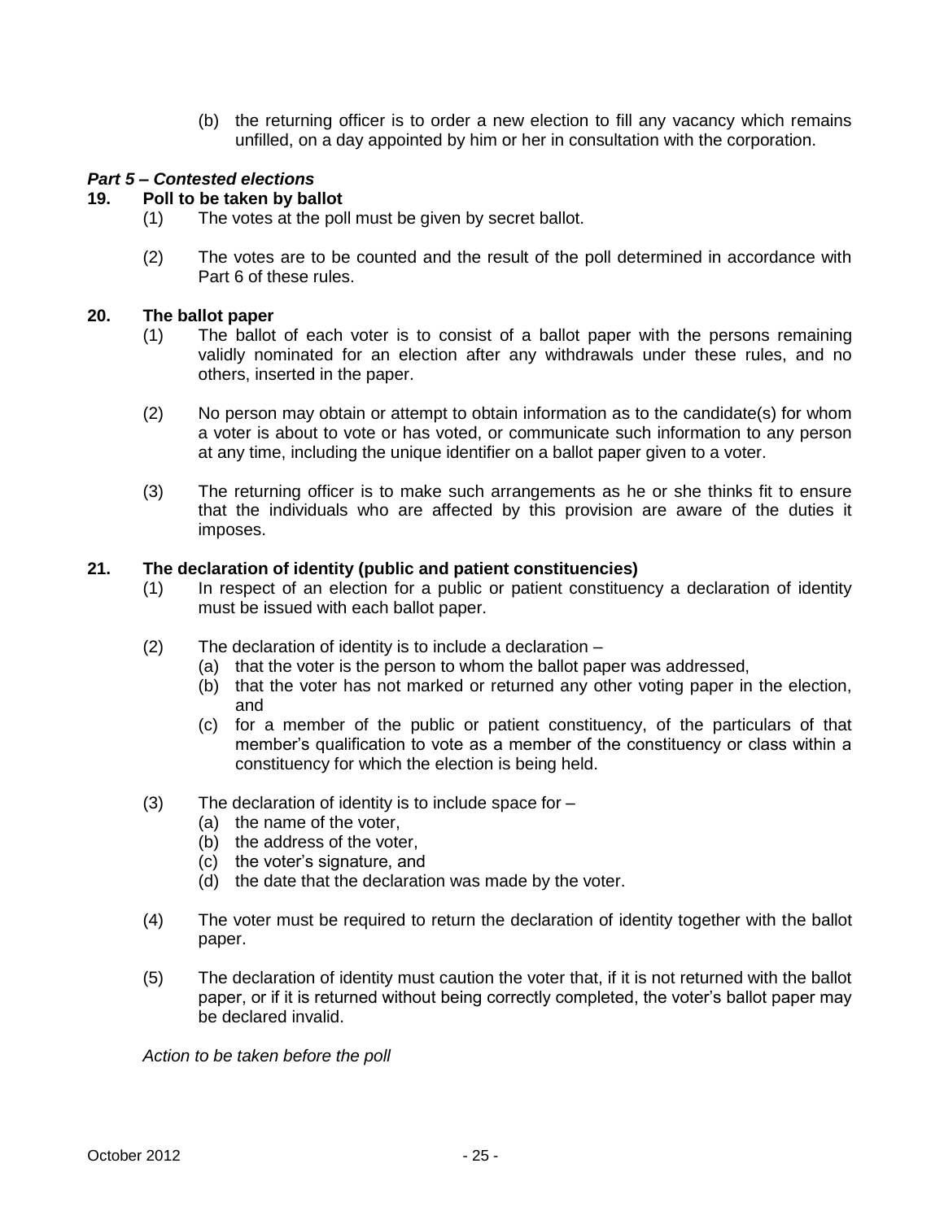(b) the returning officer is to order a new election to fill any vacancy which remains unfilled, on a day appointed by him or her in consultation with the corporation.

***Part 5 – Contested elections***

**19. Poll to be taken by ballot**

(1) The votes at the poll must be given by secret ballot.

(2) The votes are to be counted and the result of the poll determined in accordance with Part 6 of these rules.

**20. The ballot paper**

(1) The ballot of each voter is to consist of a ballot paper with the persons remaining validly nominated for an election after any withdrawals under these rules, and no others, inserted in the paper.

(2) No person may obtain or attempt to obtain information as to the candidate(s) for whom a voter is about to vote or has voted, or communicate such information to any person at any time, including the unique identifier on a ballot paper given to a voter.

(3) The returning officer is to make such arrangements as he or she thinks fit to ensure that the individuals who are affected by this provision are aware of the duties it imposes.

**21. The declaration of identity (public and patient constituencies)**

(1) In respect of an election for a public or patient constituency a declaration of identity must be issued with each ballot paper.

(2) The declaration of identity is to include a declaration –
  (a) that the voter is the person to whom the ballot paper was addressed,
  (b) that the voter has not marked or returned any other voting paper in the election, and
  (c) for a member of the public or patient constituency, of the particulars of that member's qualification to vote as a member of the constituency or class within a constituency for which the election is being held.

(3) The declaration of identity is to include space for –
  (a) the name of the voter,
  (b) the address of the voter,
  (c) the voter's signature, and
  (d) the date that the declaration was made by the voter.

(4) The voter must be required to return the declaration of identity together with the ballot paper.

(5) The declaration of identity must caution the voter that, if it is not returned with the ballot paper, or if it is returned without being correctly completed, the voter's ballot paper may be declared invalid.

*Action to be taken before the poll*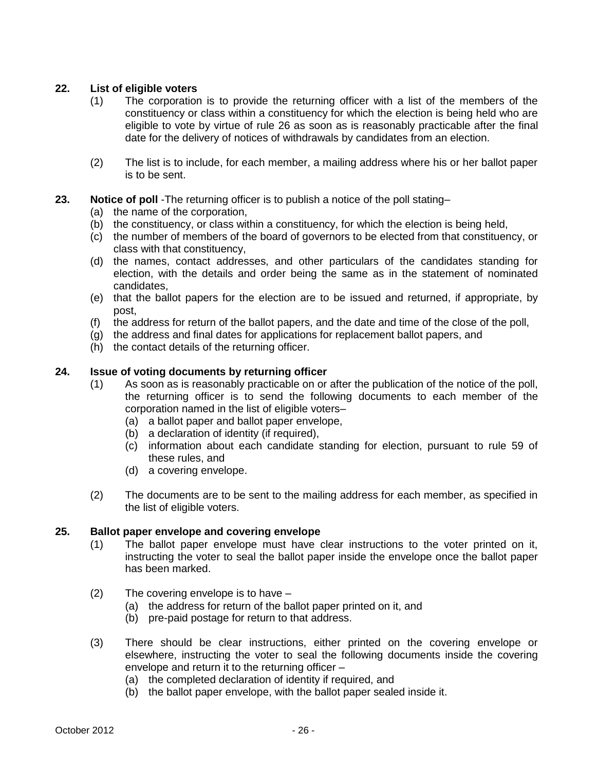**22. List of eligible voters**

(1) The corporation is to provide the returning officer with a list of the members of the constituency or class within a constituency for which the election is being held who are eligible to vote by virtue of rule 26 as soon as is reasonably practicable after the final date for the delivery of notices of withdrawals by candidates from an election.

(2) The list is to include, for each member, a mailing address where his or her ballot paper is to be sent.

**23. Notice of poll** -The returning officer is to publish a notice of the poll stating–

(a) the name of the corporation,
(b) the constituency, or class within a constituency, for which the election is being held,
(c) the number of members of the board of governors to be elected from that constituency, or class with that constituency,
(d) the names, contact addresses, and other particulars of the candidates standing for election, with the details and order being the same as in the statement of nominated candidates,
(e) that the ballot papers for the election are to be issued and returned, if appropriate, by post,
(f) the address for return of the ballot papers, and the date and time of the close of the poll,
(g) the address and final dates for applications for replacement ballot papers, and
(h) the contact details of the returning officer.

**24. Issue of voting documents by returning officer**

(1) As soon as is reasonably practicable on or after the publication of the notice of the poll, the returning officer is to send the following documents to each member of the corporation named in the list of eligible voters–
   (a) a ballot paper and ballot paper envelope,
   (b) a declaration of identity (if required),
   (c) information about each candidate standing for election, pursuant to rule 59 of these rules, and
   (d) a covering envelope.

(2) The documents are to be sent to the mailing address for each member, as specified in the list of eligible voters.

**25. Ballot paper envelope and covering envelope**

(1) The ballot paper envelope must have clear instructions to the voter printed on it, instructing the voter to seal the ballot paper inside the envelope once the ballot paper has been marked.

(2) The covering envelope is to have –
   (a) the address for return of the ballot paper printed on it, and
   (b) pre-paid postage for return to that address.

(3) There should be clear instructions, either printed on the covering envelope or elsewhere, instructing the voter to seal the following documents inside the covering envelope and return it to the returning officer –
   (a) the completed declaration of identity if required, and
   (b) the ballot paper envelope, with the ballot paper sealed inside it.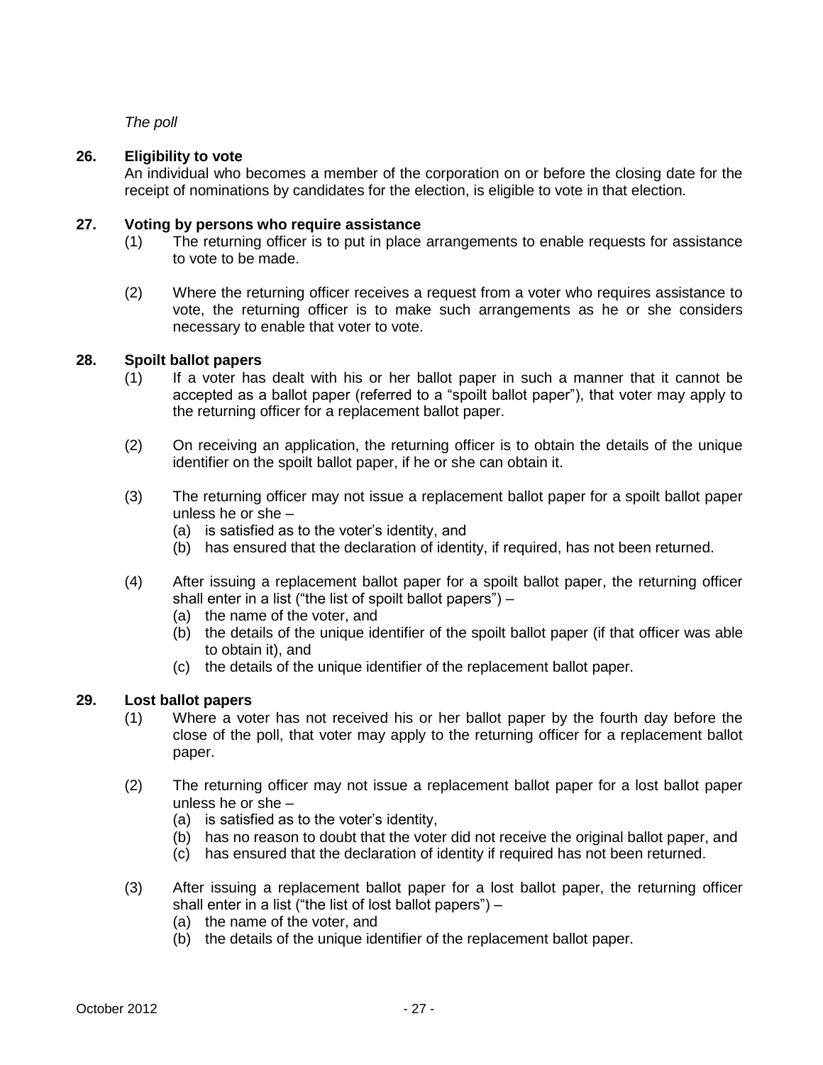*The poll*

**26. Eligibility to vote**

An individual who becomes a member of the corporation on or before the closing date for the receipt of nominations by candidates for the election, is eligible to vote in that election.

**27. Voting by persons who require assistance**

(1) The returning officer is to put in place arrangements to enable requests for assistance to vote to be made.

(2) Where the returning officer receives a request from a voter who requires assistance to vote, the returning officer is to make such arrangements as he or she considers necessary to enable that voter to vote.

**28. Spoilt ballot papers**

(1) If a voter has dealt with his or her ballot paper in such a manner that it cannot be accepted as a ballot paper (referred to a "spoilt ballot paper"), that voter may apply to the returning officer for a replacement ballot paper.

(2) On receiving an application, the returning officer is to obtain the details of the unique identifier on the spoilt ballot paper, if he or she can obtain it.

(3) The returning officer may not issue a replacement ballot paper for a spoilt ballot paper unless he or she –
   (a) is satisfied as to the voter's identity, and
   (b) has ensured that the declaration of identity, if required, has not been returned.

(4) After issuing a replacement ballot paper for a spoilt ballot paper, the returning officer shall enter in a list ("the list of spoilt ballot papers") –
   (a) the name of the voter, and
   (b) the details of the unique identifier of the spoilt ballot paper (if that officer was able to obtain it), and
   (c) the details of the unique identifier of the replacement ballot paper.

**29. Lost ballot papers**

(1) Where a voter has not received his or her ballot paper by the fourth day before the close of the poll, that voter may apply to the returning officer for a replacement ballot paper.

(2) The returning officer may not issue a replacement ballot paper for a lost ballot paper unless he or she –
   (a) is satisfied as to the voter's identity,
   (b) has no reason to doubt that the voter did not receive the original ballot paper, and
   (c) has ensured that the declaration of identity if required has not been returned.

(3) After issuing a replacement ballot paper for a lost ballot paper, the returning officer shall enter in a list ("the list of lost ballot papers") –
   (a) the name of the voter, and
   (b) the details of the unique identifier of the replacement ballot paper.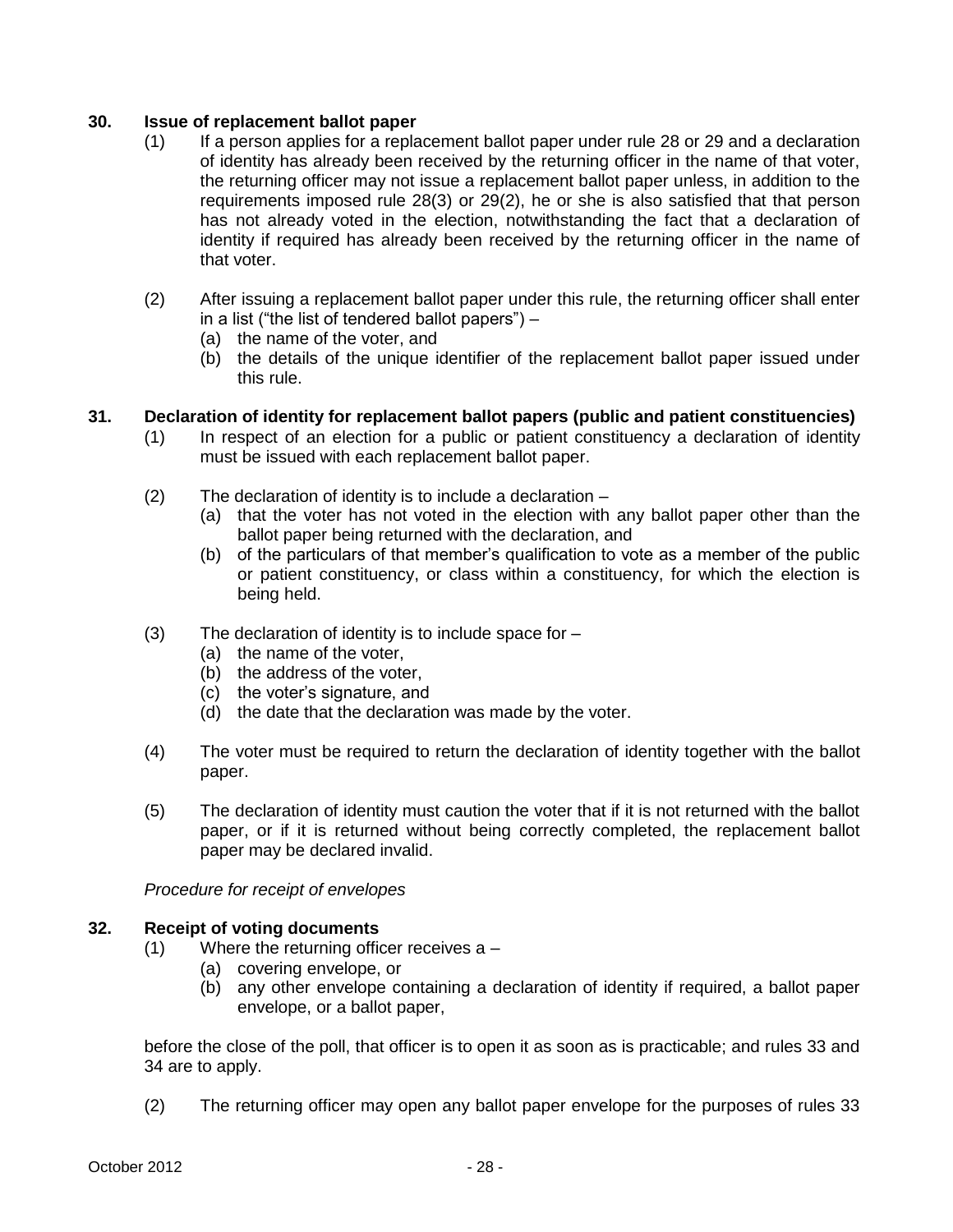**30. Issue of replacement ballot paper**

(1) If a person applies for a replacement ballot paper under rule 28 or 29 and a declaration of identity has already been received by the returning officer in the name of that voter, the returning officer may not issue a replacement ballot paper unless, in addition to the requirements imposed rule 28(3) or 29(2), he or she is also satisfied that that person has not already voted in the election, notwithstanding the fact that a declaration of identity if required has already been received by the returning officer in the name of that voter.

(2) After issuing a replacement ballot paper under this rule, the returning officer shall enter in a list ("the list of tendered ballot papers") –

- (a) the name of the voter, and
- (b) the details of the unique identifier of the replacement ballot paper issued under this rule.

**31. Declaration of identity for replacement ballot papers (public and patient constituencies)**

(1) In respect of an election for a public or patient constituency a declaration of identity must be issued with each replacement ballot paper.

(2) The declaration of identity is to include a declaration –

- (a) that the voter has not voted in the election with any ballot paper other than the ballot paper being returned with the declaration, and
- (b) of the particulars of that member's qualification to vote as a member of the public or patient constituency, or class within a constituency, for which the election is being held.

(3) The declaration of identity is to include space for –

- (a) the name of the voter,
- (b) the address of the voter,
- (c) the voter's signature, and
- (d) the date that the declaration was made by the voter.

(4) The voter must be required to return the declaration of identity together with the ballot paper.

(5) The declaration of identity must caution the voter that if it is not returned with the ballot paper, or if it is returned without being correctly completed, the replacement ballot paper may be declared invalid.

*Procedure for receipt of envelopes*

**32. Receipt of voting documents**

(1) Where the returning officer receives a –

- (a) covering envelope, or
- (b) any other envelope containing a declaration of identity if required, a ballot paper envelope, or a ballot paper,

before the close of the poll, that officer is to open it as soon as is practicable; and rules 33 and 34 are to apply.

(2) The returning officer may open any ballot paper envelope for the purposes of rules 33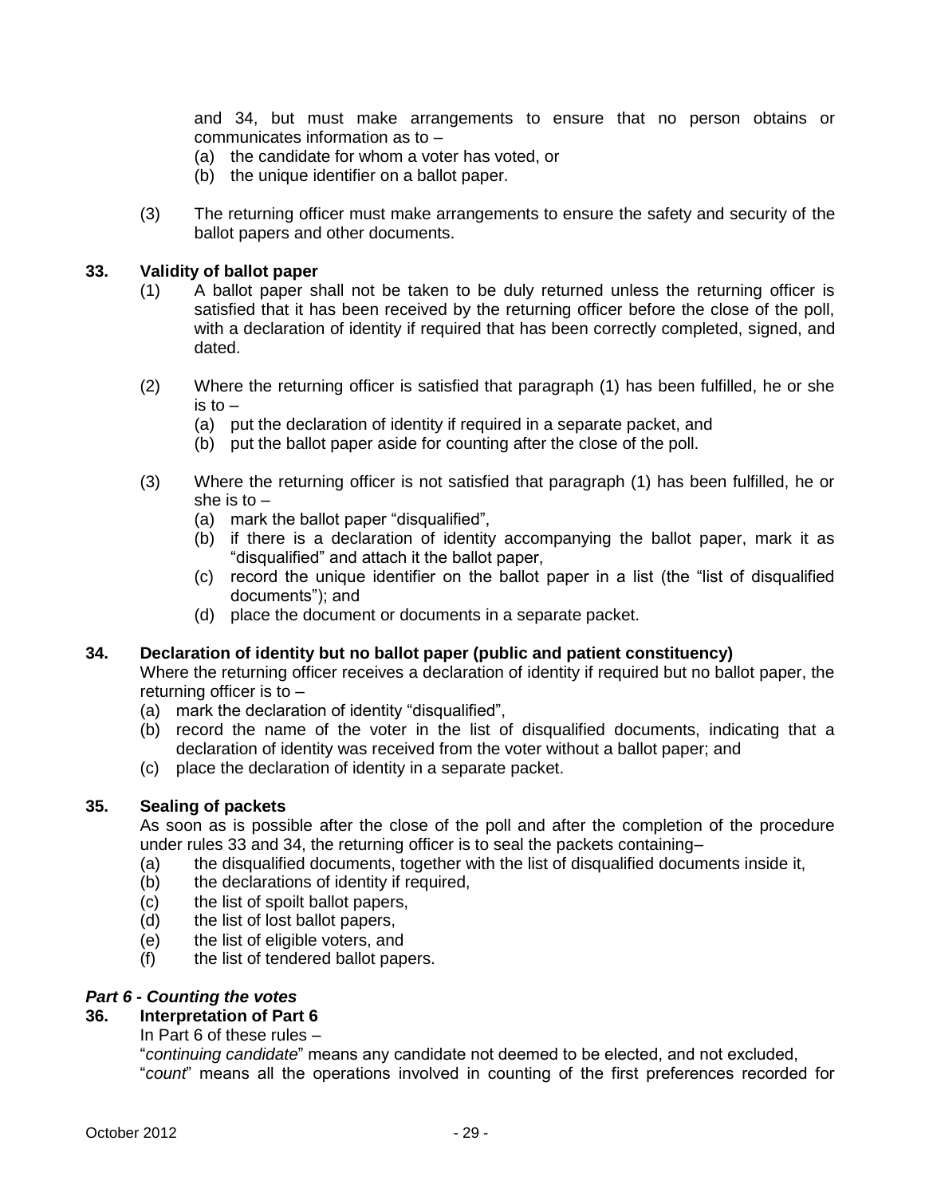and 34, but must make arrangements to ensure that no person obtains or communicates information as to –

(a) the candidate for whom a voter has voted, or
(b) the unique identifier on a ballot paper.

(3) The returning officer must make arrangements to ensure the safety and security of the ballot papers and other documents.

**33. Validity of ballot paper**

(1) A ballot paper shall not be taken to be duly returned unless the returning officer is satisfied that it has been received by the returning officer before the close of the poll, with a declaration of identity if required that has been correctly completed, signed, and dated.

(2) Where the returning officer is satisfied that paragraph (1) has been fulfilled, he or she is to –

(a) put the declaration of identity if required in a separate packet, and
(b) put the ballot paper aside for counting after the close of the poll.

(3) Where the returning officer is not satisfied that paragraph (1) has been fulfilled, he or she is to –

(a) mark the ballot paper "disqualified",
(b) if there is a declaration of identity accompanying the ballot paper, mark it as "disqualified" and attach it the ballot paper,
(c) record the unique identifier on the ballot paper in a list (the "list of disqualified documents"); and
(d) place the document or documents in a separate packet.

**34. Declaration of identity but no ballot paper (public and patient constituency)**

Where the returning officer receives a declaration of identity if required but no ballot paper, the returning officer is to –

(a) mark the declaration of identity "disqualified",
(b) record the name of the voter in the list of disqualified documents, indicating that a declaration of identity was received from the voter without a ballot paper; and
(c) place the declaration of identity in a separate packet.

**35. Sealing of packets**

As soon as is possible after the close of the poll and after the completion of the procedure under rules 33 and 34, the returning officer is to seal the packets containing–

(a) the disqualified documents, together with the list of disqualified documents inside it,
(b) the declarations of identity if required,
(c) the list of spoilt ballot papers,
(d) the list of lost ballot papers,
(e) the list of eligible voters, and
(f) the list of tendered ballot papers.

***Part 6 - Counting the votes***

**36. Interpretation of Part 6**

In Part 6 of these rules –

"*continuing candidate*" means any candidate not deemed to be elected, and not excluded,

"*count*" means all the operations involved in counting of the first preferences recorded for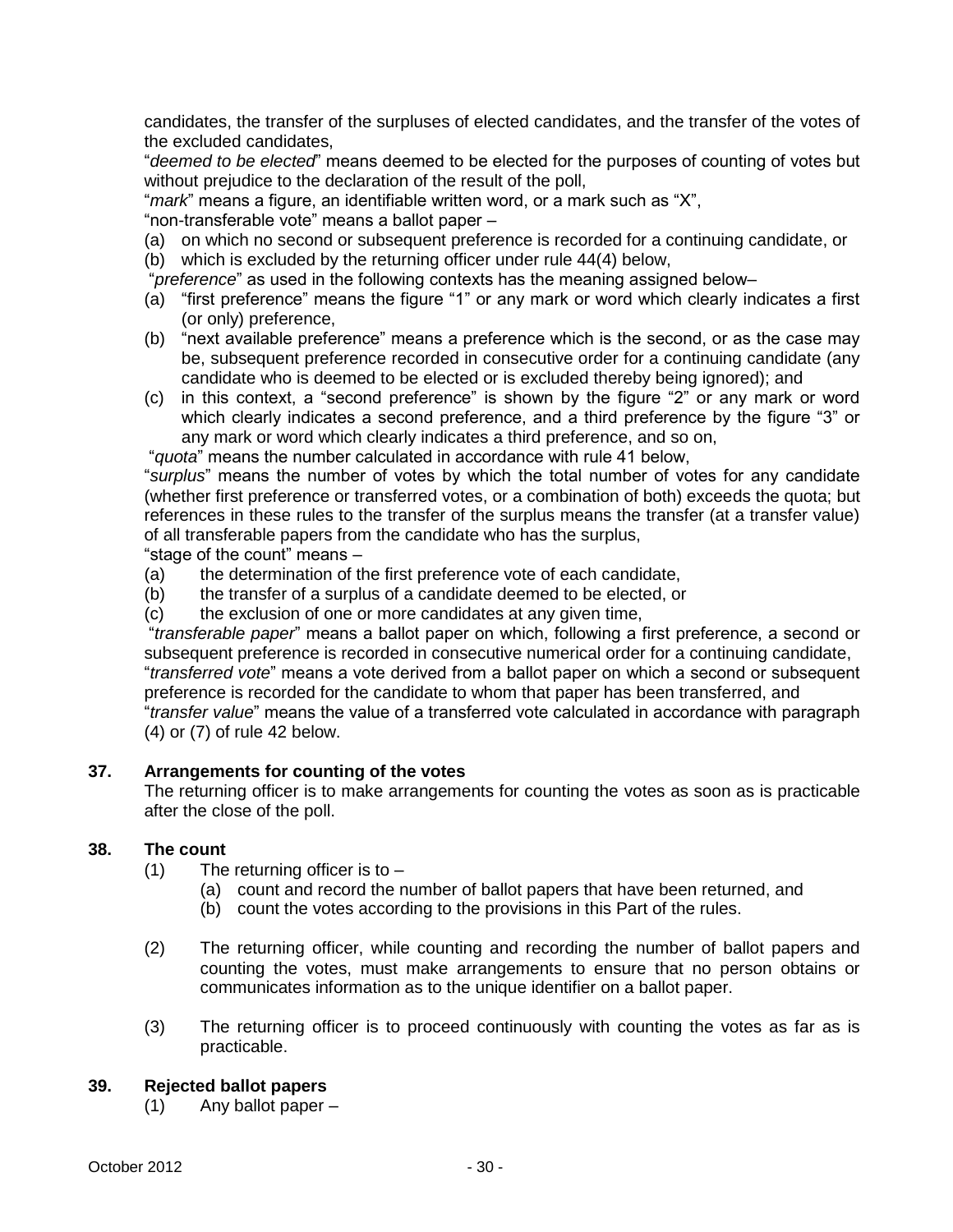candidates, the transfer of the surpluses of elected candidates, and the transfer of the votes of the excluded candidates,

"*deemed to be elected*" means deemed to be elected for the purposes of counting of votes but without prejudice to the declaration of the result of the poll,

"*mark*" means a figure, an identifiable written word, or a mark such as "X",

"non-transferable vote" means a ballot paper –

(a) on which no second or subsequent preference is recorded for a continuing candidate, or
(b) which is excluded by the returning officer under rule 44(4) below,

"*preference*" as used in the following contexts has the meaning assigned below–

(a) "first preference" means the figure "1" or any mark or word which clearly indicates a first (or only) preference,
(b) "next available preference" means a preference which is the second, or as the case may be, subsequent preference recorded in consecutive order for a continuing candidate (any candidate who is deemed to be elected or is excluded thereby being ignored); and
(c) in this context, a "second preference" is shown by the figure "2" or any mark or word which clearly indicates a second preference, and a third preference by the figure "3" or any mark or word which clearly indicates a third preference, and so on,

"*quota*" means the number calculated in accordance with rule 41 below,

"*surplus*" means the number of votes by which the total number of votes for any candidate (whether first preference or transferred votes, or a combination of both) exceeds the quota; but references in these rules to the transfer of the surplus means the transfer (at a transfer value) of all transferable papers from the candidate who has the surplus,

"stage of the count" means –

(a) the determination of the first preference vote of each candidate,
(b) the transfer of a surplus of a candidate deemed to be elected, or
(c) the exclusion of one or more candidates at any given time,

"*transferable paper*" means a ballot paper on which, following a first preference, a second or subsequent preference is recorded in consecutive numerical order for a continuing candidate,

"*transferred vote*" means a vote derived from a ballot paper on which a second or subsequent preference is recorded for the candidate to whom that paper has been transferred, and

"*transfer value*" means the value of a transferred vote calculated in accordance with paragraph (4) or (7) of rule 42 below.

## 37. Arrangements for counting of the votes

The returning officer is to make arrangements for counting the votes as soon as is practicable after the close of the poll.

## 38. The count

(1) The returning officer is to –
   (a) count and record the number of ballot papers that have been returned, and
   (b) count the votes according to the provisions in this Part of the rules.

(2) The returning officer, while counting and recording the number of ballot papers and counting the votes, must make arrangements to ensure that no person obtains or communicates information as to the unique identifier on a ballot paper.

(3) The returning officer is to proceed continuously with counting the votes as far as is practicable.

## 39. Rejected ballot papers

(1) Any ballot paper –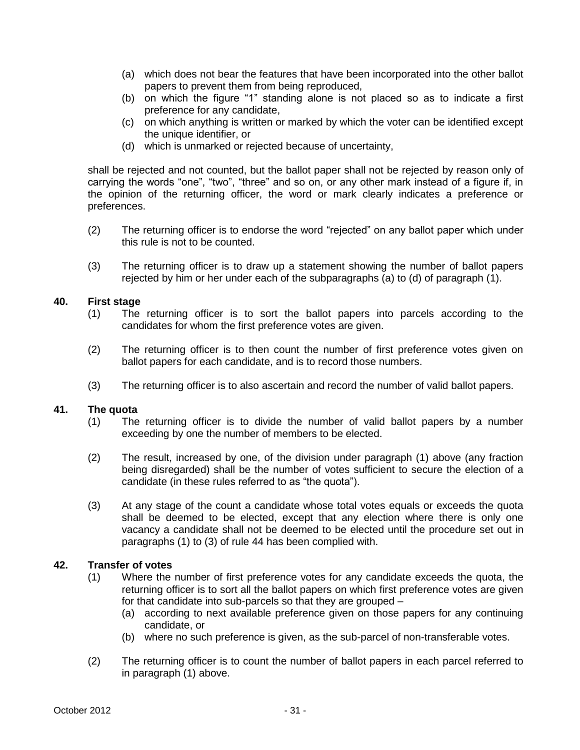(a) which does not bear the features that have been incorporated into the other ballot papers to prevent them from being reproduced,
(b) on which the figure "1" standing alone is not placed so as to indicate a first preference for any candidate,
(c) on which anything is written or marked by which the voter can be identified except the unique identifier, or
(d) which is unmarked or rejected because of uncertainty,

shall be rejected and not counted, but the ballot paper shall not be rejected by reason only of carrying the words "one", "two", "three" and so on, or any other mark instead of a figure if, in the opinion of the returning officer, the word or mark clearly indicates a preference or preferences.

(2) The returning officer is to endorse the word "rejected" on any ballot paper which under this rule is not to be counted.

(3) The returning officer is to draw up a statement showing the number of ballot papers rejected by him or her under each of the subparagraphs (a) to (d) of paragraph (1).

**40. First stage**

(1) The returning officer is to sort the ballot papers into parcels according to the candidates for whom the first preference votes are given.

(2) The returning officer is to then count the number of first preference votes given on ballot papers for each candidate, and is to record those numbers.

(3) The returning officer is to also ascertain and record the number of valid ballot papers.

**41. The quota**

(1) The returning officer is to divide the number of valid ballot papers by a number exceeding by one the number of members to be elected.

(2) The result, increased by one, of the division under paragraph (1) above (any fraction being disregarded) shall be the number of votes sufficient to secure the election of a candidate (in these rules referred to as "the quota").

(3) At any stage of the count a candidate whose total votes equals or exceeds the quota shall be deemed to be elected, except that any election where there is only one vacancy a candidate shall not be deemed to be elected until the procedure set out in paragraphs (1) to (3) of rule 44 has been complied with.

**42. Transfer of votes**

(1) Where the number of first preference votes for any candidate exceeds the quota, the returning officer is to sort all the ballot papers on which first preference votes are given for that candidate into sub-parcels so that they are grouped –
(a) according to next available preference given on those papers for any continuing candidate, or
(b) where no such preference is given, as the sub-parcel of non-transferable votes.

(2) The returning officer is to count the number of ballot papers in each parcel referred to in paragraph (1) above.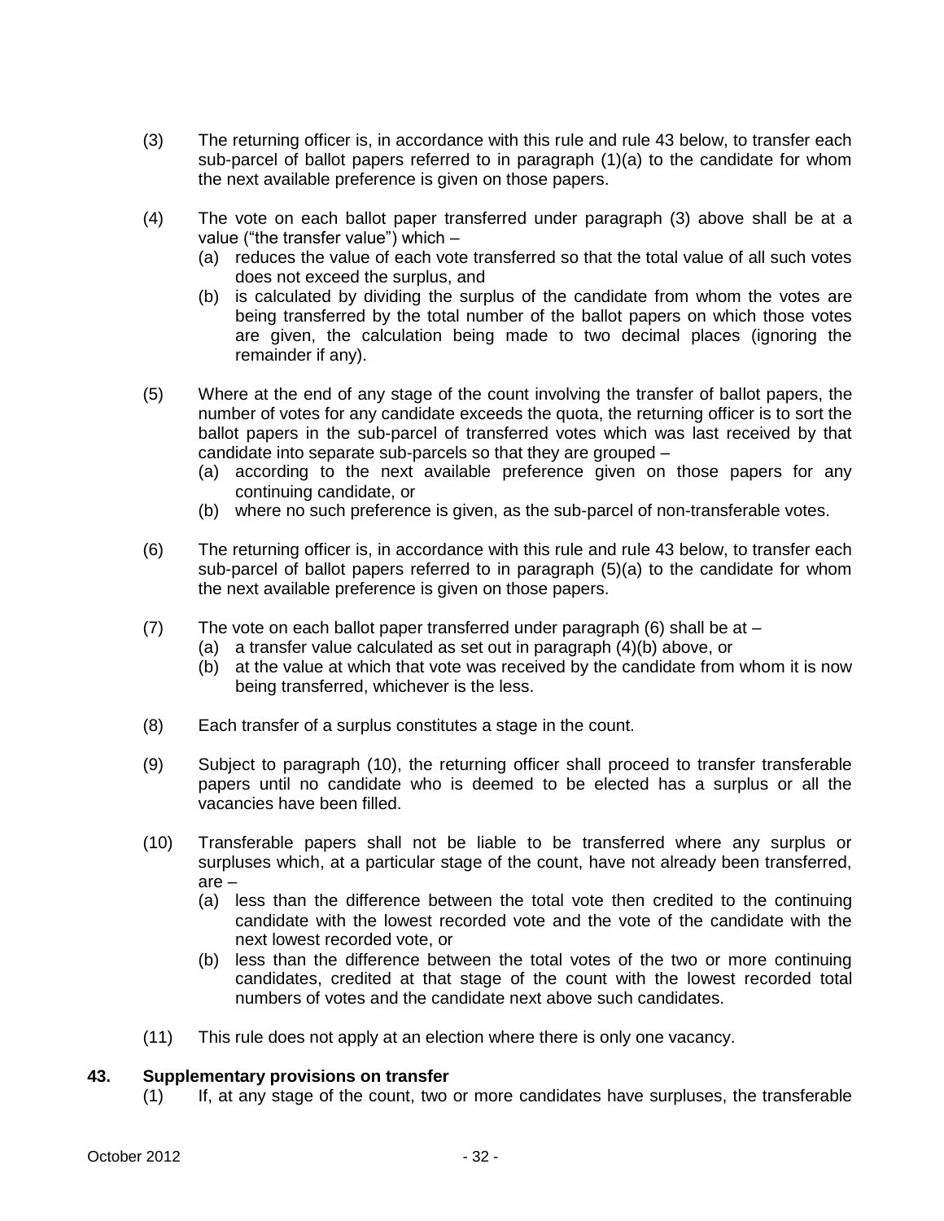(3) The returning officer is, in accordance with this rule and rule 43 below, to transfer each sub-parcel of ballot papers referred to in paragraph (1)(a) to the candidate for whom the next available preference is given on those papers.

(4) The vote on each ballot paper transferred under paragraph (3) above shall be at a value ("the transfer value") which –

(a) reduces the value of each vote transferred so that the total value of all such votes does not exceed the surplus, and

(b) is calculated by dividing the surplus of the candidate from whom the votes are being transferred by the total number of the ballot papers on which those votes are given, the calculation being made to two decimal places (ignoring the remainder if any).

(5) Where at the end of any stage of the count involving the transfer of ballot papers, the number of votes for any candidate exceeds the quota, the returning officer is to sort the ballot papers in the sub-parcel of transferred votes which was last received by that candidate into separate sub-parcels so that they are grouped –

(a) according to the next available preference given on those papers for any continuing candidate, or

(b) where no such preference is given, as the sub-parcel of non-transferable votes.

(6) The returning officer is, in accordance with this rule and rule 43 below, to transfer each sub-parcel of ballot papers referred to in paragraph (5)(a) to the candidate for whom the next available preference is given on those papers.

(7) The vote on each ballot paper transferred under paragraph (6) shall be at –

(a) a transfer value calculated as set out in paragraph (4)(b) above, or

(b) at the value at which that vote was received by the candidate from whom it is now being transferred, whichever is the less.

(8) Each transfer of a surplus constitutes a stage in the count.

(9) Subject to paragraph (10), the returning officer shall proceed to transfer transferable papers until no candidate who is deemed to be elected has a surplus or all the vacancies have been filled.

(10) Transferable papers shall not be liable to be transferred where any surplus or surpluses which, at a particular stage of the count, have not already been transferred, are –

(a) less than the difference between the total vote then credited to the continuing candidate with the lowest recorded vote and the vote of the candidate with the next lowest recorded vote, or

(b) less than the difference between the total votes of the two or more continuing candidates, credited at that stage of the count with the lowest recorded total numbers of votes and the candidate next above such candidates.

(11) This rule does not apply at an election where there is only one vacancy.

**43. Supplementary provisions on transfer**

(1) If, at any stage of the count, two or more candidates have surpluses, the transferable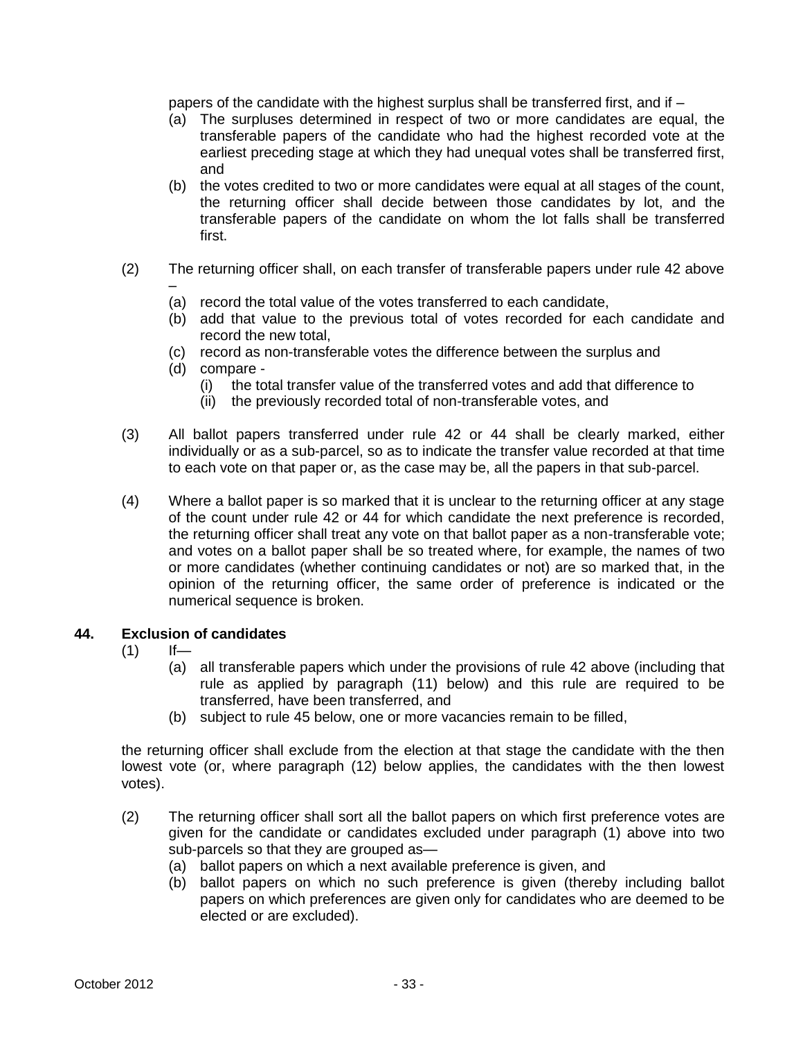papers of the candidate with the highest surplus shall be transferred first, and if –

(a) The surpluses determined in respect of two or more candidates are equal, the transferable papers of the candidate who had the highest recorded vote at the earliest preceding stage at which they had unequal votes shall be transferred first, and

(b) the votes credited to two or more candidates were equal at all stages of the count, the returning officer shall decide between those candidates by lot, and the transferable papers of the candidate on whom the lot falls shall be transferred first.

(2) The returning officer shall, on each transfer of transferable papers under rule 42 above –

(a) record the total value of the votes transferred to each candidate,

(b) add that value to the previous total of votes recorded for each candidate and record the new total,

(c) record as non-transferable votes the difference between the surplus and

(d) compare -

(i) the total transfer value of the transferred votes and add that difference to

(ii) the previously recorded total of non-transferable votes, and

(3) All ballot papers transferred under rule 42 or 44 shall be clearly marked, either individually or as a sub-parcel, so as to indicate the transfer value recorded at that time to each vote on that paper or, as the case may be, all the papers in that sub-parcel.

(4) Where a ballot paper is so marked that it is unclear to the returning officer at any stage of the count under rule 42 or 44 for which candidate the next preference is recorded, the returning officer shall treat any vote on that ballot paper as a non-transferable vote; and votes on a ballot paper shall be so treated where, for example, the names of two or more candidates (whether continuing candidates or not) are so marked that, in the opinion of the returning officer, the same order of preference is indicated or the numerical sequence is broken.

**44. Exclusion of candidates**

(1) If—

(a) all transferable papers which under the provisions of rule 42 above (including that rule as applied by paragraph (11) below) and this rule are required to be transferred, have been transferred, and

(b) subject to rule 45 below, one or more vacancies remain to be filled,

the returning officer shall exclude from the election at that stage the candidate with the then lowest vote (or, where paragraph (12) below applies, the candidates with the then lowest votes).

(2) The returning officer shall sort all the ballot papers on which first preference votes are given for the candidate or candidates excluded under paragraph (1) above into two sub-parcels so that they are grouped as—

(a) ballot papers on which a next available preference is given, and

(b) ballot papers on which no such preference is given (thereby including ballot papers on which preferences are given only for candidates who are deemed to be elected or are excluded).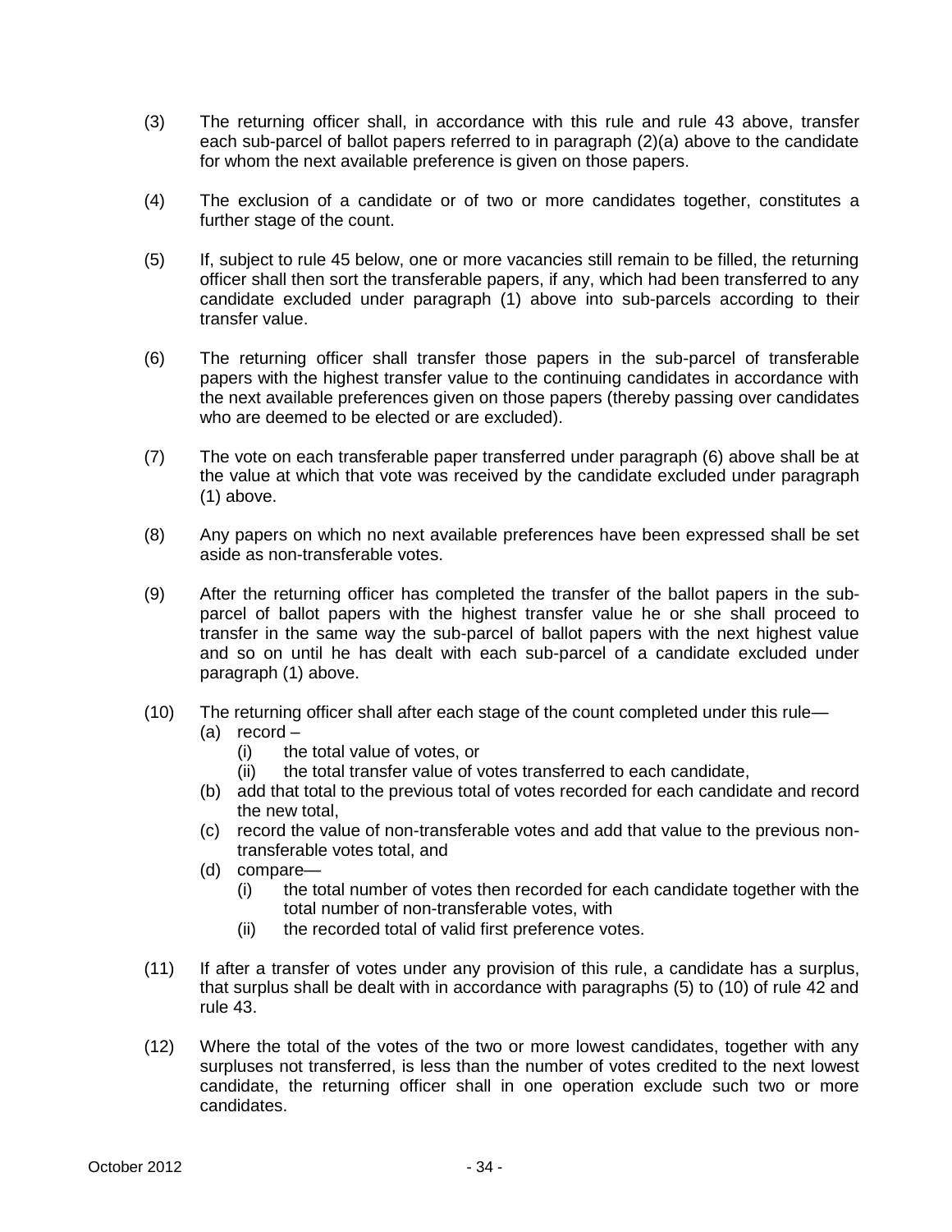(3) The returning officer shall, in accordance with this rule and rule 43 above, transfer each sub-parcel of ballot papers referred to in paragraph (2)(a) above to the candidate for whom the next available preference is given on those papers.

(4) The exclusion of a candidate or of two or more candidates together, constitutes a further stage of the count.

(5) If, subject to rule 45 below, one or more vacancies still remain to be filled, the returning officer shall then sort the transferable papers, if any, which had been transferred to any candidate excluded under paragraph (1) above into sub-parcels according to their transfer value.

(6) The returning officer shall transfer those papers in the sub-parcel of transferable papers with the highest transfer value to the continuing candidates in accordance with the next available preferences given on those papers (thereby passing over candidates who are deemed to be elected or are excluded).

(7) The vote on each transferable paper transferred under paragraph (6) above shall be at the value at which that vote was received by the candidate excluded under paragraph (1) above.

(8) Any papers on which no next available preferences have been expressed shall be set aside as non-transferable votes.

(9) After the returning officer has completed the transfer of the ballot papers in the sub-parcel of ballot papers with the highest transfer value he or she shall proceed to transfer in the same way the sub-parcel of ballot papers with the next highest value and so on until he has dealt with each sub-parcel of a candidate excluded under paragraph (1) above.

(10) The returning officer shall after each stage of the count completed under this rule—
   - (a) record –
     - (i) the total value of votes, or
     - (ii) the total transfer value of votes transferred to each candidate,
   - (b) add that total to the previous total of votes recorded for each candidate and record the new total,
   - (c) record the value of non-transferable votes and add that value to the previous non-transferable votes total, and
   - (d) compare—
     - (i) the total number of votes then recorded for each candidate together with the total number of non-transferable votes, with
     - (ii) the recorded total of valid first preference votes.

(11) If after a transfer of votes under any provision of this rule, a candidate has a surplus, that surplus shall be dealt with in accordance with paragraphs (5) to (10) of rule 42 and rule 43.

(12) Where the total of the votes of the two or more lowest candidates, together with any surpluses not transferred, is less than the number of votes credited to the next lowest candidate, the returning officer shall in one operation exclude such two or more candidates.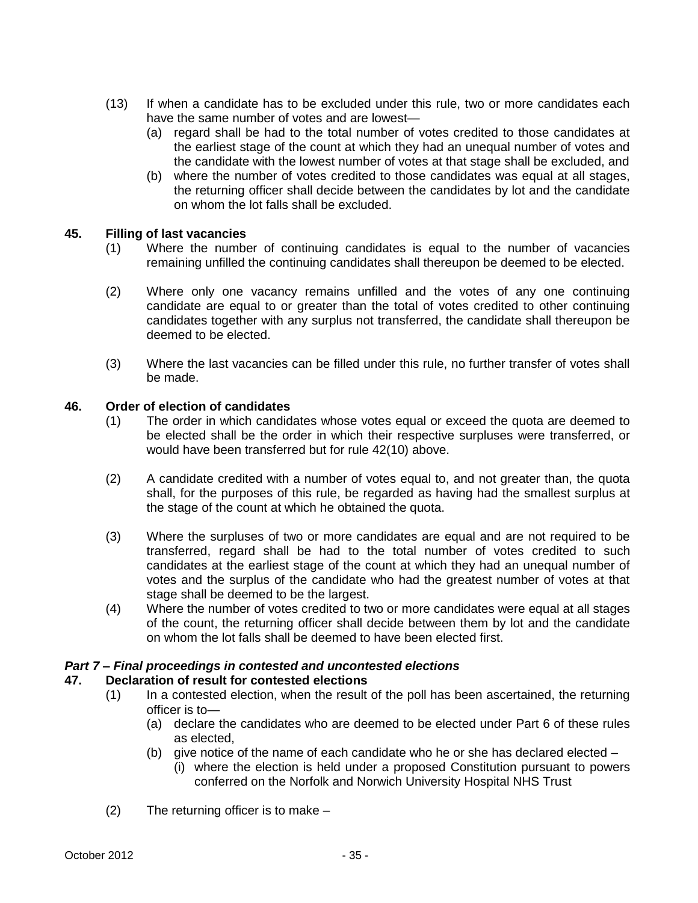(13) If when a candidate has to be excluded under this rule, two or more candidates each have the same number of votes and are lowest—
   (a) regard shall be had to the total number of votes credited to those candidates at the earliest stage of the count at which they had an unequal number of votes and the candidate with the lowest number of votes at that stage shall be excluded, and
   (b) where the number of votes credited to those candidates was equal at all stages, the returning officer shall decide between the candidates by lot and the candidate on whom the lot falls shall be excluded.

**45. Filling of last vacancies**

(1) Where the number of continuing candidates is equal to the number of vacancies remaining unfilled the continuing candidates shall thereupon be deemed to be elected.

(2) Where only one vacancy remains unfilled and the votes of any one continuing candidate are equal to or greater than the total of votes credited to other continuing candidates together with any surplus not transferred, the candidate shall thereupon be deemed to be elected.

(3) Where the last vacancies can be filled under this rule, no further transfer of votes shall be made.

**46. Order of election of candidates**

(1) The order in which candidates whose votes equal or exceed the quota are deemed to be elected shall be the order in which their respective surpluses were transferred, or would have been transferred but for rule 42(10) above.

(2) A candidate credited with a number of votes equal to, and not greater than, the quota shall, for the purposes of this rule, be regarded as having had the smallest surplus at the stage of the count at which he obtained the quota.

(3) Where the surpluses of two or more candidates are equal and are not required to be transferred, regard shall be had to the total number of votes credited to such candidates at the earliest stage of the count at which they had an unequal number of votes and the surplus of the candidate who had the greatest number of votes at that stage shall be deemed to be the largest.

(4) Where the number of votes credited to two or more candidates were equal at all stages of the count, the returning officer shall decide between them by lot and the candidate on whom the lot falls shall be deemed to have been elected first.

***Part 7 – Final proceedings in contested and uncontested elections***

**47. Declaration of result for contested elections**

(1) In a contested election, when the result of the poll has been ascertained, the returning officer is to—
   (a) declare the candidates who are deemed to be elected under Part 6 of these rules as elected,
   (b) give notice of the name of each candidate who he or she has declared elected –
      (i) where the election is held under a proposed Constitution pursuant to powers conferred on the Norfolk and Norwich University Hospital NHS Trust

(2) The returning officer is to make –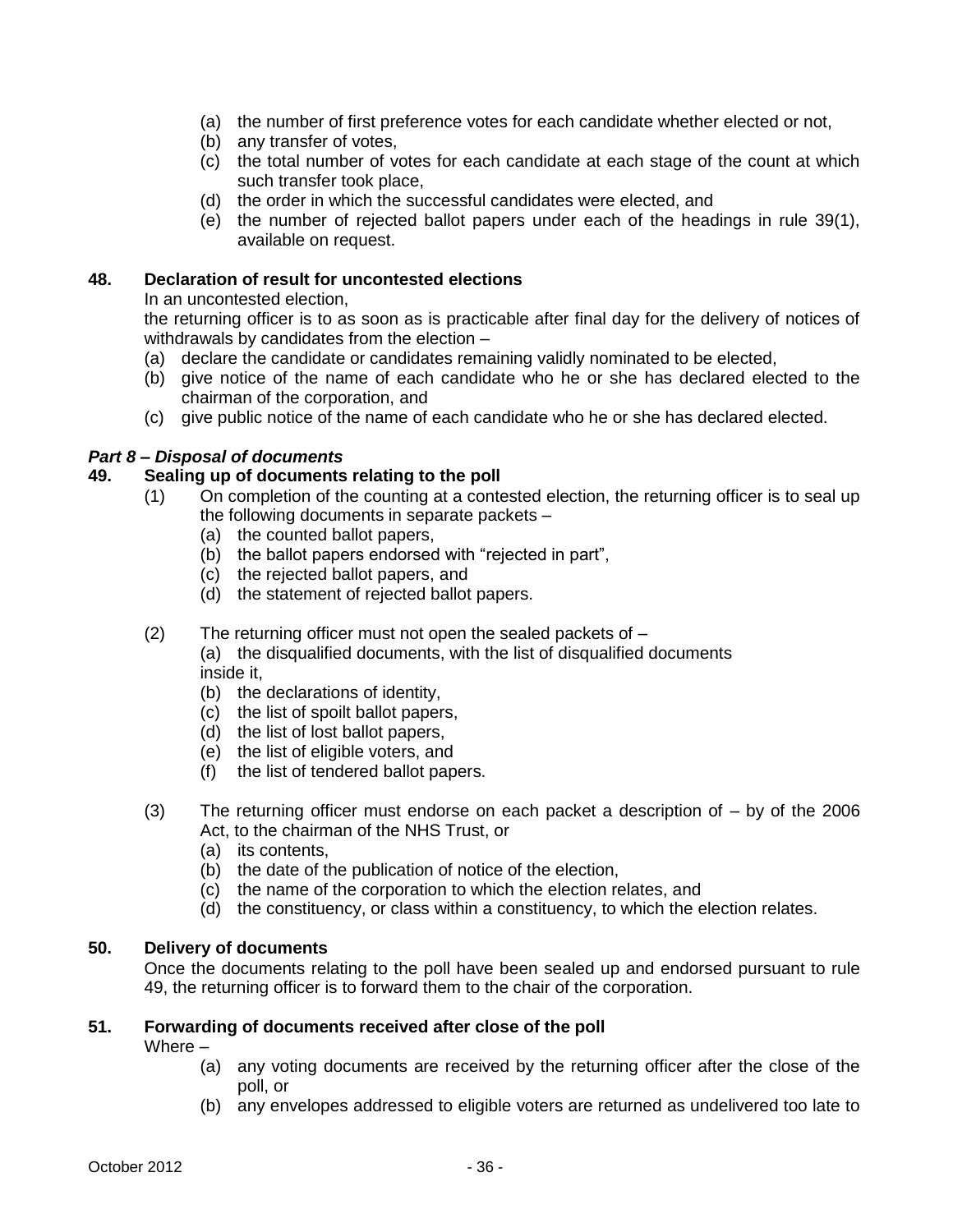(a) the number of first preference votes for each candidate whether elected or not,
(b) any transfer of votes,
(c) the total number of votes for each candidate at each stage of the count at which such transfer took place,
(d) the order in which the successful candidates were elected, and
(e) the number of rejected ballot papers under each of the headings in rule 39(1), available on request.

**48. Declaration of result for uncontested elections**

In an uncontested election,

the returning officer is to as soon as is practicable after final day for the delivery of notices of withdrawals by candidates from the election –

(a) declare the candidate or candidates remaining validly nominated to be elected,
(b) give notice of the name of each candidate who he or she has declared elected to the chairman of the corporation, and
(c) give public notice of the name of each candidate who he or she has declared elected.

***Part 8 – Disposal of documents***

**49. Sealing up of documents relating to the poll**

(1) On completion of the counting at a contested election, the returning officer is to seal up the following documents in separate packets –
(a) the counted ballot papers,
(b) the ballot papers endorsed with "rejected in part",
(c) the rejected ballot papers, and
(d) the statement of rejected ballot papers.

(2) The returning officer must not open the sealed packets of –
(a) the disqualified documents, with the list of disqualified documents inside it,
(b) the declarations of identity,
(c) the list of spoilt ballot papers,
(d) the list of lost ballot papers,
(e) the list of eligible voters, and
(f) the list of tendered ballot papers.

(3) The returning officer must endorse on each packet a description of – by of the 2006 Act, to the chairman of the NHS Trust, or
(a) its contents,
(b) the date of the publication of notice of the election,
(c) the name of the corporation to which the election relates, and
(d) the constituency, or class within a constituency, to which the election relates.

**50. Delivery of documents**

Once the documents relating to the poll have been sealed up and endorsed pursuant to rule 49, the returning officer is to forward them to the chair of the corporation.

**51. Forwarding of documents received after close of the poll**

Where –

(a) any voting documents are received by the returning officer after the close of the poll, or
(b) any envelopes addressed to eligible voters are returned as undelivered too late to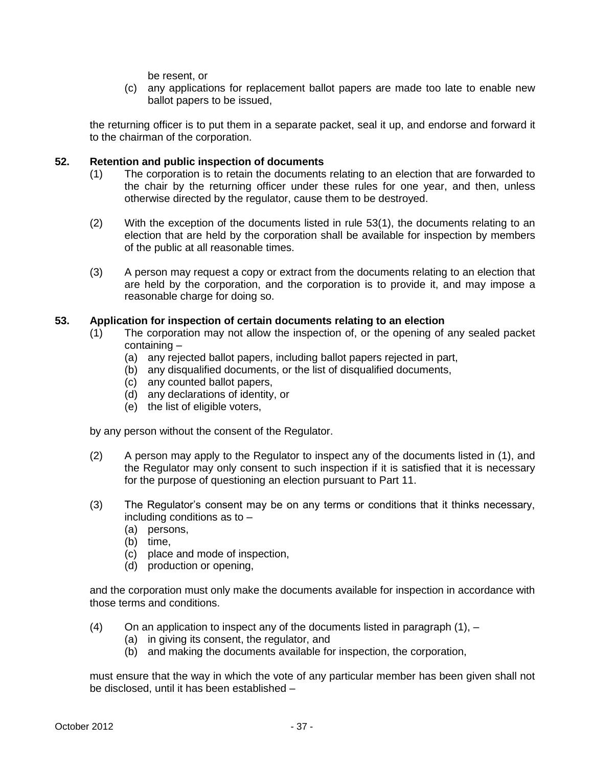be resent, or

(c) any applications for replacement ballot papers are made too late to enable new ballot papers to be issued,

the returning officer is to put them in a separate packet, seal it up, and endorse and forward it to the chairman of the corporation.

**52. Retention and public inspection of documents**

(1) The corporation is to retain the documents relating to an election that are forwarded to the chair by the returning officer under these rules for one year, and then, unless otherwise directed by the regulator, cause them to be destroyed.

(2) With the exception of the documents listed in rule 53(1), the documents relating to an election that are held by the corporation shall be available for inspection by members of the public at all reasonable times.

(3) A person may request a copy or extract from the documents relating to an election that are held by the corporation, and the corporation is to provide it, and may impose a reasonable charge for doing so.

**53. Application for inspection of certain documents relating to an election**

(1) The corporation may not allow the inspection of, or the opening of any sealed packet containing –
   (a) any rejected ballot papers, including ballot papers rejected in part,
   (b) any disqualified documents, or the list of disqualified documents,
   (c) any counted ballot papers,
   (d) any declarations of identity, or
   (e) the list of eligible voters,

by any person without the consent of the Regulator.

(2) A person may apply to the Regulator to inspect any of the documents listed in (1), and the Regulator may only consent to such inspection if it is satisfied that it is necessary for the purpose of questioning an election pursuant to Part 11.

(3) The Regulator's consent may be on any terms or conditions that it thinks necessary, including conditions as to –
   (a) persons,
   (b) time,
   (c) place and mode of inspection,
   (d) production or opening,

and the corporation must only make the documents available for inspection in accordance with those terms and conditions.

(4) On an application to inspect any of the documents listed in paragraph (1), –
   (a) in giving its consent, the regulator, and
   (b) and making the documents available for inspection, the corporation,

must ensure that the way in which the vote of any particular member has been given shall not be disclosed, until it has been established –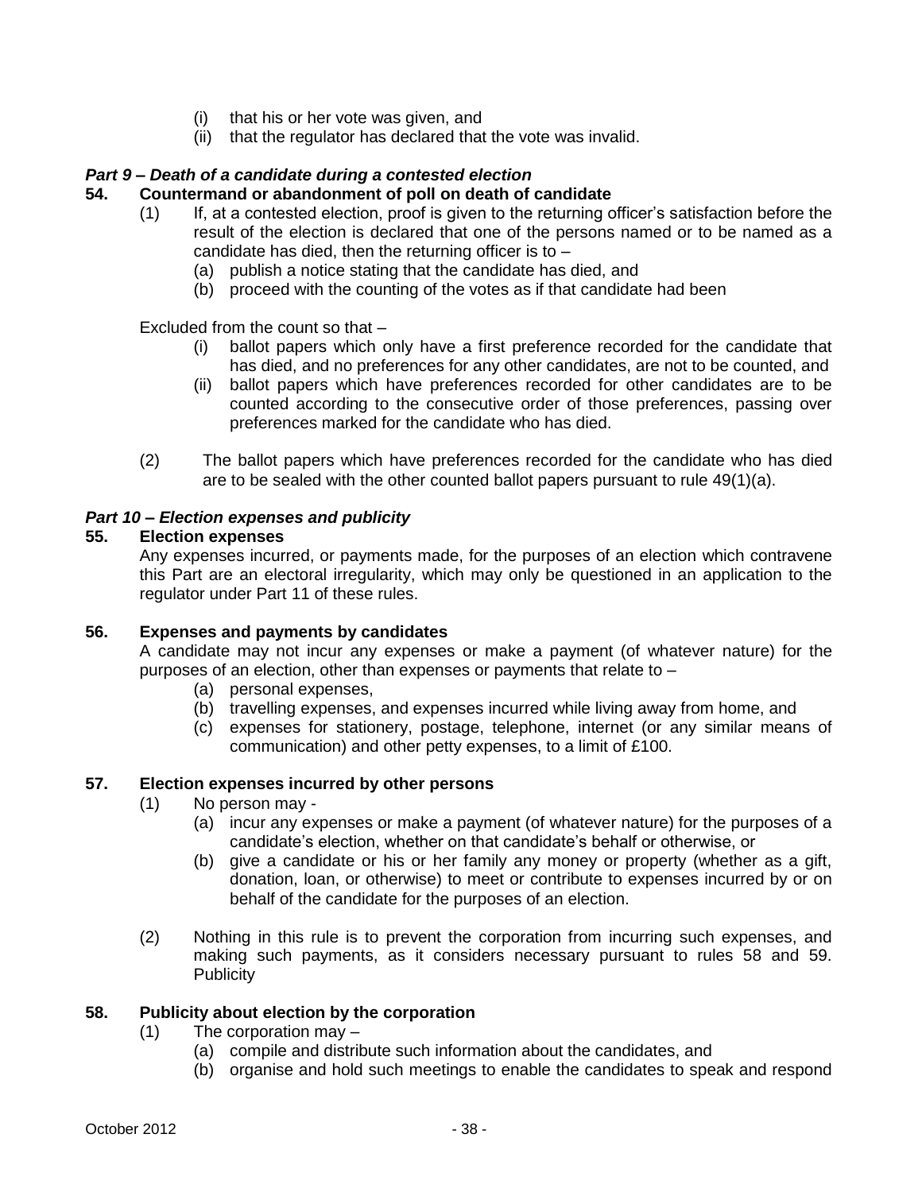(i) that his or her vote was given, and
(ii) that the regulator has declared that the vote was invalid.

### *Part 9 – Death of a candidate during a contested election*

**54. Countermand or abandonment of poll on death of candidate**

(1) If, at a contested election, proof is given to the returning officer's satisfaction before the result of the election is declared that one of the persons named or to be named as a candidate has died, then the returning officer is to –

(a) publish a notice stating that the candidate has died, and
(b) proceed with the counting of the votes as if that candidate had been

Excluded from the count so that –

(i) ballot papers which only have a first preference recorded for the candidate that has died, and no preferences for any other candidates, are not to be counted, and
(ii) ballot papers which have preferences recorded for other candidates are to be counted according to the consecutive order of those preferences, passing over preferences marked for the candidate who has died.

(2) The ballot papers which have preferences recorded for the candidate who has died are to be sealed with the other counted ballot papers pursuant to rule 49(1)(a).

### *Part 10 – Election expenses and publicity*

**55. Election expenses**

Any expenses incurred, or payments made, for the purposes of an election which contravene this Part are an electoral irregularity, which may only be questioned in an application to the regulator under Part 11 of these rules.

**56. Expenses and payments by candidates**

A candidate may not incur any expenses or make a payment (of whatever nature) for the purposes of an election, other than expenses or payments that relate to –

(a) personal expenses,
(b) travelling expenses, and expenses incurred while living away from home, and
(c) expenses for stationery, postage, telephone, internet (or any similar means of communication) and other petty expenses, to a limit of £100.

**57. Election expenses incurred by other persons**

(1) No person may -

(a) incur any expenses or make a payment (of whatever nature) for the purposes of a candidate's election, whether on that candidate's behalf or otherwise, or
(b) give a candidate or his or her family any money or property (whether as a gift, donation, loan, or otherwise) to meet or contribute to expenses incurred by or on behalf of the candidate for the purposes of an election.

(2) Nothing in this rule is to prevent the corporation from incurring such expenses, and making such payments, as it considers necessary pursuant to rules 58 and 59. Publicity

**58. Publicity about election by the corporation**

(1) The corporation may –

(a) compile and distribute such information about the candidates, and
(b) organise and hold such meetings to enable the candidates to speak and respond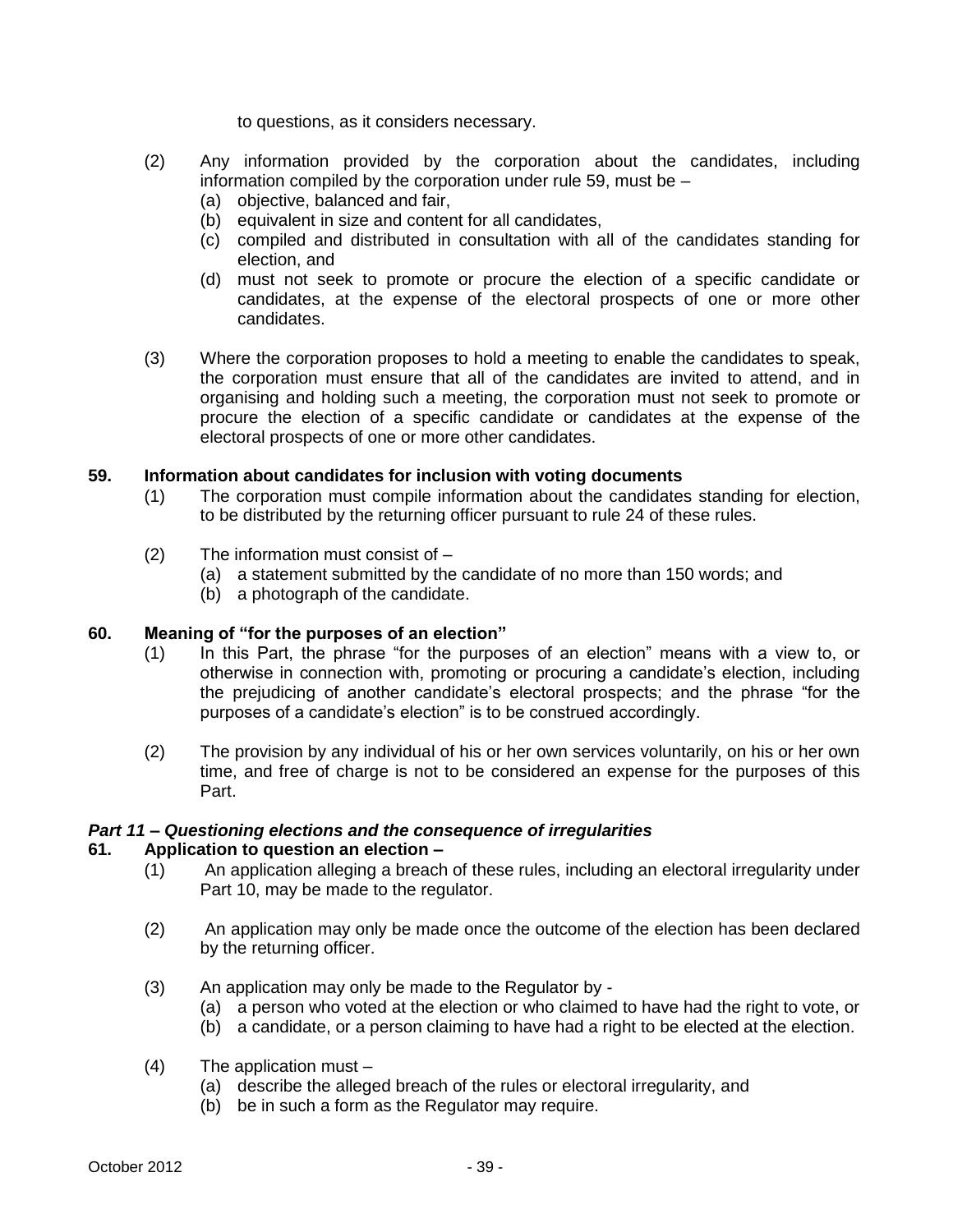to questions, as it considers necessary.

(2) Any information provided by the corporation about the candidates, including information compiled by the corporation under rule 59, must be –

(a) objective, balanced and fair,

(b) equivalent in size and content for all candidates,

(c) compiled and distributed in consultation with all of the candidates standing for election, and

(d) must not seek to promote or procure the election of a specific candidate or candidates, at the expense of the electoral prospects of one or more other candidates.

(3) Where the corporation proposes to hold a meeting to enable the candidates to speak, the corporation must ensure that all of the candidates are invited to attend, and in organising and holding such a meeting, the corporation must not seek to promote or procure the election of a specific candidate or candidates at the expense of the electoral prospects of one or more other candidates.

**59. Information about candidates for inclusion with voting documents**

(1) The corporation must compile information about the candidates standing for election, to be distributed by the returning officer pursuant to rule 24 of these rules.

(2) The information must consist of –

(a) a statement submitted by the candidate of no more than 150 words; and

(b) a photograph of the candidate.

**60. Meaning of "for the purposes of an election"**

(1) In this Part, the phrase "for the purposes of an election" means with a view to, or otherwise in connection with, promoting or procuring a candidate's election, including the prejudicing of another candidate's electoral prospects; and the phrase "for the purposes of a candidate's election" is to be construed accordingly.

(2) The provision by any individual of his or her own services voluntarily, on his or her own time, and free of charge is not to be considered an expense for the purposes of this Part.

***Part 11 – Questioning elections and the consequence of irregularities***

**61. Application to question an election –**

(1) An application alleging a breach of these rules, including an electoral irregularity under Part 10, may be made to the regulator.

(2) An application may only be made once the outcome of the election has been declared by the returning officer.

(3) An application may only be made to the Regulator by -

(a) a person who voted at the election or who claimed to have had the right to vote, or

(b) a candidate, or a person claiming to have had a right to be elected at the election.

(4) The application must –

(a) describe the alleged breach of the rules or electoral irregularity, and

(b) be in such a form as the Regulator may require.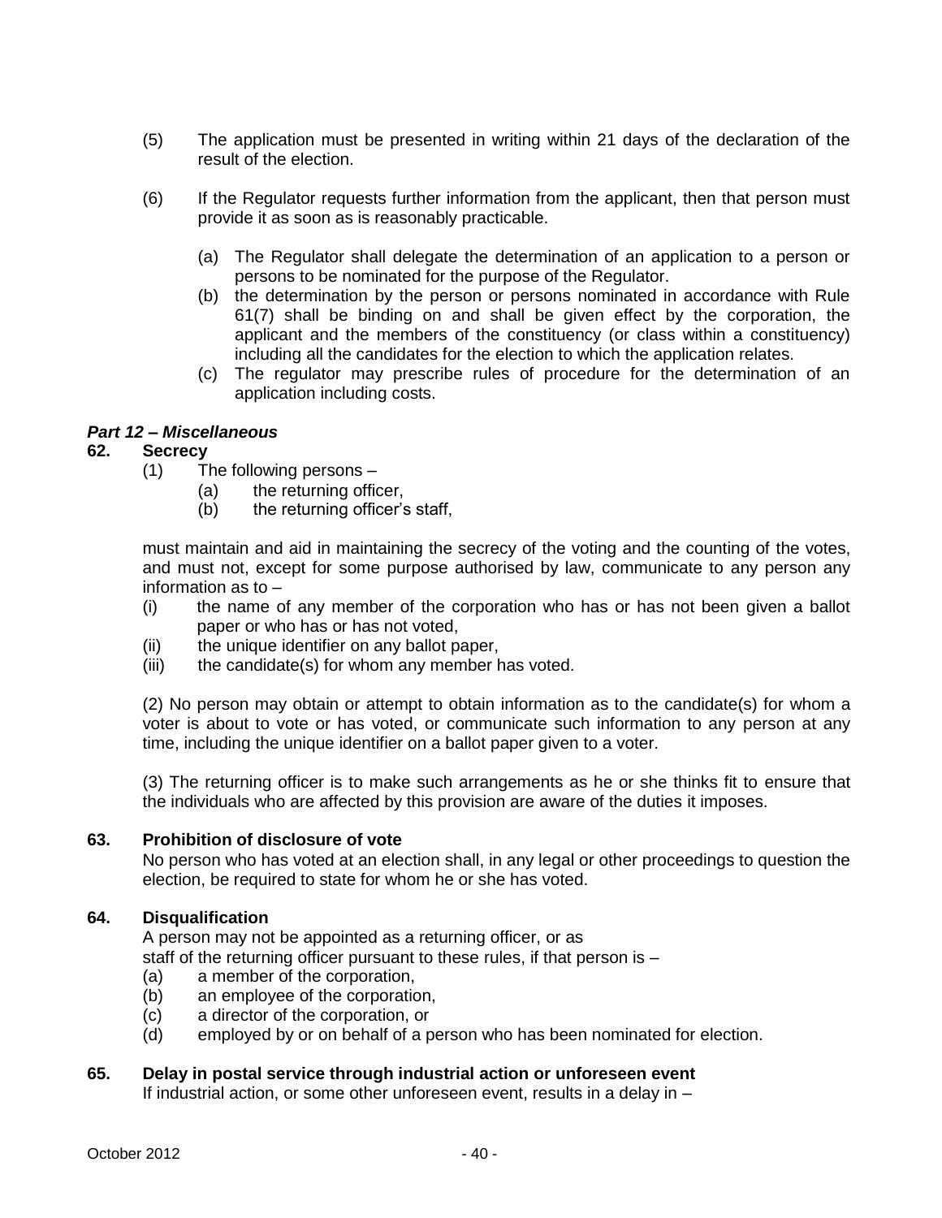(5) The application must be presented in writing within 21 days of the declaration of the result of the election.

(6) If the Regulator requests further information from the applicant, then that person must provide it as soon as is reasonably practicable.

(a) The Regulator shall delegate the determination of an application to a person or persons to be nominated for the purpose of the Regulator.
(b) the determination by the person or persons nominated in accordance with Rule 61(7) shall be binding on and shall be given effect by the corporation, the applicant and the members of the constituency (or class within a constituency) including all the candidates for the election to which the application relates.
(c) The regulator may prescribe rules of procedure for the determination of an application including costs.

### *Part 12 – Miscellaneous*

### 62. Secrecy

(1) The following persons –
  (a) the returning officer,
  (b) the returning officer's staff,

must maintain and aid in maintaining the secrecy of the voting and the counting of the votes, and must not, except for some purpose authorised by law, communicate to any person any information as to –
(i) the name of any member of the corporation who has or has not been given a ballot paper or who has or has not voted,
(ii) the unique identifier on any ballot paper,
(iii) the candidate(s) for whom any member has voted.

(2) No person may obtain or attempt to obtain information as to the candidate(s) for whom a voter is about to vote or has voted, or communicate such information to any person at any time, including the unique identifier on a ballot paper given to a voter.

(3) The returning officer is to make such arrangements as he or she thinks fit to ensure that the individuals who are affected by this provision are aware of the duties it imposes.

### 63. Prohibition of disclosure of vote

No person who has voted at an election shall, in any legal or other proceedings to question the election, be required to state for whom he or she has voted.

### 64. Disqualification

A person may not be appointed as a returning officer, or as
staff of the returning officer pursuant to these rules, if that person is –
(a) a member of the corporation,
(b) an employee of the corporation,
(c) a director of the corporation, or
(d) employed by or on behalf of a person who has been nominated for election.

### 65. Delay in postal service through industrial action or unforeseen event

If industrial action, or some other unforeseen event, results in a delay in –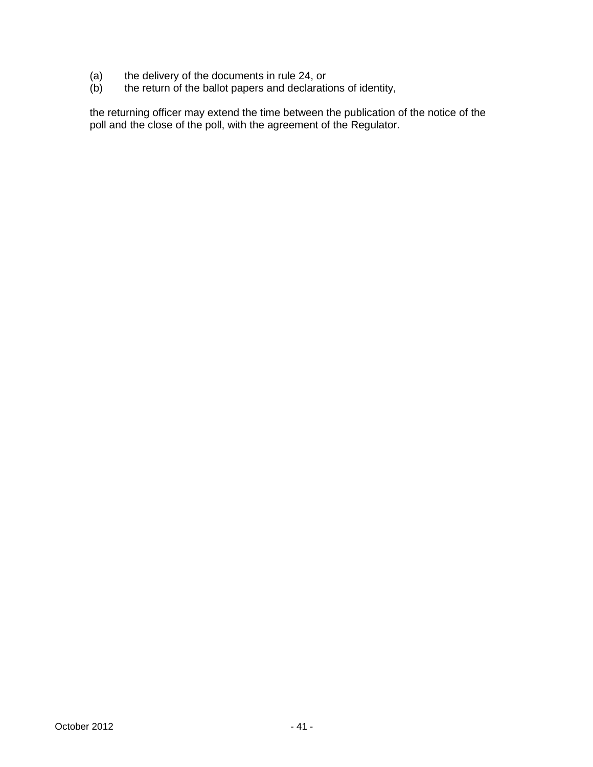(a) the delivery of the documents in rule 24, or
(b) the return of the ballot papers and declarations of identity,

the returning officer may extend the time between the publication of the notice of the poll and the close of the poll, with the agreement of the Regulator.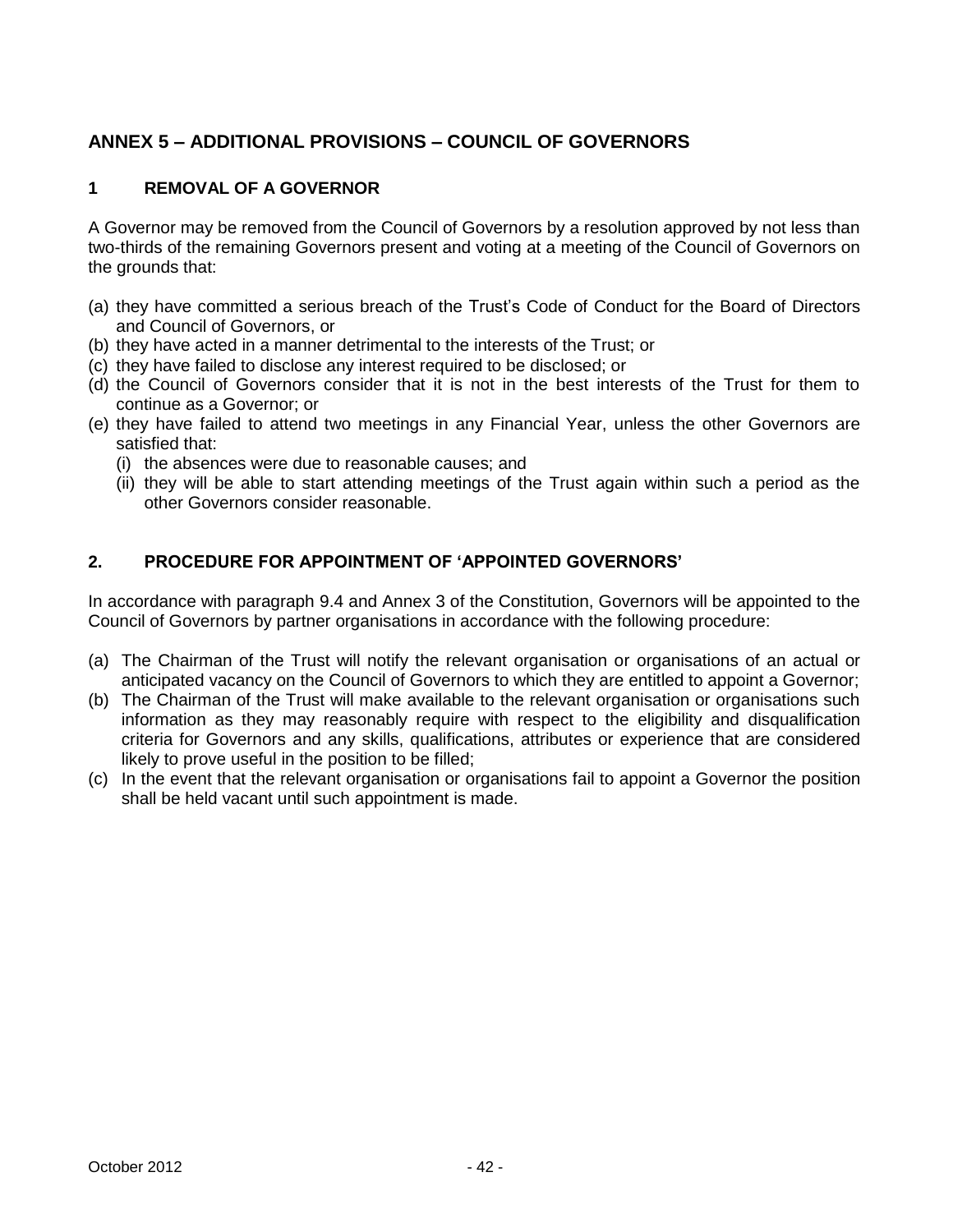# ANNEX 5 – ADDITIONAL PROVISIONS – COUNCIL OF GOVERNORS

## 1 REMOVAL OF A GOVERNOR

A Governor may be removed from the Council of Governors by a resolution approved by not less than two-thirds of the remaining Governors present and voting at a meeting of the Council of Governors on the grounds that:

(a) they have committed a serious breach of the Trust's Code of Conduct for the Board of Directors and Council of Governors, or
(b) they have acted in a manner detrimental to the interests of the Trust; or
(c) they have failed to disclose any interest required to be disclosed; or
(d) the Council of Governors consider that it is not in the best interests of the Trust for them to continue as a Governor; or
(e) they have failed to attend two meetings in any Financial Year, unless the other Governors are satisfied that:
    (i) the absences were due to reasonable causes; and
    (ii) they will be able to start attending meetings of the Trust again within such a period as the other Governors consider reasonable.

## 2. PROCEDURE FOR APPOINTMENT OF 'APPOINTED GOVERNORS'

In accordance with paragraph 9.4 and Annex 3 of the Constitution, Governors will be appointed to the Council of Governors by partner organisations in accordance with the following procedure:

(a) The Chairman of the Trust will notify the relevant organisation or organisations of an actual or anticipated vacancy on the Council of Governors to which they are entitled to appoint a Governor;
(b) The Chairman of the Trust will make available to the relevant organisation or organisations such information as they may reasonably require with respect to the eligibility and disqualification criteria for Governors and any skills, qualifications, attributes or experience that are considered likely to prove useful in the position to be filled;
(c) In the event that the relevant organisation or organisations fail to appoint a Governor the position shall be held vacant until such appointment is made.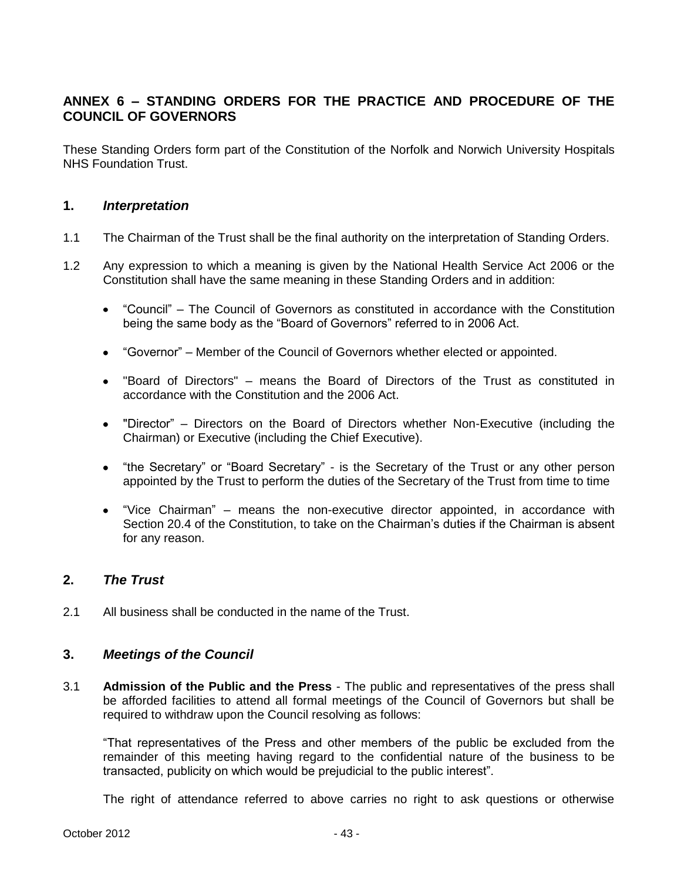## ANNEX 6 – STANDING ORDERS FOR THE PRACTICE AND PROCEDURE OF THE COUNCIL OF GOVERNORS

These Standing Orders form part of the Constitution of the Norfolk and Norwich University Hospitals NHS Foundation Trust.

### 1. *Interpretation*

1.1 The Chairman of the Trust shall be the final authority on the interpretation of Standing Orders.

1.2 Any expression to which a meaning is given by the National Health Service Act 2006 or the Constitution shall have the same meaning in these Standing Orders and in addition:

- "Council" – The Council of Governors as constituted in accordance with the Constitution being the same body as the "Board of Governors" referred to in 2006 Act.
- "Governor" – Member of the Council of Governors whether elected or appointed.
- "Board of Directors" – means the Board of Directors of the Trust as constituted in accordance with the Constitution and the 2006 Act.
- "Director" – Directors on the Board of Directors whether Non-Executive (including the Chairman) or Executive (including the Chief Executive).
- "the Secretary" or "Board Secretary" - is the Secretary of the Trust or any other person appointed by the Trust to perform the duties of the Secretary of the Trust from time to time
- "Vice Chairman" – means the non-executive director appointed, in accordance with Section 20.4 of the Constitution, to take on the Chairman's duties if the Chairman is absent for any reason.

### 2. *The Trust*

2.1 All business shall be conducted in the name of the Trust.

### 3. *Meetings of the Council*

3.1 **Admission of the Public and the Press** - The public and representatives of the press shall be afforded facilities to attend all formal meetings of the Council of Governors but shall be required to withdraw upon the Council resolving as follows:

"That representatives of the Press and other members of the public be excluded from the remainder of this meeting having regard to the confidential nature of the business to be transacted, publicity on which would be prejudicial to the public interest".

The right of attendance referred to above carries no right to ask questions or otherwise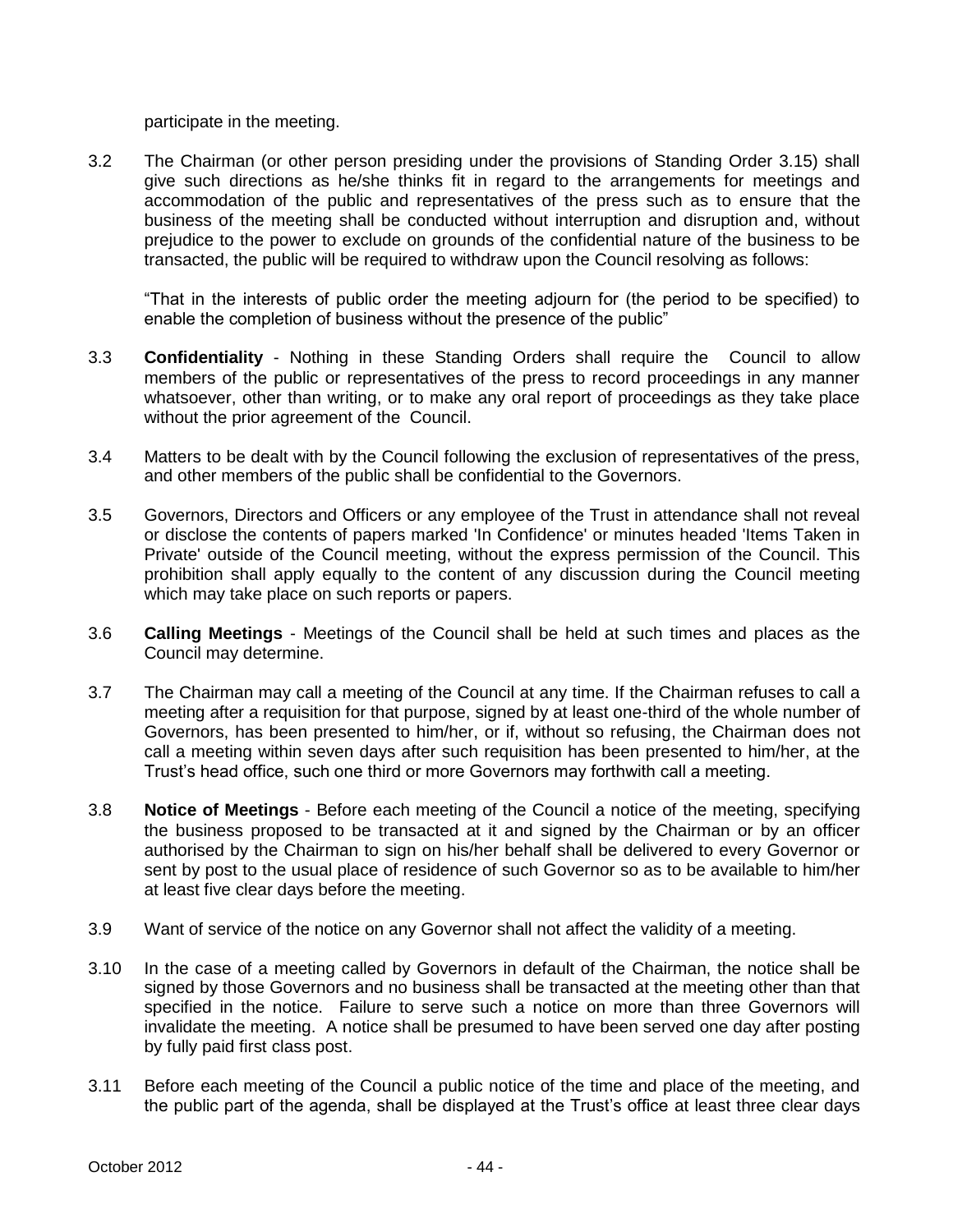participate in the meeting.

3.2 The Chairman (or other person presiding under the provisions of Standing Order 3.15) shall give such directions as he/she thinks fit in regard to the arrangements for meetings and accommodation of the public and representatives of the press such as to ensure that the business of the meeting shall be conducted without interruption and disruption and, without prejudice to the power to exclude on grounds of the confidential nature of the business to be transacted, the public will be required to withdraw upon the Council resolving as follows:

"That in the interests of public order the meeting adjourn for (the period to be specified) to enable the completion of business without the presence of the public"

3.3 **Confidentiality** - Nothing in these Standing Orders shall require the Council to allow members of the public or representatives of the press to record proceedings in any manner whatsoever, other than writing, or to make any oral report of proceedings as they take place without the prior agreement of the Council.

3.4 Matters to be dealt with by the Council following the exclusion of representatives of the press, and other members of the public shall be confidential to the Governors.

3.5 Governors, Directors and Officers or any employee of the Trust in attendance shall not reveal or disclose the contents of papers marked 'In Confidence' or minutes headed 'Items Taken in Private' outside of the Council meeting, without the express permission of the Council. This prohibition shall apply equally to the content of any discussion during the Council meeting which may take place on such reports or papers.

3.6 **Calling Meetings** - Meetings of the Council shall be held at such times and places as the Council may determine.

3.7 The Chairman may call a meeting of the Council at any time. If the Chairman refuses to call a meeting after a requisition for that purpose, signed by at least one-third of the whole number of Governors, has been presented to him/her, or if, without so refusing, the Chairman does not call a meeting within seven days after such requisition has been presented to him/her, at the Trust's head office, such one third or more Governors may forthwith call a meeting.

3.8 **Notice of Meetings** - Before each meeting of the Council a notice of the meeting, specifying the business proposed to be transacted at it and signed by the Chairman or by an officer authorised by the Chairman to sign on his/her behalf shall be delivered to every Governor or sent by post to the usual place of residence of such Governor so as to be available to him/her at least five clear days before the meeting.

3.9 Want of service of the notice on any Governor shall not affect the validity of a meeting.

3.10 In the case of a meeting called by Governors in default of the Chairman, the notice shall be signed by those Governors and no business shall be transacted at the meeting other than that specified in the notice. Failure to serve such a notice on more than three Governors will invalidate the meeting. A notice shall be presumed to have been served one day after posting by fully paid first class post.

3.11 Before each meeting of the Council a public notice of the time and place of the meeting, and the public part of the agenda, shall be displayed at the Trust's office at least three clear days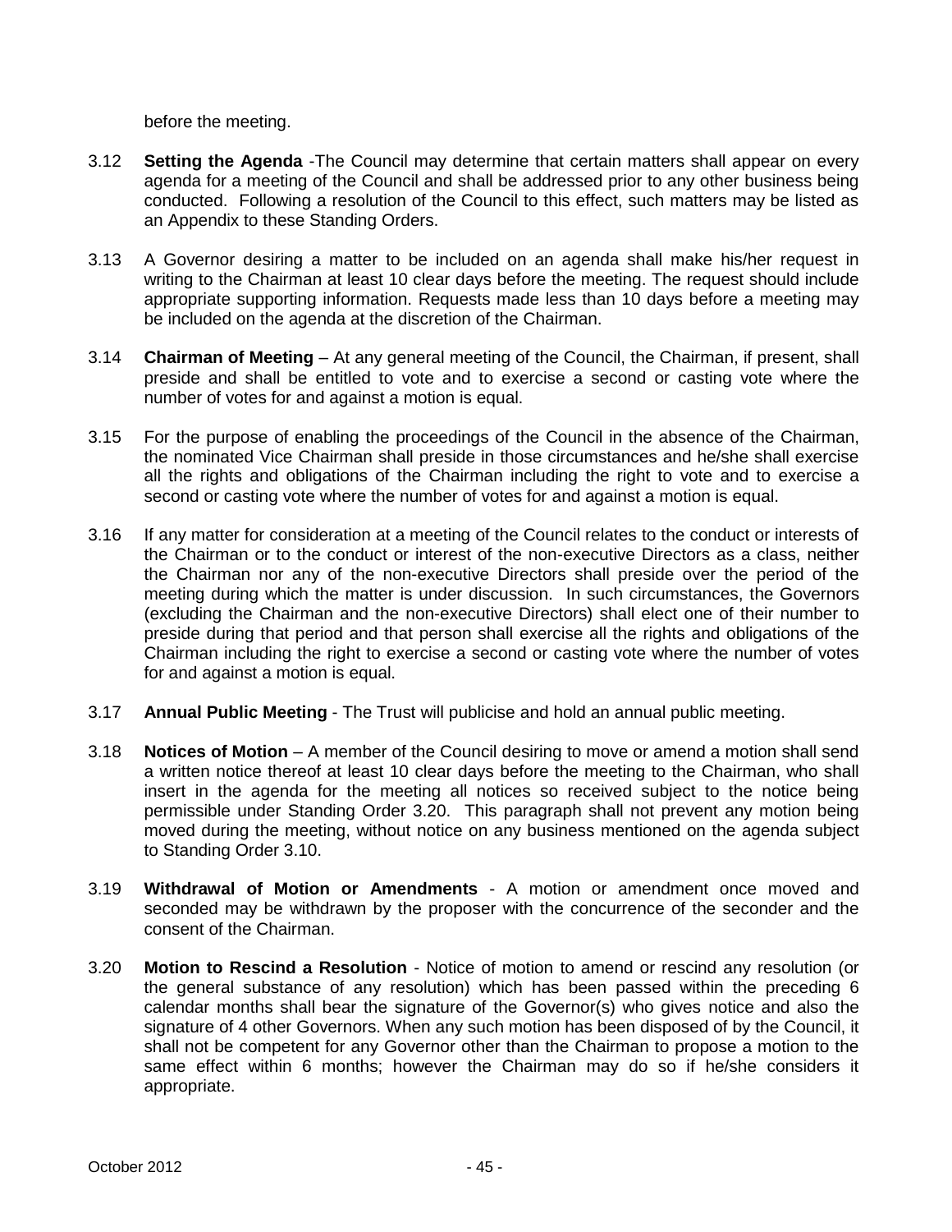before the meeting.

3.12 **Setting the Agenda** -The Council may determine that certain matters shall appear on every agenda for a meeting of the Council and shall be addressed prior to any other business being conducted. Following a resolution of the Council to this effect, such matters may be listed as an Appendix to these Standing Orders.

3.13 A Governor desiring a matter to be included on an agenda shall make his/her request in writing to the Chairman at least 10 clear days before the meeting. The request should include appropriate supporting information. Requests made less than 10 days before a meeting may be included on the agenda at the discretion of the Chairman.

3.14 **Chairman of Meeting** – At any general meeting of the Council, the Chairman, if present, shall preside and shall be entitled to vote and to exercise a second or casting vote where the number of votes for and against a motion is equal.

3.15 For the purpose of enabling the proceedings of the Council in the absence of the Chairman, the nominated Vice Chairman shall preside in those circumstances and he/she shall exercise all the rights and obligations of the Chairman including the right to vote and to exercise a second or casting vote where the number of votes for and against a motion is equal.

3.16 If any matter for consideration at a meeting of the Council relates to the conduct or interests of the Chairman or to the conduct or interest of the non-executive Directors as a class, neither the Chairman nor any of the non-executive Directors shall preside over the period of the meeting during which the matter is under discussion. In such circumstances, the Governors (excluding the Chairman and the non-executive Directors) shall elect one of their number to preside during that period and that person shall exercise all the rights and obligations of the Chairman including the right to exercise a second or casting vote where the number of votes for and against a motion is equal.

3.17 **Annual Public Meeting** - The Trust will publicise and hold an annual public meeting.

3.18 **Notices of Motion** – A member of the Council desiring to move or amend a motion shall send a written notice thereof at least 10 clear days before the meeting to the Chairman, who shall insert in the agenda for the meeting all notices so received subject to the notice being permissible under Standing Order 3.20. This paragraph shall not prevent any motion being moved during the meeting, without notice on any business mentioned on the agenda subject to Standing Order 3.10.

3.19 **Withdrawal of Motion or Amendments** - A motion or amendment once moved and seconded may be withdrawn by the proposer with the concurrence of the seconder and the consent of the Chairman.

3.20 **Motion to Rescind a Resolution** - Notice of motion to amend or rescind any resolution (or the general substance of any resolution) which has been passed within the preceding 6 calendar months shall bear the signature of the Governor(s) who gives notice and also the signature of 4 other Governors. When any such motion has been disposed of by the Council, it shall not be competent for any Governor other than the Chairman to propose a motion to the same effect within 6 months; however the Chairman may do so if he/she considers it appropriate.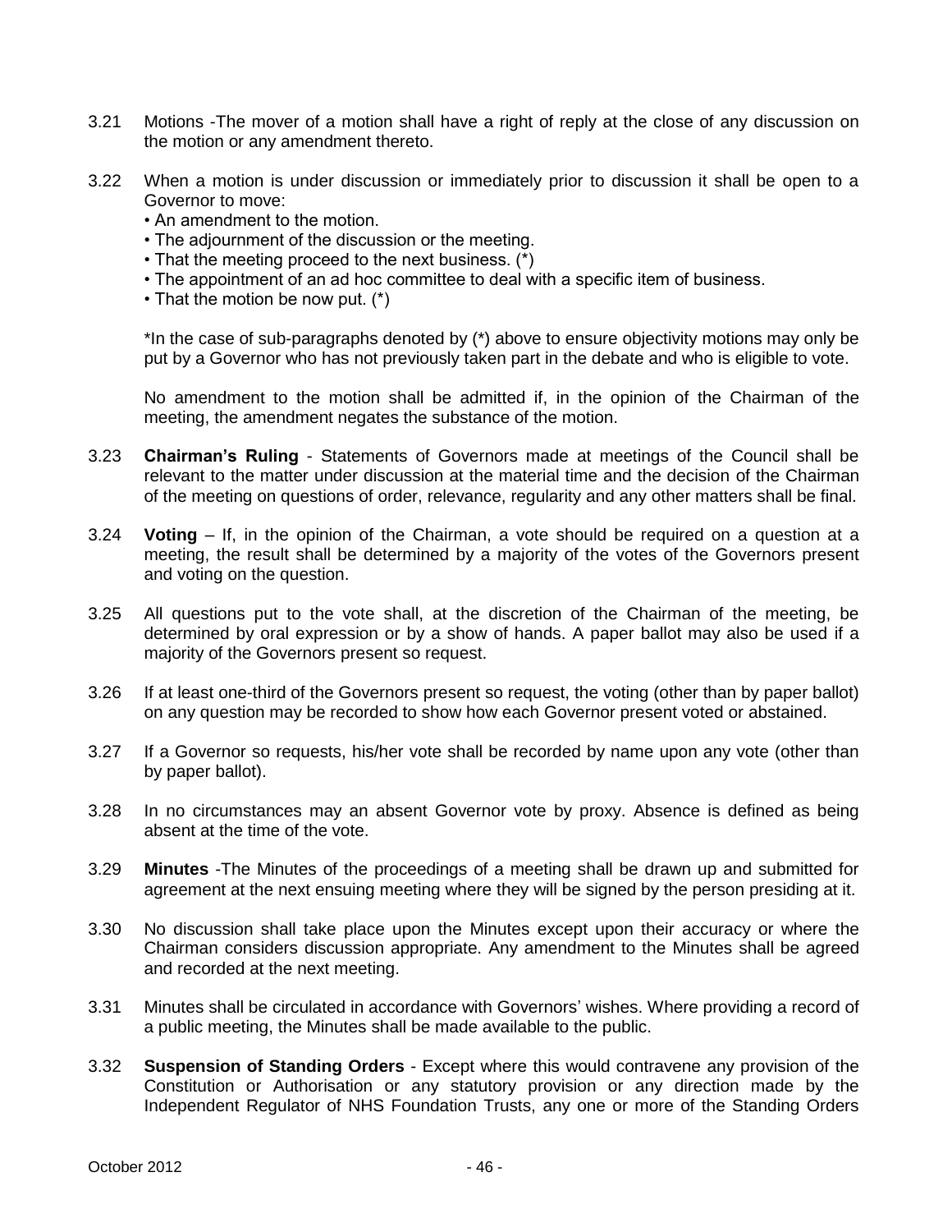3.21 Motions -The mover of a motion shall have a right of reply at the close of any discussion on the motion or any amendment thereto.

3.22 When a motion is under discussion or immediately prior to discussion it shall be open to a Governor to move:

- An amendment to the motion.
- The adjournment of the discussion or the meeting.
- That the meeting proceed to the next business. (*)
- The appointment of an ad hoc committee to deal with a specific item of business.
- That the motion be now put. (*)

*In the case of sub-paragraphs denoted by (*) above to ensure objectivity motions may only be put by a Governor who has not previously taken part in the debate and who is eligible to vote.

No amendment to the motion shall be admitted if, in the opinion of the Chairman of the meeting, the amendment negates the substance of the motion.

3.23 **Chairman's Ruling** - Statements of Governors made at meetings of the Council shall be relevant to the matter under discussion at the material time and the decision of the Chairman of the meeting on questions of order, relevance, regularity and any other matters shall be final.

3.24 **Voting** – If, in the opinion of the Chairman, a vote should be required on a question at a meeting, the result shall be determined by a majority of the votes of the Governors present and voting on the question.

3.25 All questions put to the vote shall, at the discretion of the Chairman of the meeting, be determined by oral expression or by a show of hands. A paper ballot may also be used if a majority of the Governors present so request.

3.26 If at least one-third of the Governors present so request, the voting (other than by paper ballot) on any question may be recorded to show how each Governor present voted or abstained.

3.27 If a Governor so requests, his/her vote shall be recorded by name upon any vote (other than by paper ballot).

3.28 In no circumstances may an absent Governor vote by proxy. Absence is defined as being absent at the time of the vote.

3.29 **Minutes** -The Minutes of the proceedings of a meeting shall be drawn up and submitted for agreement at the next ensuing meeting where they will be signed by the person presiding at it.

3.30 No discussion shall take place upon the Minutes except upon their accuracy or where the Chairman considers discussion appropriate. Any amendment to the Minutes shall be agreed and recorded at the next meeting.

3.31 Minutes shall be circulated in accordance with Governors' wishes. Where providing a record of a public meeting, the Minutes shall be made available to the public.

3.32 **Suspension of Standing Orders** - Except where this would contravene any provision of the Constitution or Authorisation or any statutory provision or any direction made by the Independent Regulator of NHS Foundation Trusts, any one or more of the Standing Orders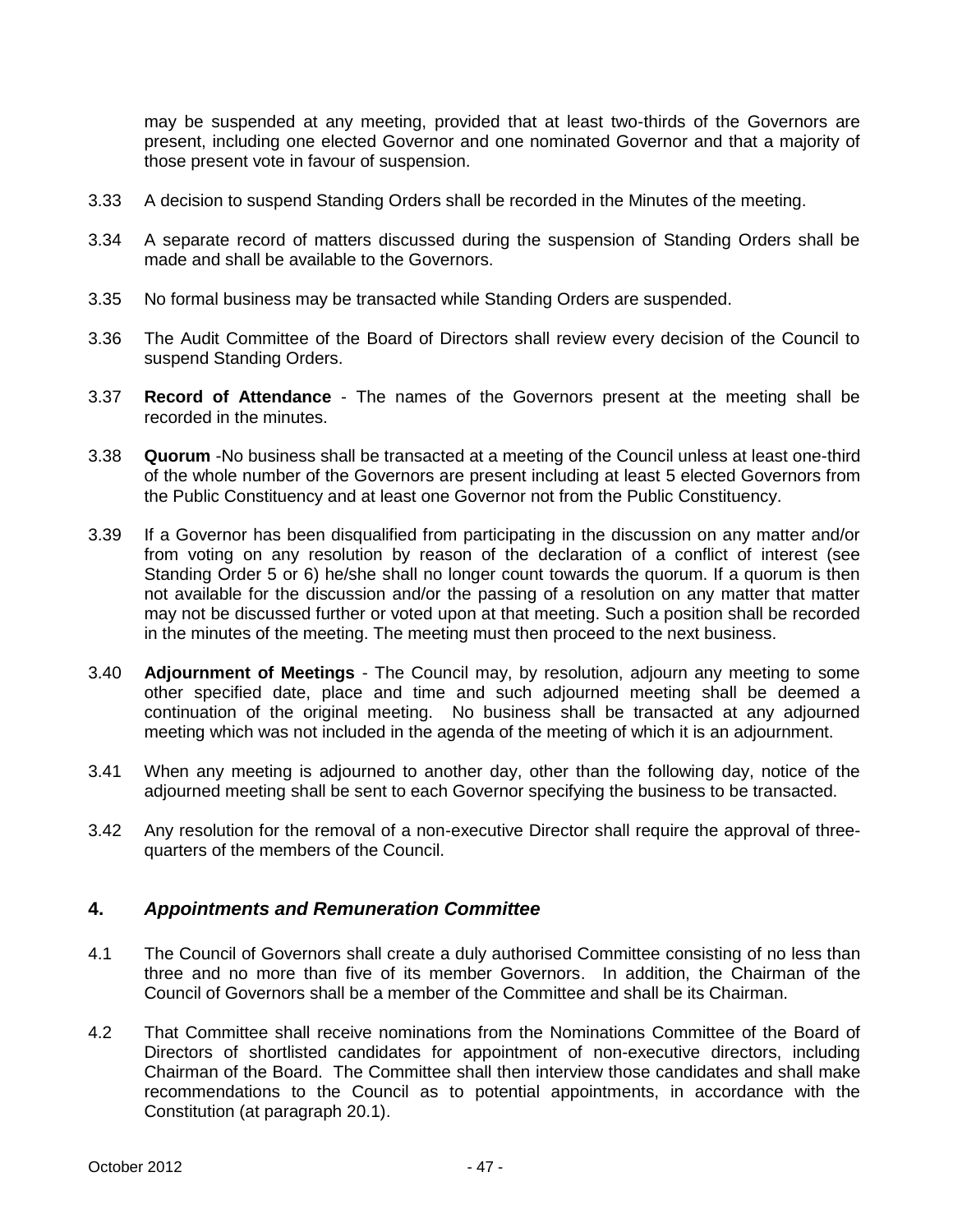may be suspended at any meeting, provided that at least two-thirds of the Governors are present, including one elected Governor and one nominated Governor and that a majority of those present vote in favour of suspension.

3.33 A decision to suspend Standing Orders shall be recorded in the Minutes of the meeting.

3.34 A separate record of matters discussed during the suspension of Standing Orders shall be made and shall be available to the Governors.

3.35 No formal business may be transacted while Standing Orders are suspended.

3.36 The Audit Committee of the Board of Directors shall review every decision of the Council to suspend Standing Orders.

3.37 **Record of Attendance** - The names of the Governors present at the meeting shall be recorded in the minutes.

3.38 **Quorum** -No business shall be transacted at a meeting of the Council unless at least one-third of the whole number of the Governors are present including at least 5 elected Governors from the Public Constituency and at least one Governor not from the Public Constituency.

3.39 If a Governor has been disqualified from participating in the discussion on any matter and/or from voting on any resolution by reason of the declaration of a conflict of interest (see Standing Order 5 or 6) he/she shall no longer count towards the quorum. If a quorum is then not available for the discussion and/or the passing of a resolution on any matter that matter may not be discussed further or voted upon at that meeting. Such a position shall be recorded in the minutes of the meeting. The meeting must then proceed to the next business.

3.40 **Adjournment of Meetings** - The Council may, by resolution, adjourn any meeting to some other specified date, place and time and such adjourned meeting shall be deemed a continuation of the original meeting. No business shall be transacted at any adjourned meeting which was not included in the agenda of the meeting of which it is an adjournment.

3.41 When any meeting is adjourned to another day, other than the following day, notice of the adjourned meeting shall be sent to each Governor specifying the business to be transacted.

3.42 Any resolution for the removal of a non-executive Director shall require the approval of three-quarters of the members of the Council.

## 4. *Appointments and Remuneration Committee*

4.1 The Council of Governors shall create a duly authorised Committee consisting of no less than three and no more than five of its member Governors. In addition, the Chairman of the Council of Governors shall be a member of the Committee and shall be its Chairman.

4.2 That Committee shall receive nominations from the Nominations Committee of the Board of Directors of shortlisted candidates for appointment of non-executive directors, including Chairman of the Board. The Committee shall then interview those candidates and shall make recommendations to the Council as to potential appointments, in accordance with the Constitution (at paragraph 20.1).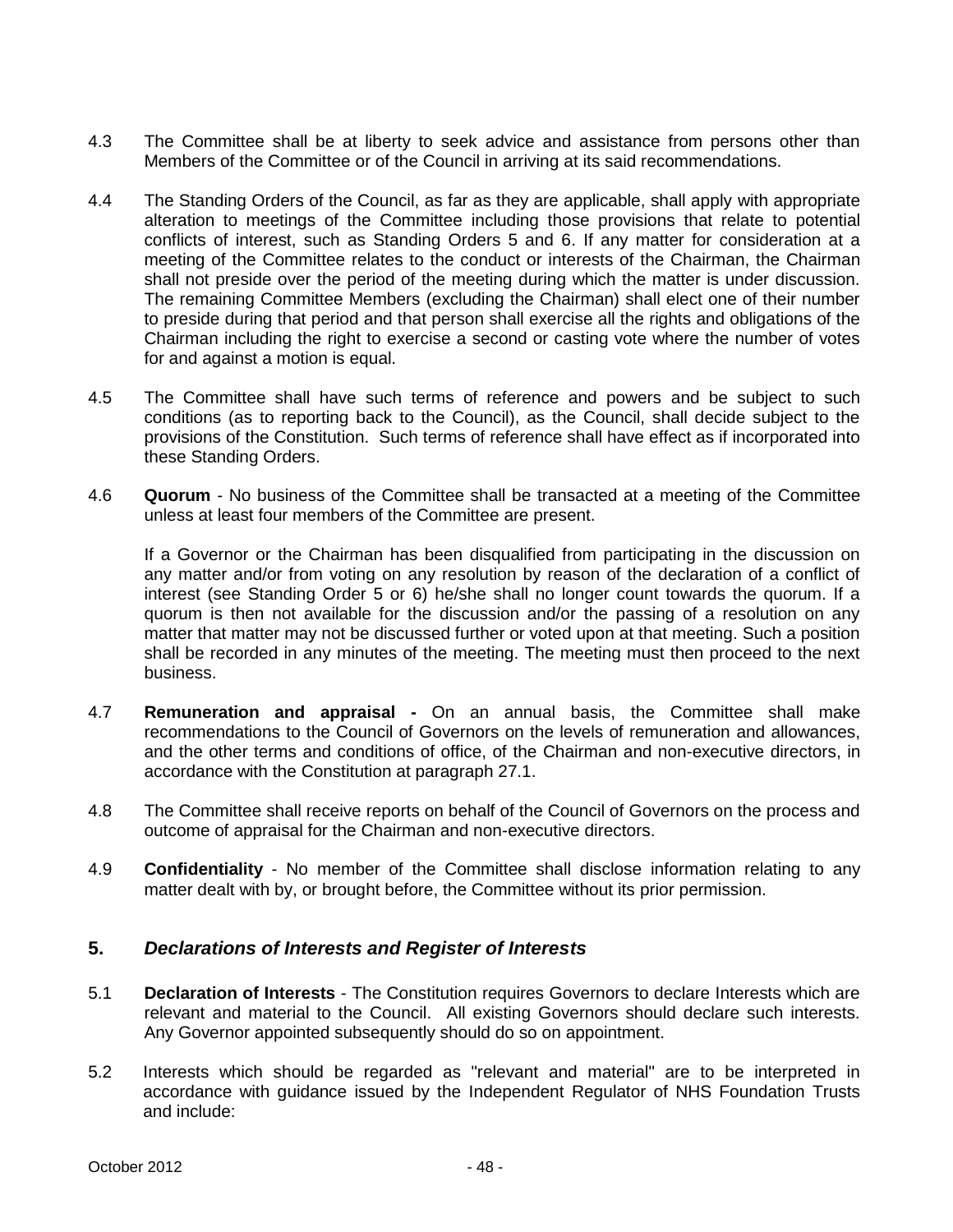4.3 The Committee shall be at liberty to seek advice and assistance from persons other than Members of the Committee or of the Council in arriving at its said recommendations.

4.4 The Standing Orders of the Council, as far as they are applicable, shall apply with appropriate alteration to meetings of the Committee including those provisions that relate to potential conflicts of interest, such as Standing Orders 5 and 6. If any matter for consideration at a meeting of the Committee relates to the conduct or interests of the Chairman, the Chairman shall not preside over the period of the meeting during which the matter is under discussion. The remaining Committee Members (excluding the Chairman) shall elect one of their number to preside during that period and that person shall exercise all the rights and obligations of the Chairman including the right to exercise a second or casting vote where the number of votes for and against a motion is equal.

4.5 The Committee shall have such terms of reference and powers and be subject to such conditions (as to reporting back to the Council), as the Council, shall decide subject to the provisions of the Constitution. Such terms of reference shall have effect as if incorporated into these Standing Orders.

4.6 **Quorum** - No business of the Committee shall be transacted at a meeting of the Committee unless at least four members of the Committee are present.

If a Governor or the Chairman has been disqualified from participating in the discussion on any matter and/or from voting on any resolution by reason of the declaration of a conflict of interest (see Standing Order 5 or 6) he/she shall no longer count towards the quorum. If a quorum is then not available for the discussion and/or the passing of a resolution on any matter that matter may not be discussed further or voted upon at that meeting. Such a position shall be recorded in any minutes of the meeting. The meeting must then proceed to the next business.

4.7 **Remuneration and appraisal -** On an annual basis, the Committee shall make recommendations to the Council of Governors on the levels of remuneration and allowances, and the other terms and conditions of office, of the Chairman and non-executive directors, in accordance with the Constitution at paragraph 27.1.

4.8 The Committee shall receive reports on behalf of the Council of Governors on the process and outcome of appraisal for the Chairman and non-executive directors.

4.9 **Confidentiality** - No member of the Committee shall disclose information relating to any matter dealt with by, or brought before, the Committee without its prior permission.

## 5. *Declarations of Interests and Register of Interests*

5.1 **Declaration of Interests** - The Constitution requires Governors to declare Interests which are relevant and material to the Council. All existing Governors should declare such interests. Any Governor appointed subsequently should do so on appointment.

5.2 Interests which should be regarded as "relevant and material" are to be interpreted in accordance with guidance issued by the Independent Regulator of NHS Foundation Trusts and include: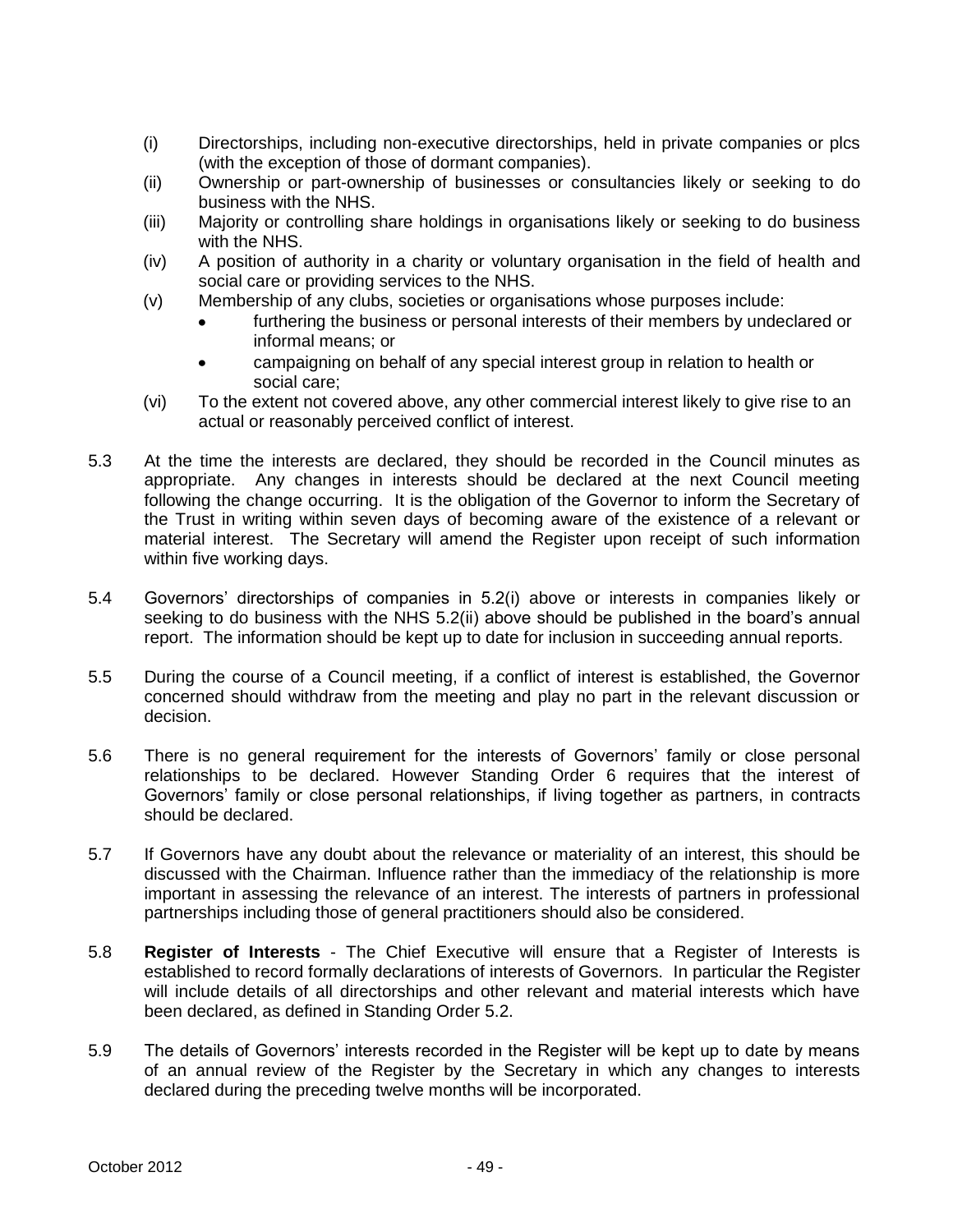(i) Directorships, including non-executive directorships, held in private companies or plcs (with the exception of those of dormant companies).

(ii) Ownership or part-ownership of businesses or consultancies likely or seeking to do business with the NHS.

(iii) Majority or controlling share holdings in organisations likely or seeking to do business with the NHS.

(iv) A position of authority in a charity or voluntary organisation in the field of health and social care or providing services to the NHS.

(v) Membership of any clubs, societies or organisations whose purposes include:
   - furthering the business or personal interests of their members by undeclared or informal means; or
   - campaigning on behalf of any special interest group in relation to health or social care;

(vi) To the extent not covered above, any other commercial interest likely to give rise to an actual or reasonably perceived conflict of interest.

5.3 At the time the interests are declared, they should be recorded in the Council minutes as appropriate. Any changes in interests should be declared at the next Council meeting following the change occurring. It is the obligation of the Governor to inform the Secretary of the Trust in writing within seven days of becoming aware of the existence of a relevant or material interest. The Secretary will amend the Register upon receipt of such information within five working days.

5.4 Governors' directorships of companies in 5.2(i) above or interests in companies likely or seeking to do business with the NHS 5.2(ii) above should be published in the board's annual report. The information should be kept up to date for inclusion in succeeding annual reports.

5.5 During the course of a Council meeting, if a conflict of interest is established, the Governor concerned should withdraw from the meeting and play no part in the relevant discussion or decision.

5.6 There is no general requirement for the interests of Governors' family or close personal relationships to be declared. However Standing Order 6 requires that the interest of Governors' family or close personal relationships, if living together as partners, in contracts should be declared.

5.7 If Governors have any doubt about the relevance or materiality of an interest, this should be discussed with the Chairman. Influence rather than the immediacy of the relationship is more important in assessing the relevance of an interest. The interests of partners in professional partnerships including those of general practitioners should also be considered.

5.8 **Register of Interests** - The Chief Executive will ensure that a Register of Interests is established to record formally declarations of interests of Governors. In particular the Register will include details of all directorships and other relevant and material interests which have been declared, as defined in Standing Order 5.2.

5.9 The details of Governors' interests recorded in the Register will be kept up to date by means of an annual review of the Register by the Secretary in which any changes to interests declared during the preceding twelve months will be incorporated.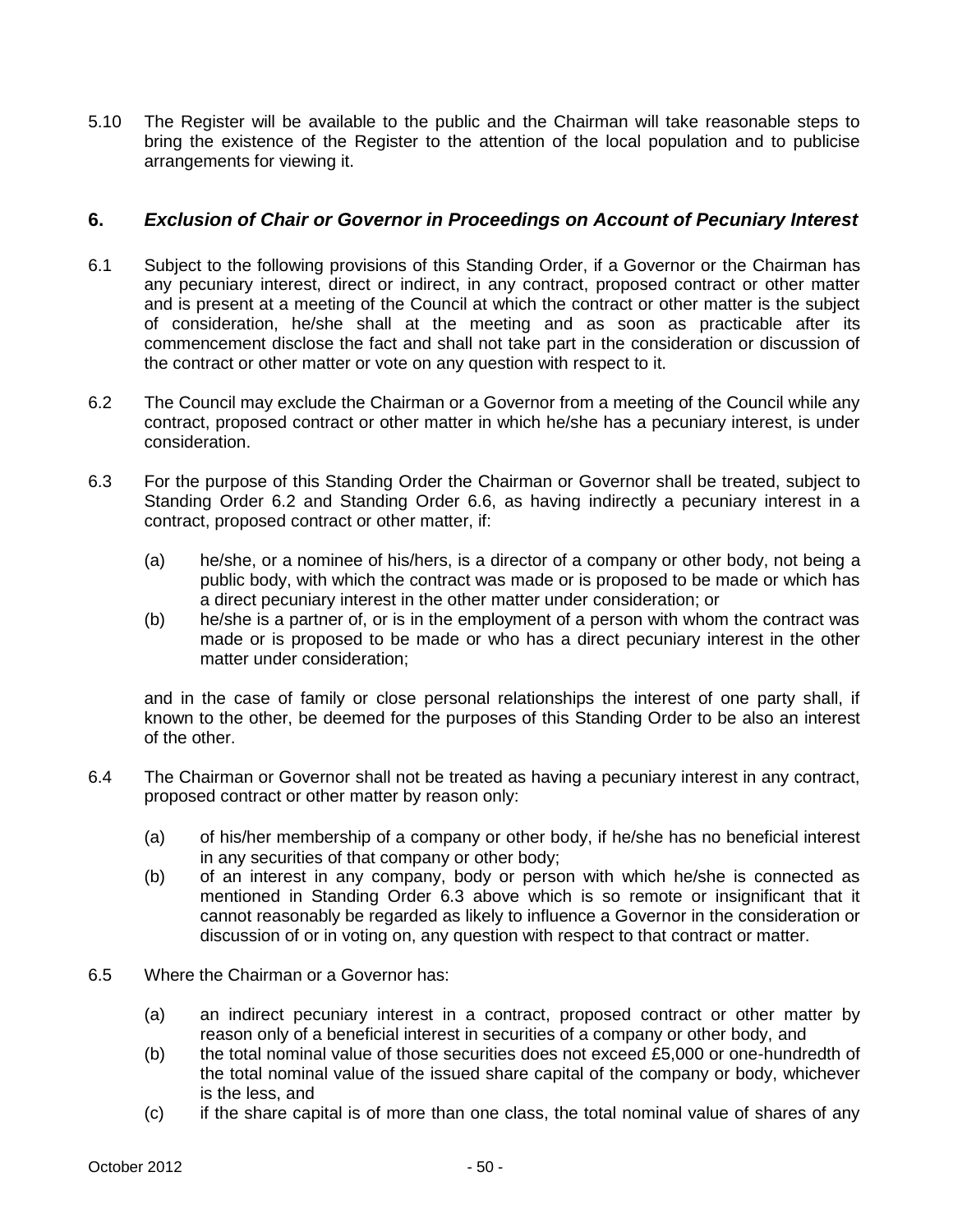5.10 The Register will be available to the public and the Chairman will take reasonable steps to bring the existence of the Register to the attention of the local population and to publicise arrangements for viewing it.

## 6. *Exclusion of Chair or Governor in Proceedings on Account of Pecuniary Interest*

6.1 Subject to the following provisions of this Standing Order, if a Governor or the Chairman has any pecuniary interest, direct or indirect, in any contract, proposed contract or other matter and is present at a meeting of the Council at which the contract or other matter is the subject of consideration, he/she shall at the meeting and as soon as practicable after its commencement disclose the fact and shall not take part in the consideration or discussion of the contract or other matter or vote on any question with respect to it.

6.2 The Council may exclude the Chairman or a Governor from a meeting of the Council while any contract, proposed contract or other matter in which he/she has a pecuniary interest, is under consideration.

6.3 For the purpose of this Standing Order the Chairman or Governor shall be treated, subject to Standing Order 6.2 and Standing Order 6.6, as having indirectly a pecuniary interest in a contract, proposed contract or other matter, if:

(a) he/she, or a nominee of his/hers, is a director of a company or other body, not being a public body, with which the contract was made or is proposed to be made or which has a direct pecuniary interest in the other matter under consideration; or

(b) he/she is a partner of, or is in the employment of a person with whom the contract was made or is proposed to be made or who has a direct pecuniary interest in the other matter under consideration;

and in the case of family or close personal relationships the interest of one party shall, if known to the other, be deemed for the purposes of this Standing Order to be also an interest of the other.

6.4 The Chairman or Governor shall not be treated as having a pecuniary interest in any contract, proposed contract or other matter by reason only:

(a) of his/her membership of a company or other body, if he/she has no beneficial interest in any securities of that company or other body;

(b) of an interest in any company, body or person with which he/she is connected as mentioned in Standing Order 6.3 above which is so remote or insignificant that it cannot reasonably be regarded as likely to influence a Governor in the consideration or discussion of or in voting on, any question with respect to that contract or matter.

6.5 Where the Chairman or a Governor has:

(a) an indirect pecuniary interest in a contract, proposed contract or other matter by reason only of a beneficial interest in securities of a company or other body, and

(b) the total nominal value of those securities does not exceed £5,000 or one-hundredth of the total nominal value of the issued share capital of the company or body, whichever is the less, and

(c) if the share capital is of more than one class, the total nominal value of shares of any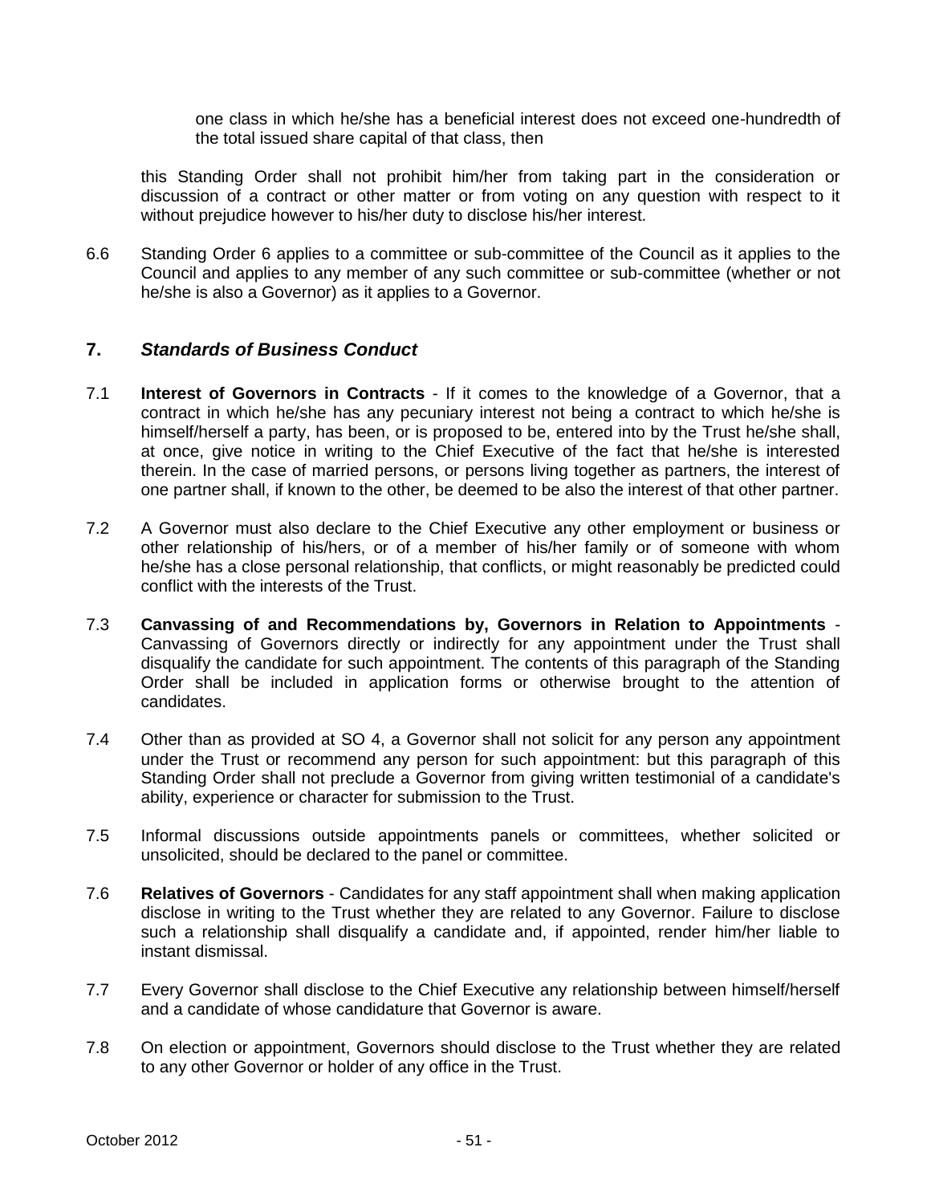one class in which he/she has a beneficial interest does not exceed one-hundredth of the total issued share capital of that class, then

this Standing Order shall not prohibit him/her from taking part in the consideration or discussion of a contract or other matter or from voting on any question with respect to it without prejudice however to his/her duty to disclose his/her interest.

6.6 Standing Order 6 applies to a committee or sub-committee of the Council as it applies to the Council and applies to any member of any such committee or sub-committee (whether or not he/she is also a Governor) as it applies to a Governor.

## 7. *Standards of Business Conduct*

7.1 **Interest of Governors in Contracts** - If it comes to the knowledge of a Governor, that a contract in which he/she has any pecuniary interest not being a contract to which he/she is himself/herself a party, has been, or is proposed to be, entered into by the Trust he/she shall, at once, give notice in writing to the Chief Executive of the fact that he/she is interested therein. In the case of married persons, or persons living together as partners, the interest of one partner shall, if known to the other, be deemed to be also the interest of that other partner.

7.2 A Governor must also declare to the Chief Executive any other employment or business or other relationship of his/hers, or of a member of his/her family or of someone with whom he/she has a close personal relationship, that conflicts, or might reasonably be predicted could conflict with the interests of the Trust.

7.3 **Canvassing of and Recommendations by, Governors in Relation to Appointments** - Canvassing of Governors directly or indirectly for any appointment under the Trust shall disqualify the candidate for such appointment. The contents of this paragraph of the Standing Order shall be included in application forms or otherwise brought to the attention of candidates.

7.4 Other than as provided at SO 4, a Governor shall not solicit for any person any appointment under the Trust or recommend any person for such appointment: but this paragraph of this Standing Order shall not preclude a Governor from giving written testimonial of a candidate's ability, experience or character for submission to the Trust.

7.5 Informal discussions outside appointments panels or committees, whether solicited or unsolicited, should be declared to the panel or committee.

7.6 **Relatives of Governors** - Candidates for any staff appointment shall when making application disclose in writing to the Trust whether they are related to any Governor. Failure to disclose such a relationship shall disqualify a candidate and, if appointed, render him/her liable to instant dismissal.

7.7 Every Governor shall disclose to the Chief Executive any relationship between himself/herself and a candidate of whose candidature that Governor is aware.

7.8 On election or appointment, Governors should disclose to the Trust whether they are related to any other Governor or holder of any office in the Trust.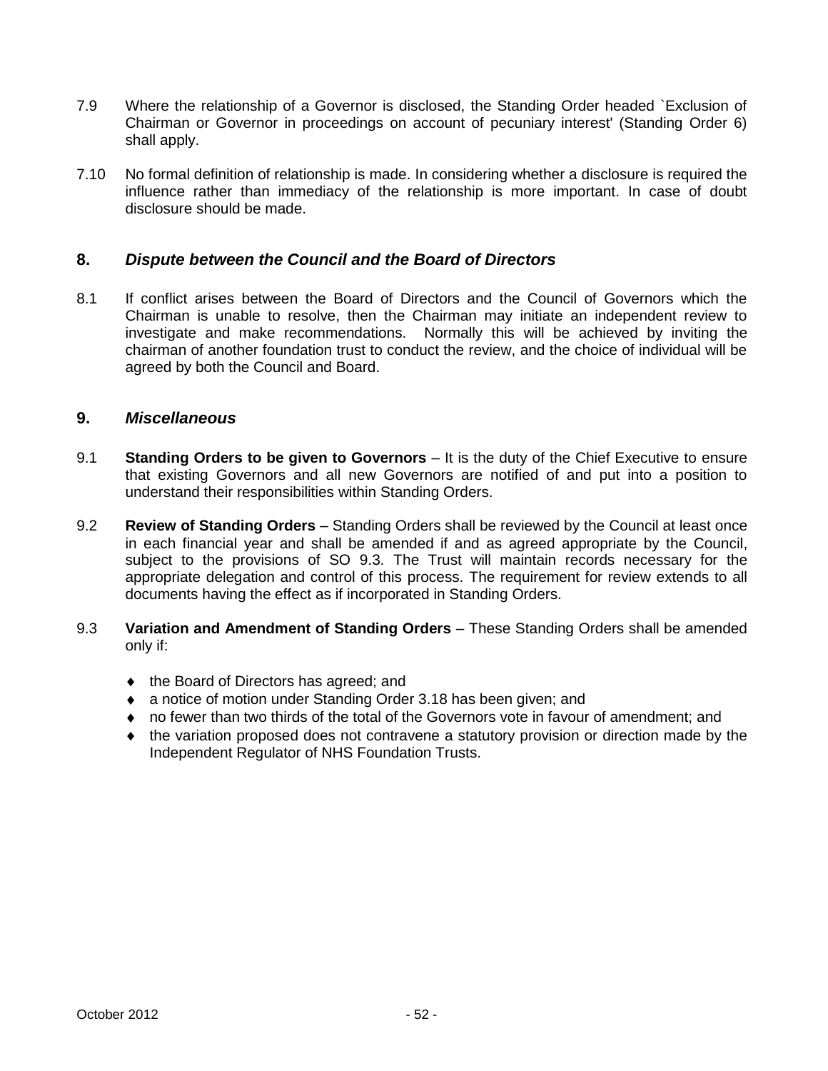7.9 Where the relationship of a Governor is disclosed, the Standing Order headed `Exclusion of Chairman or Governor in proceedings on account of pecuniary interest' (Standing Order 6) shall apply.

7.10 No formal definition of relationship is made. In considering whether a disclosure is required the influence rather than immediacy of the relationship is more important. In case of doubt disclosure should be made.

## 8. *Dispute between the Council and the Board of Directors*

8.1 If conflict arises between the Board of Directors and the Council of Governors which the Chairman is unable to resolve, then the Chairman may initiate an independent review to investigate and make recommendations. Normally this will be achieved by inviting the chairman of another foundation trust to conduct the review, and the choice of individual will be agreed by both the Council and Board.

## 9. *Miscellaneous*

9.1 **Standing Orders to be given to Governors** – It is the duty of the Chief Executive to ensure that existing Governors and all new Governors are notified of and put into a position to understand their responsibilities within Standing Orders.

9.2 **Review of Standing Orders** – Standing Orders shall be reviewed by the Council at least once in each financial year and shall be amended if and as agreed appropriate by the Council, subject to the provisions of SO 9.3. The Trust will maintain records necessary for the appropriate delegation and control of this process. The requirement for review extends to all documents having the effect as if incorporated in Standing Orders.

9.3 **Variation and Amendment of Standing Orders** – These Standing Orders shall be amended only if:

- the Board of Directors has agreed; and
- a notice of motion under Standing Order 3.18 has been given; and
- no fewer than two thirds of the total of the Governors vote in favour of amendment; and
- the variation proposed does not contravene a statutory provision or direction made by the Independent Regulator of NHS Foundation Trusts.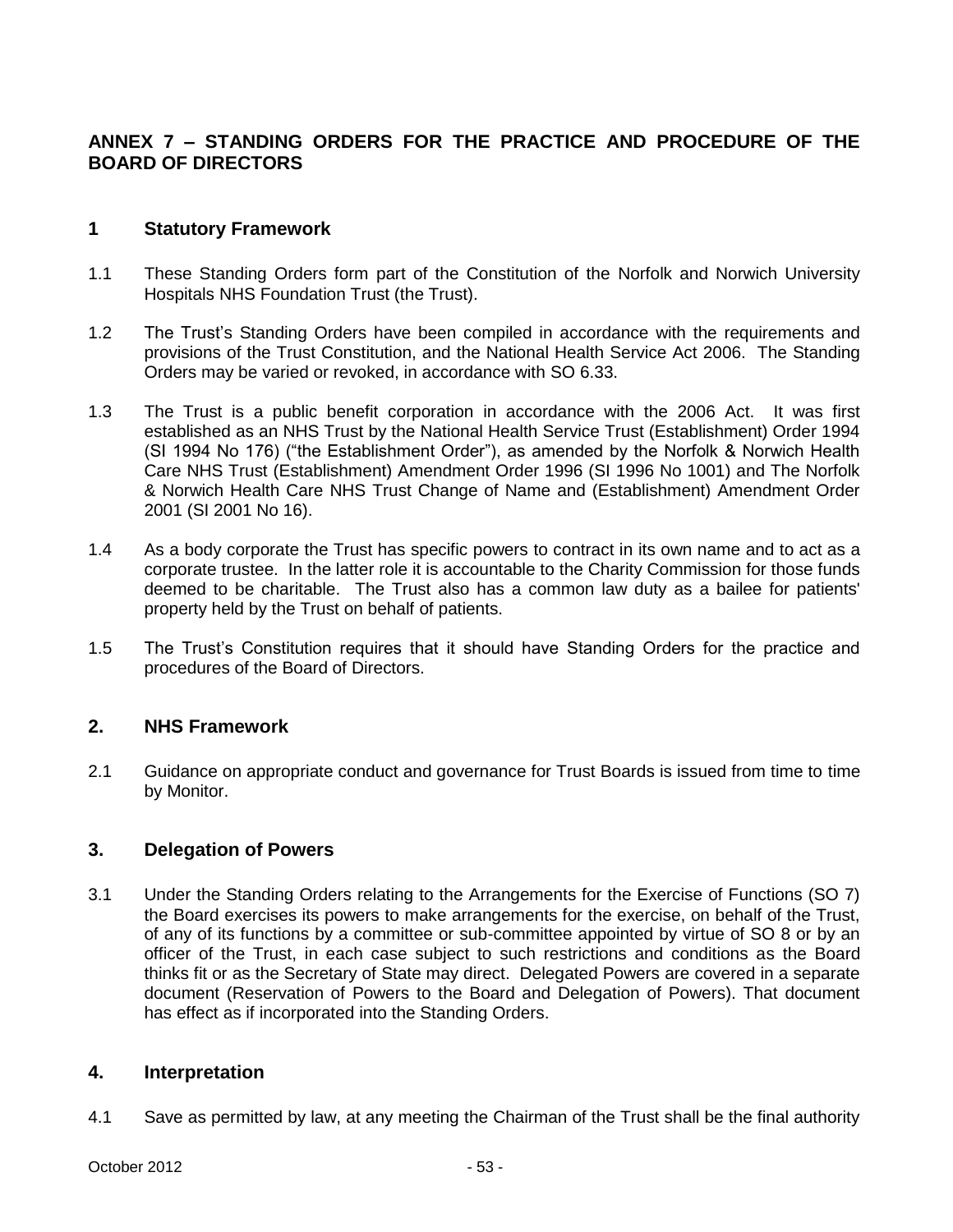# ANNEX 7 – STANDING ORDERS FOR THE PRACTICE AND PROCEDURE OF THE BOARD OF DIRECTORS

## 1 Statutory Framework

1.1 These Standing Orders form part of the Constitution of the Norfolk and Norwich University Hospitals NHS Foundation Trust (the Trust).

1.2 The Trust's Standing Orders have been compiled in accordance with the requirements and provisions of the Trust Constitution, and the National Health Service Act 2006. The Standing Orders may be varied or revoked, in accordance with SO 6.33.

1.3 The Trust is a public benefit corporation in accordance with the 2006 Act. It was first established as an NHS Trust by the National Health Service Trust (Establishment) Order 1994 (SI 1994 No 176) ("the Establishment Order"), as amended by the Norfolk & Norwich Health Care NHS Trust (Establishment) Amendment Order 1996 (SI 1996 No 1001) and The Norfolk & Norwich Health Care NHS Trust Change of Name and (Establishment) Amendment Order 2001 (SI 2001 No 16).

1.4 As a body corporate the Trust has specific powers to contract in its own name and to act as a corporate trustee. In the latter role it is accountable to the Charity Commission for those funds deemed to be charitable. The Trust also has a common law duty as a bailee for patients' property held by the Trust on behalf of patients.

1.5 The Trust's Constitution requires that it should have Standing Orders for the practice and procedures of the Board of Directors.

## 2. NHS Framework

2.1 Guidance on appropriate conduct and governance for Trust Boards is issued from time to time by Monitor.

## 3. Delegation of Powers

3.1 Under the Standing Orders relating to the Arrangements for the Exercise of Functions (SO 7) the Board exercises its powers to make arrangements for the exercise, on behalf of the Trust, of any of its functions by a committee or sub-committee appointed by virtue of SO 8 or by an officer of the Trust, in each case subject to such restrictions and conditions as the Board thinks fit or as the Secretary of State may direct. Delegated Powers are covered in a separate document (Reservation of Powers to the Board and Delegation of Powers). That document has effect as if incorporated into the Standing Orders.

## 4. Interpretation

4.1 Save as permitted by law, at any meeting the Chairman of the Trust shall be the final authority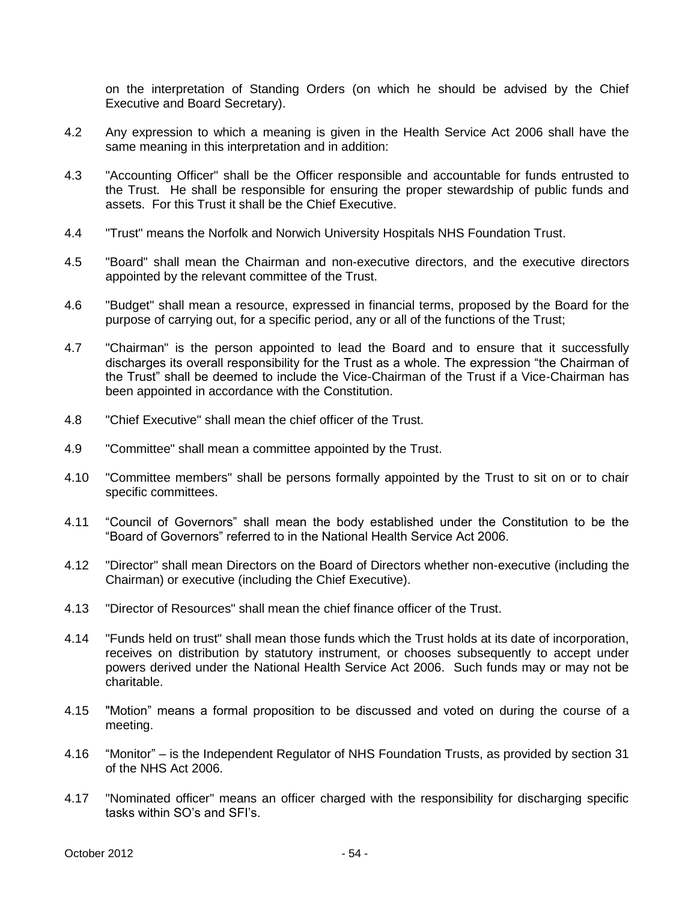on the interpretation of Standing Orders (on which he should be advised by the Chief Executive and Board Secretary).

4.2 Any expression to which a meaning is given in the Health Service Act 2006 shall have the same meaning in this interpretation and in addition:

4.3 "Accounting Officer" shall be the Officer responsible and accountable for funds entrusted to the Trust. He shall be responsible for ensuring the proper stewardship of public funds and assets. For this Trust it shall be the Chief Executive.

4.4 "Trust" means the Norfolk and Norwich University Hospitals NHS Foundation Trust.

4.5 "Board" shall mean the Chairman and non-executive directors, and the executive directors appointed by the relevant committee of the Trust.

4.6 "Budget" shall mean a resource, expressed in financial terms, proposed by the Board for the purpose of carrying out, for a specific period, any or all of the functions of the Trust;

4.7 "Chairman" is the person appointed to lead the Board and to ensure that it successfully discharges its overall responsibility for the Trust as a whole. The expression "the Chairman of the Trust" shall be deemed to include the Vice-Chairman of the Trust if a Vice-Chairman has been appointed in accordance with the Constitution.

4.8 "Chief Executive" shall mean the chief officer of the Trust.

4.9 "Committee" shall mean a committee appointed by the Trust.

4.10 "Committee members" shall be persons formally appointed by the Trust to sit on or to chair specific committees.

4.11 "Council of Governors" shall mean the body established under the Constitution to be the "Board of Governors" referred to in the National Health Service Act 2006.

4.12 "Director" shall mean Directors on the Board of Directors whether non-executive (including the Chairman) or executive (including the Chief Executive).

4.13 "Director of Resources" shall mean the chief finance officer of the Trust.

4.14 "Funds held on trust" shall mean those funds which the Trust holds at its date of incorporation, receives on distribution by statutory instrument, or chooses subsequently to accept under powers derived under the National Health Service Act 2006. Such funds may or may not be charitable.

4.15 "Motion" means a formal proposition to be discussed and voted on during the course of a meeting.

4.16 "Monitor" – is the Independent Regulator of NHS Foundation Trusts, as provided by section 31 of the NHS Act 2006.

4.17 "Nominated officer" means an officer charged with the responsibility for discharging specific tasks within SO's and SFI's.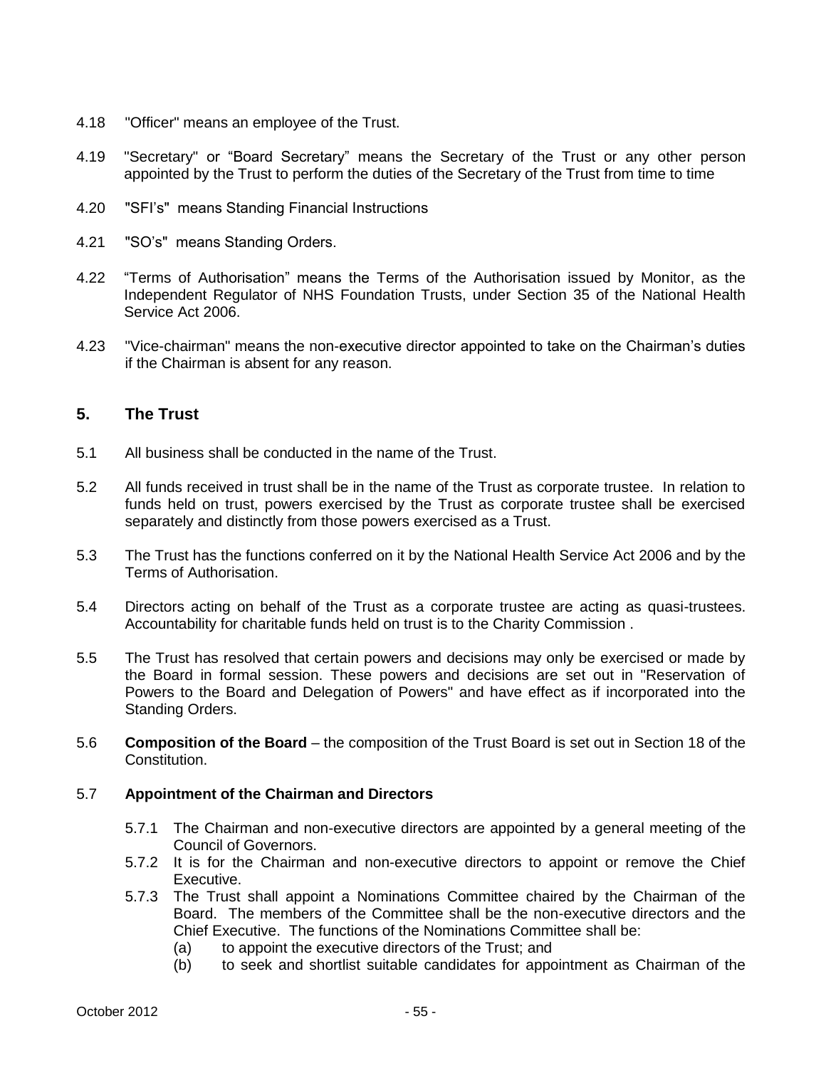4.18 "Officer" means an employee of the Trust.

4.19 "Secretary" or "Board Secretary" means the Secretary of the Trust or any other person appointed by the Trust to perform the duties of the Secretary of the Trust from time to time

4.20 "SFI's" means Standing Financial Instructions

4.21 "SO's" means Standing Orders.

4.22 "Terms of Authorisation" means the Terms of the Authorisation issued by Monitor, as the Independent Regulator of NHS Foundation Trusts, under Section 35 of the National Health Service Act 2006.

4.23 "Vice-chairman" means the non-executive director appointed to take on the Chairman's duties if the Chairman is absent for any reason.

## 5. The Trust

5.1 All business shall be conducted in the name of the Trust.

5.2 All funds received in trust shall be in the name of the Trust as corporate trustee. In relation to funds held on trust, powers exercised by the Trust as corporate trustee shall be exercised separately and distinctly from those powers exercised as a Trust.

5.3 The Trust has the functions conferred on it by the National Health Service Act 2006 and by the Terms of Authorisation.

5.4 Directors acting on behalf of the Trust as a corporate trustee are acting as quasi-trustees. Accountability for charitable funds held on trust is to the Charity Commission .

5.5 The Trust has resolved that certain powers and decisions may only be exercised or made by the Board in formal session. These powers and decisions are set out in "Reservation of Powers to the Board and Delegation of Powers" and have effect as if incorporated into the Standing Orders.

5.6 **Composition of the Board** – the composition of the Trust Board is set out in Section 18 of the Constitution.

5.7 **Appointment of the Chairman and Directors**

5.7.1 The Chairman and non-executive directors are appointed by a general meeting of the Council of Governors.

5.7.2 It is for the Chairman and non-executive directors to appoint or remove the Chief Executive.

5.7.3 The Trust shall appoint a Nominations Committee chaired by the Chairman of the Board. The members of the Committee shall be the non-executive directors and the Chief Executive. The functions of the Nominations Committee shall be:

(a) to appoint the executive directors of the Trust; and

(b) to seek and shortlist suitable candidates for appointment as Chairman of the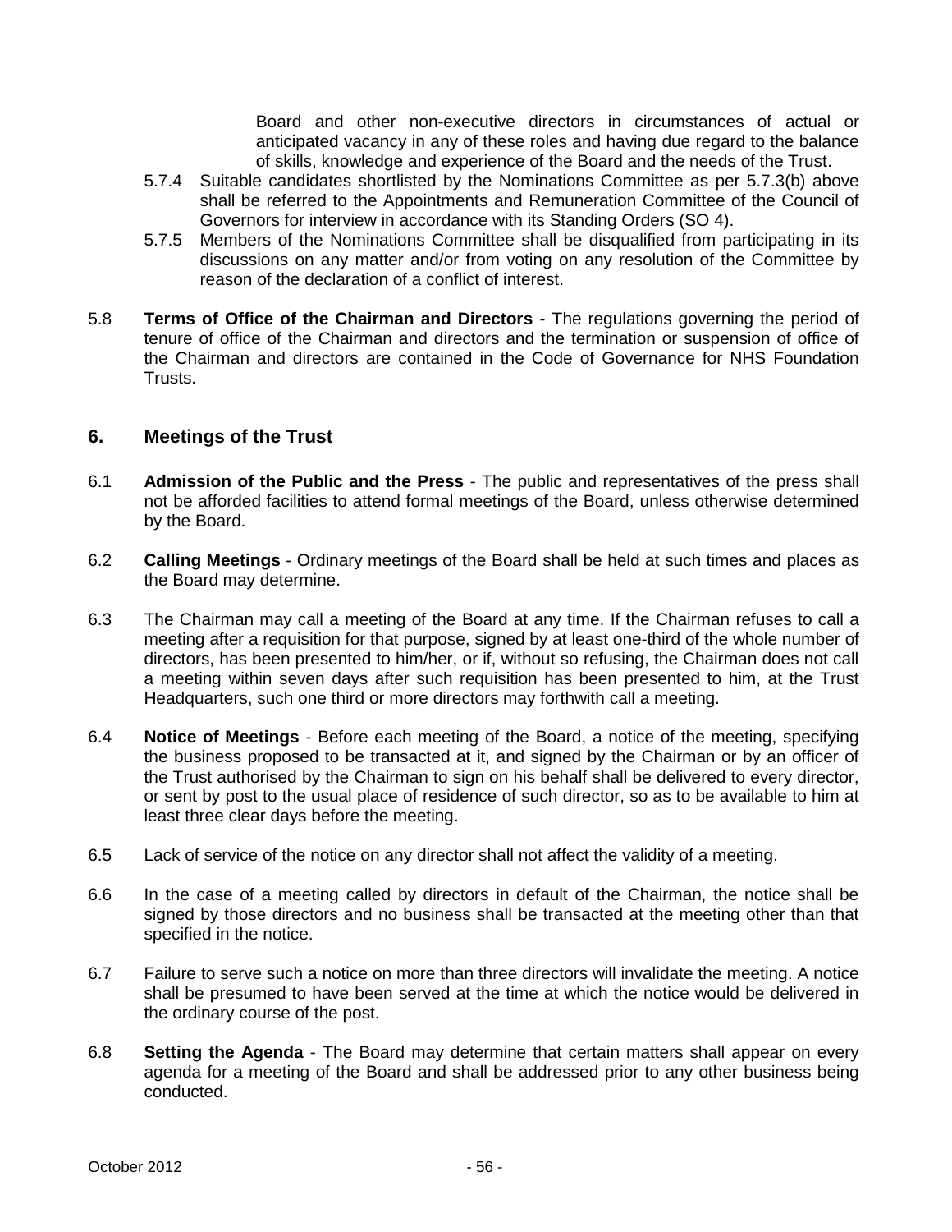Board and other non-executive directors in circumstances of actual or anticipated vacancy in any of these roles and having due regard to the balance of skills, knowledge and experience of the Board and the needs of the Trust.

5.7.4 Suitable candidates shortlisted by the Nominations Committee as per 5.7.3(b) above shall be referred to the Appointments and Remuneration Committee of the Council of Governors for interview in accordance with its Standing Orders (SO 4).

5.7.5 Members of the Nominations Committee shall be disqualified from participating in its discussions on any matter and/or from voting on any resolution of the Committee by reason of the declaration of a conflict of interest.

5.8 **Terms of Office of the Chairman and Directors** - The regulations governing the period of tenure of office of the Chairman and directors and the termination or suspension of office of the Chairman and directors are contained in the Code of Governance for NHS Foundation Trusts.

## 6. Meetings of the Trust

6.1 **Admission of the Public and the Press** - The public and representatives of the press shall not be afforded facilities to attend formal meetings of the Board, unless otherwise determined by the Board.

6.2 **Calling Meetings** - Ordinary meetings of the Board shall be held at such times and places as the Board may determine.

6.3 The Chairman may call a meeting of the Board at any time. If the Chairman refuses to call a meeting after a requisition for that purpose, signed by at least one-third of the whole number of directors, has been presented to him/her, or if, without so refusing, the Chairman does not call a meeting within seven days after such requisition has been presented to him, at the Trust Headquarters, such one third or more directors may forthwith call a meeting.

6.4 **Notice of Meetings** - Before each meeting of the Board, a notice of the meeting, specifying the business proposed to be transacted at it, and signed by the Chairman or by an officer of the Trust authorised by the Chairman to sign on his behalf shall be delivered to every director, or sent by post to the usual place of residence of such director, so as to be available to him at least three clear days before the meeting.

6.5 Lack of service of the notice on any director shall not affect the validity of a meeting.

6.6 In the case of a meeting called by directors in default of the Chairman, the notice shall be signed by those directors and no business shall be transacted at the meeting other than that specified in the notice.

6.7 Failure to serve such a notice on more than three directors will invalidate the meeting. A notice shall be presumed to have been served at the time at which the notice would be delivered in the ordinary course of the post.

6.8 **Setting the Agenda** - The Board may determine that certain matters shall appear on every agenda for a meeting of the Board and shall be addressed prior to any other business being conducted.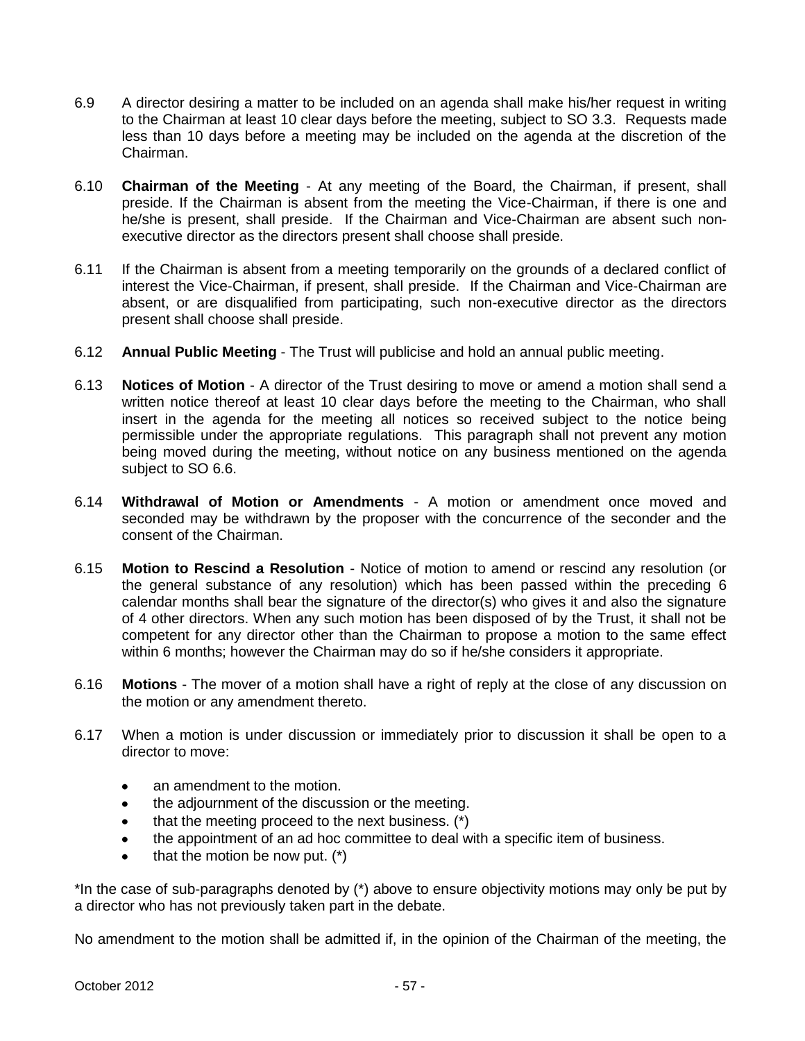6.9 A director desiring a matter to be included on an agenda shall make his/her request in writing to the Chairman at least 10 clear days before the meeting, subject to SO 3.3. Requests made less than 10 days before a meeting may be included on the agenda at the discretion of the Chairman.

6.10 **Chairman of the Meeting** - At any meeting of the Board, the Chairman, if present, shall preside. If the Chairman is absent from the meeting the Vice-Chairman, if there is one and he/she is present, shall preside. If the Chairman and Vice-Chairman are absent such non-executive director as the directors present shall choose shall preside.

6.11 If the Chairman is absent from a meeting temporarily on the grounds of a declared conflict of interest the Vice-Chairman, if present, shall preside. If the Chairman and Vice-Chairman are absent, or are disqualified from participating, such non-executive director as the directors present shall choose shall preside.

6.12 **Annual Public Meeting** - The Trust will publicise and hold an annual public meeting.

6.13 **Notices of Motion** - A director of the Trust desiring to move or amend a motion shall send a written notice thereof at least 10 clear days before the meeting to the Chairman, who shall insert in the agenda for the meeting all notices so received subject to the notice being permissible under the appropriate regulations. This paragraph shall not prevent any motion being moved during the meeting, without notice on any business mentioned on the agenda subject to SO 6.6.

6.14 **Withdrawal of Motion or Amendments** - A motion or amendment once moved and seconded may be withdrawn by the proposer with the concurrence of the seconder and the consent of the Chairman.

6.15 **Motion to Rescind a Resolution** - Notice of motion to amend or rescind any resolution (or the general substance of any resolution) which has been passed within the preceding 6 calendar months shall bear the signature of the director(s) who gives it and also the signature of 4 other directors. When any such motion has been disposed of by the Trust, it shall not be competent for any director other than the Chairman to propose a motion to the same effect within 6 months; however the Chairman may do so if he/she considers it appropriate.

6.16 **Motions** - The mover of a motion shall have a right of reply at the close of any discussion on the motion or any amendment thereto.

6.17 When a motion is under discussion or immediately prior to discussion it shall be open to a director to move:

- an amendment to the motion.
- the adjournment of the discussion or the meeting.
- that the meeting proceed to the next business. (*)
- the appointment of an ad hoc committee to deal with a specific item of business.
- that the motion be now put. (*)

*In the case of sub-paragraphs denoted by (*) above to ensure objectivity motions may only be put by a director who has not previously taken part in the debate.

No amendment to the motion shall be admitted if, in the opinion of the Chairman of the meeting, the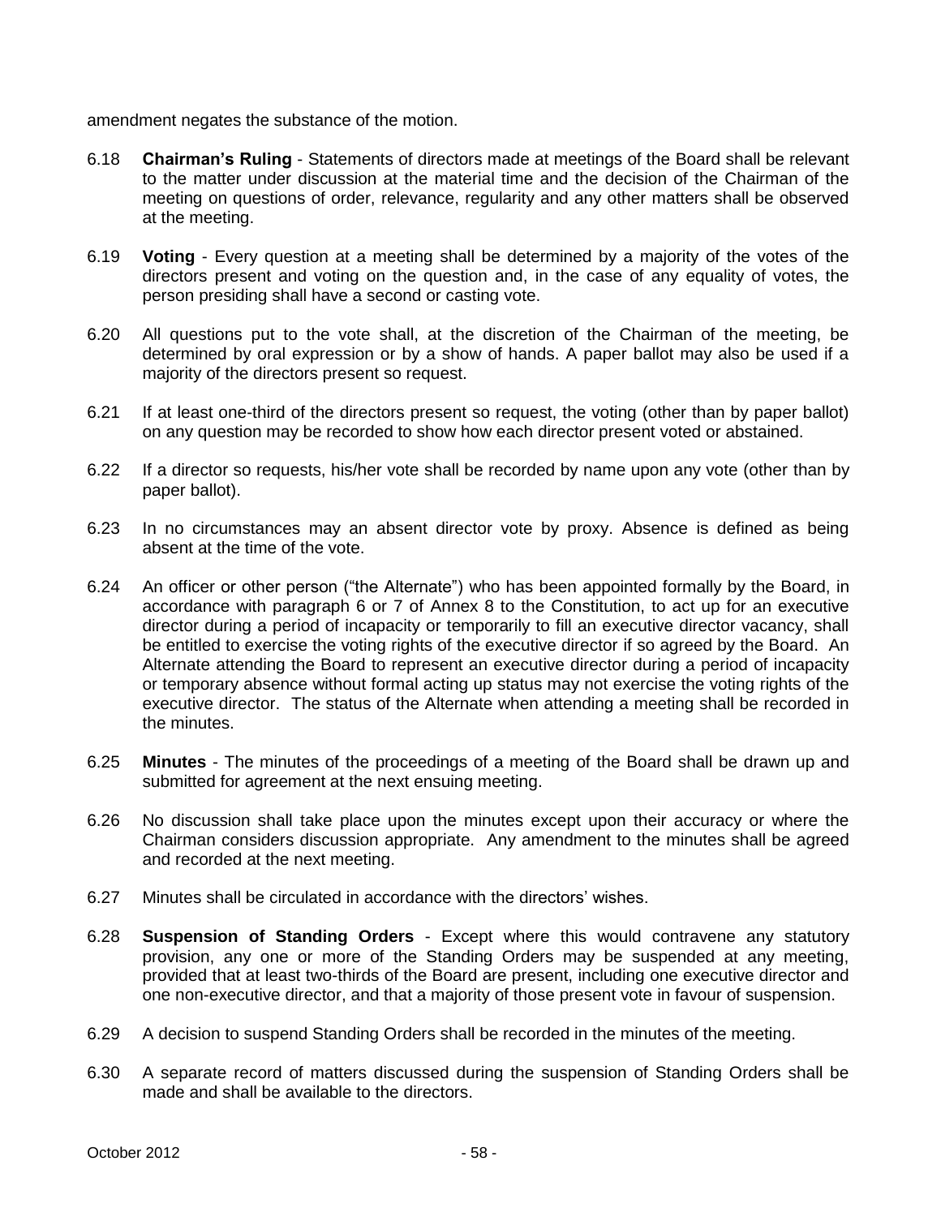amendment negates the substance of the motion.

6.18 **Chairman's Ruling** - Statements of directors made at meetings of the Board shall be relevant to the matter under discussion at the material time and the decision of the Chairman of the meeting on questions of order, relevance, regularity and any other matters shall be observed at the meeting.

6.19 **Voting** - Every question at a meeting shall be determined by a majority of the votes of the directors present and voting on the question and, in the case of any equality of votes, the person presiding shall have a second or casting vote.

6.20 All questions put to the vote shall, at the discretion of the Chairman of the meeting, be determined by oral expression or by a show of hands. A paper ballot may also be used if a majority of the directors present so request.

6.21 If at least one-third of the directors present so request, the voting (other than by paper ballot) on any question may be recorded to show how each director present voted or abstained.

6.22 If a director so requests, his/her vote shall be recorded by name upon any vote (other than by paper ballot).

6.23 In no circumstances may an absent director vote by proxy. Absence is defined as being absent at the time of the vote.

6.24 An officer or other person ("the Alternate") who has been appointed formally by the Board, in accordance with paragraph 6 or 7 of Annex 8 to the Constitution, to act up for an executive director during a period of incapacity or temporarily to fill an executive director vacancy, shall be entitled to exercise the voting rights of the executive director if so agreed by the Board. An Alternate attending the Board to represent an executive director during a period of incapacity or temporary absence without formal acting up status may not exercise the voting rights of the executive director. The status of the Alternate when attending a meeting shall be recorded in the minutes.

6.25 **Minutes** - The minutes of the proceedings of a meeting of the Board shall be drawn up and submitted for agreement at the next ensuing meeting.

6.26 No discussion shall take place upon the minutes except upon their accuracy or where the Chairman considers discussion appropriate. Any amendment to the minutes shall be agreed and recorded at the next meeting.

6.27 Minutes shall be circulated in accordance with the directors' wishes.

6.28 **Suspension of Standing Orders** - Except where this would contravene any statutory provision, any one or more of the Standing Orders may be suspended at any meeting, provided that at least two-thirds of the Board are present, including one executive director and one non-executive director, and that a majority of those present vote in favour of suspension.

6.29 A decision to suspend Standing Orders shall be recorded in the minutes of the meeting.

6.30 A separate record of matters discussed during the suspension of Standing Orders shall be made and shall be available to the directors.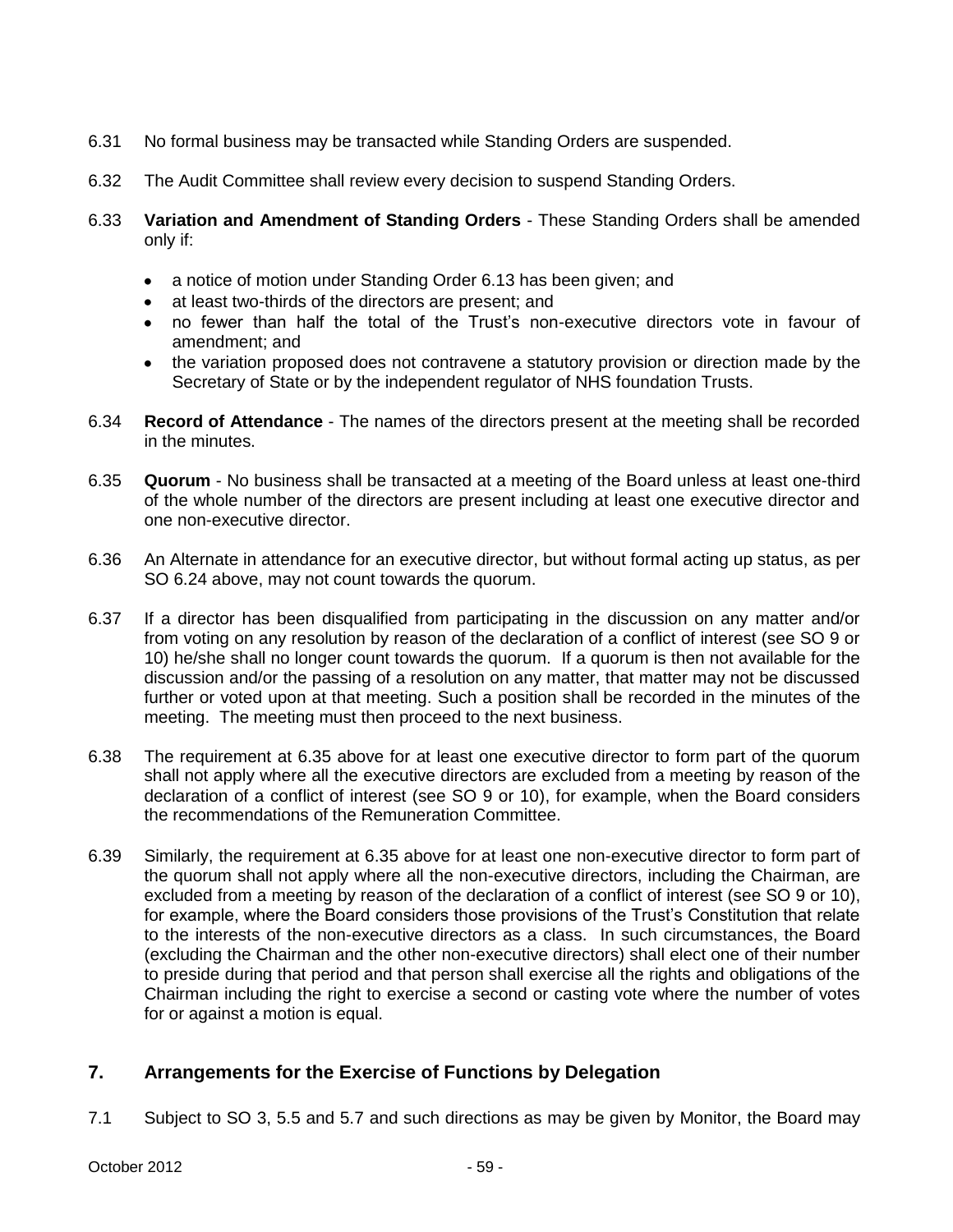6.31 No formal business may be transacted while Standing Orders are suspended.

6.32 The Audit Committee shall review every decision to suspend Standing Orders.

6.33 **Variation and Amendment of Standing Orders** - These Standing Orders shall be amended only if:

- a notice of motion under Standing Order 6.13 has been given; and
- at least two-thirds of the directors are present; and
- no fewer than half the total of the Trust's non-executive directors vote in favour of amendment; and
- the variation proposed does not contravene a statutory provision or direction made by the Secretary of State or by the independent regulator of NHS foundation Trusts.

6.34 **Record of Attendance** - The names of the directors present at the meeting shall be recorded in the minutes.

6.35 **Quorum** - No business shall be transacted at a meeting of the Board unless at least one-third of the whole number of the directors are present including at least one executive director and one non-executive director.

6.36 An Alternate in attendance for an executive director, but without formal acting up status, as per SO 6.24 above, may not count towards the quorum.

6.37 If a director has been disqualified from participating in the discussion on any matter and/or from voting on any resolution by reason of the declaration of a conflict of interest (see SO 9 or 10) he/she shall no longer count towards the quorum. If a quorum is then not available for the discussion and/or the passing of a resolution on any matter, that matter may not be discussed further or voted upon at that meeting. Such a position shall be recorded in the minutes of the meeting. The meeting must then proceed to the next business.

6.38 The requirement at 6.35 above for at least one executive director to form part of the quorum shall not apply where all the executive directors are excluded from a meeting by reason of the declaration of a conflict of interest (see SO 9 or 10), for example, when the Board considers the recommendations of the Remuneration Committee.

6.39 Similarly, the requirement at 6.35 above for at least one non-executive director to form part of the quorum shall not apply where all the non-executive directors, including the Chairman, are excluded from a meeting by reason of the declaration of a conflict of interest (see SO 9 or 10), for example, where the Board considers those provisions of the Trust's Constitution that relate to the interests of the non-executive directors as a class. In such circumstances, the Board (excluding the Chairman and the other non-executive directors) shall elect one of their number to preside during that period and that person shall exercise all the rights and obligations of the Chairman including the right to exercise a second or casting vote where the number of votes for or against a motion is equal.

## 7. Arrangements for the Exercise of Functions by Delegation

7.1 Subject to SO 3, 5.5 and 5.7 and such directions as may be given by Monitor, the Board may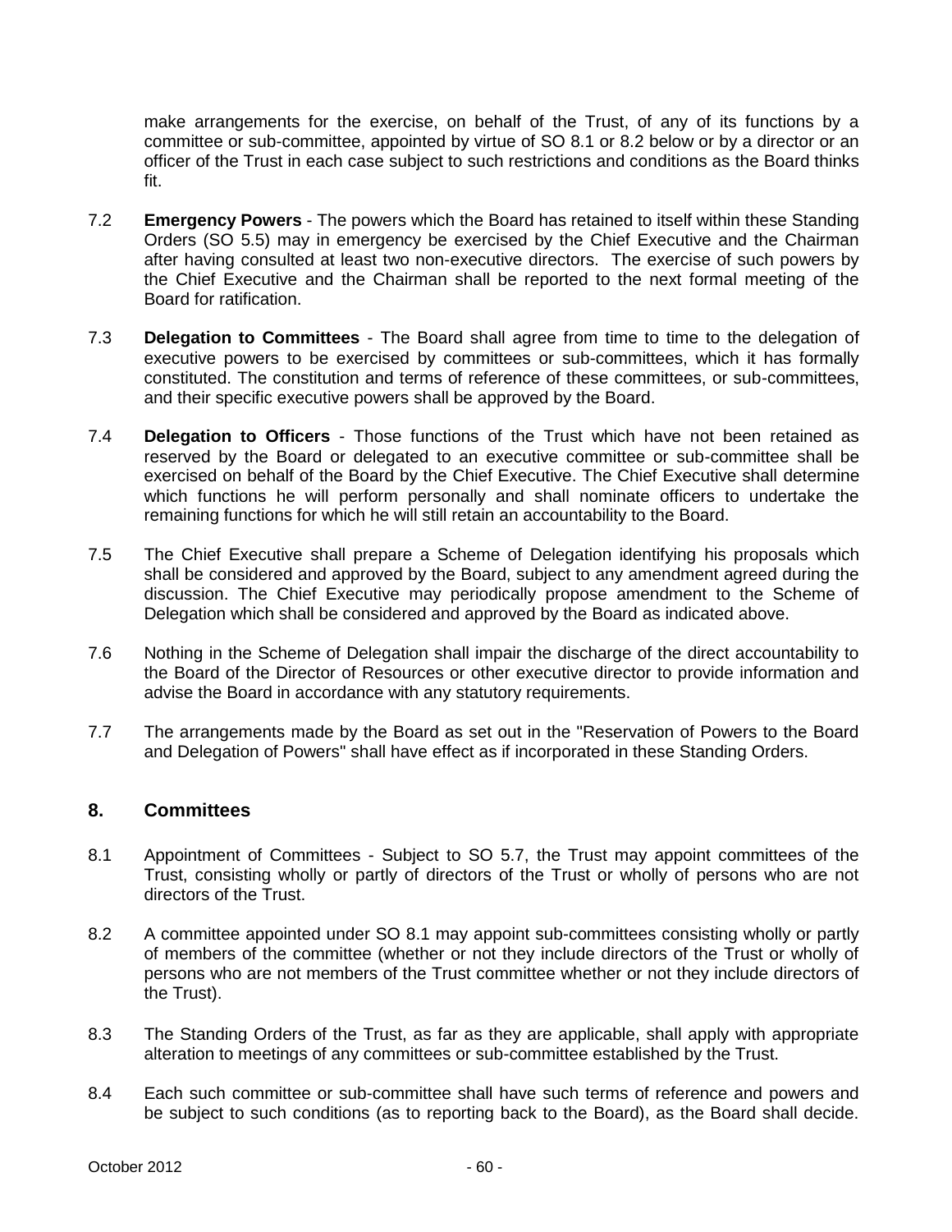make arrangements for the exercise, on behalf of the Trust, of any of its functions by a committee or sub-committee, appointed by virtue of SO 8.1 or 8.2 below or by a director or an officer of the Trust in each case subject to such restrictions and conditions as the Board thinks fit.

7.2 **Emergency Powers** - The powers which the Board has retained to itself within these Standing Orders (SO 5.5) may in emergency be exercised by the Chief Executive and the Chairman after having consulted at least two non-executive directors. The exercise of such powers by the Chief Executive and the Chairman shall be reported to the next formal meeting of the Board for ratification.

7.3 **Delegation to Committees** - The Board shall agree from time to time to the delegation of executive powers to be exercised by committees or sub-committees, which it has formally constituted. The constitution and terms of reference of these committees, or sub-committees, and their specific executive powers shall be approved by the Board.

7.4 **Delegation to Officers** - Those functions of the Trust which have not been retained as reserved by the Board or delegated to an executive committee or sub-committee shall be exercised on behalf of the Board by the Chief Executive. The Chief Executive shall determine which functions he will perform personally and shall nominate officers to undertake the remaining functions for which he will still retain an accountability to the Board.

7.5 The Chief Executive shall prepare a Scheme of Delegation identifying his proposals which shall be considered and approved by the Board, subject to any amendment agreed during the discussion. The Chief Executive may periodically propose amendment to the Scheme of Delegation which shall be considered and approved by the Board as indicated above.

7.6 Nothing in the Scheme of Delegation shall impair the discharge of the direct accountability to the Board of the Director of Resources or other executive director to provide information and advise the Board in accordance with any statutory requirements.

7.7 The arrangements made by the Board as set out in the "Reservation of Powers to the Board and Delegation of Powers" shall have effect as if incorporated in these Standing Orders.

## 8. Committees

8.1 Appointment of Committees - Subject to SO 5.7, the Trust may appoint committees of the Trust, consisting wholly or partly of directors of the Trust or wholly of persons who are not directors of the Trust.

8.2 A committee appointed under SO 8.1 may appoint sub-committees consisting wholly or partly of members of the committee (whether or not they include directors of the Trust or wholly of persons who are not members of the Trust committee whether or not they include directors of the Trust).

8.3 The Standing Orders of the Trust, as far as they are applicable, shall apply with appropriate alteration to meetings of any committees or sub-committee established by the Trust.

8.4 Each such committee or sub-committee shall have such terms of reference and powers and be subject to such conditions (as to reporting back to the Board), as the Board shall decide.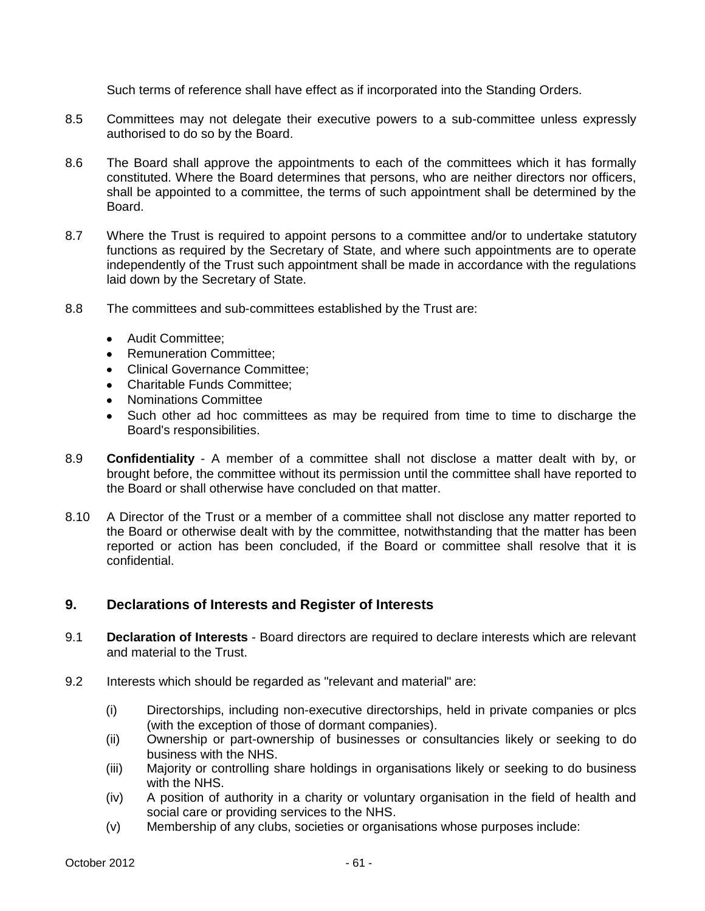Such terms of reference shall have effect as if incorporated into the Standing Orders.

8.5 Committees may not delegate their executive powers to a sub-committee unless expressly authorised to do so by the Board.

8.6 The Board shall approve the appointments to each of the committees which it has formally constituted. Where the Board determines that persons, who are neither directors nor officers, shall be appointed to a committee, the terms of such appointment shall be determined by the Board.

8.7 Where the Trust is required to appoint persons to a committee and/or to undertake statutory functions as required by the Secretary of State, and where such appointments are to operate independently of the Trust such appointment shall be made in accordance with the regulations laid down by the Secretary of State.

8.8 The committees and sub-committees established by the Trust are:

- Audit Committee;
- Remuneration Committee;
- Clinical Governance Committee;
- Charitable Funds Committee;
- Nominations Committee
- Such other ad hoc committees as may be required from time to time to discharge the Board's responsibilities.

8.9 **Confidentiality** - A member of a committee shall not disclose a matter dealt with by, or brought before, the committee without its permission until the committee shall have reported to the Board or shall otherwise have concluded on that matter.

8.10 A Director of the Trust or a member of a committee shall not disclose any matter reported to the Board or otherwise dealt with by the committee, notwithstanding that the matter has been reported or action has been concluded, if the Board or committee shall resolve that it is confidential.

## 9. Declarations of Interests and Register of Interests

9.1 **Declaration of Interests** - Board directors are required to declare interests which are relevant and material to the Trust.

9.2 Interests which should be regarded as "relevant and material" are:

(i) Directorships, including non-executive directorships, held in private companies or plcs (with the exception of those of dormant companies).

(ii) Ownership or part-ownership of businesses or consultancies likely or seeking to do business with the NHS.

(iii) Majority or controlling share holdings in organisations likely or seeking to do business with the NHS.

(iv) A position of authority in a charity or voluntary organisation in the field of health and social care or providing services to the NHS.

(v) Membership of any clubs, societies or organisations whose purposes include: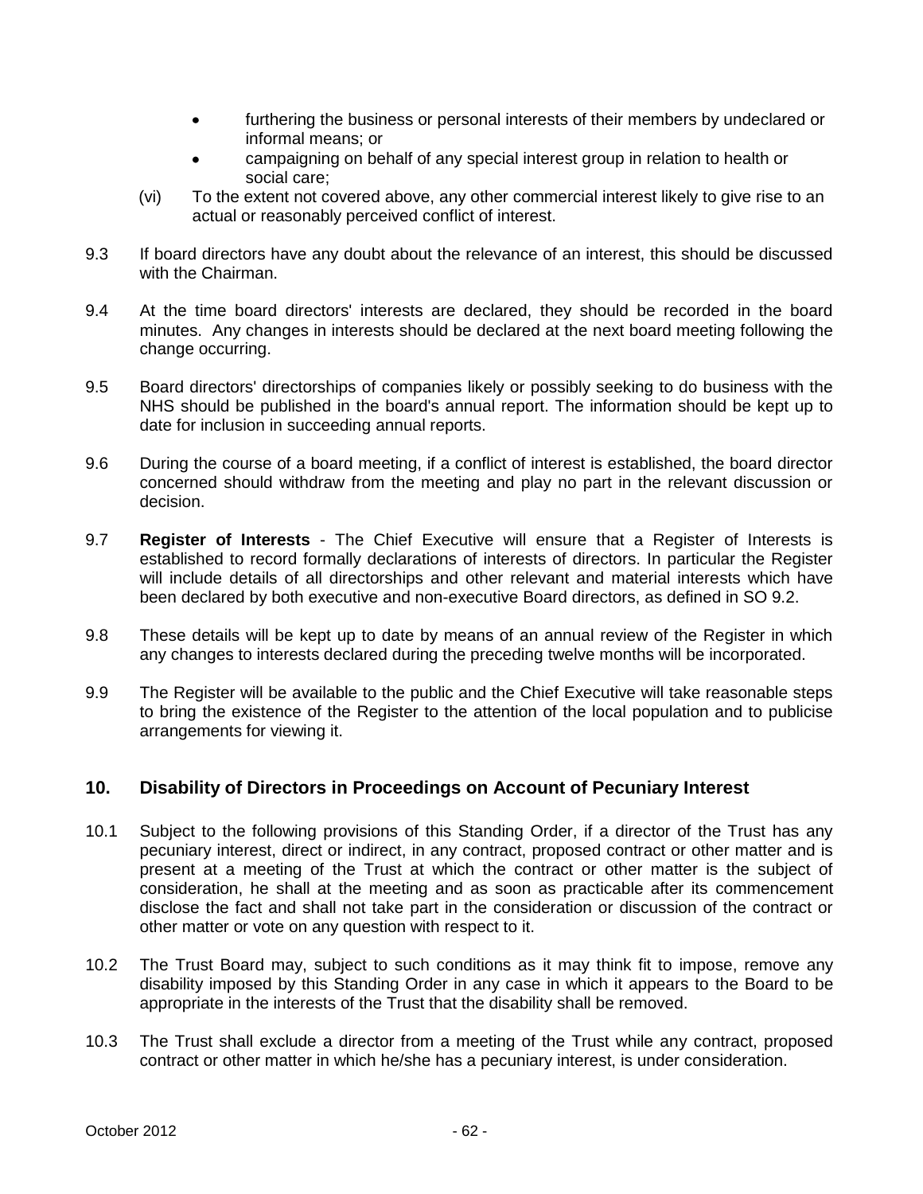- furthering the business or personal interests of their members by undeclared or informal means; or
- campaigning on behalf of any special interest group in relation to health or social care;

(vi) To the extent not covered above, any other commercial interest likely to give rise to an actual or reasonably perceived conflict of interest.

9.3 If board directors have any doubt about the relevance of an interest, this should be discussed with the Chairman.

9.4 At the time board directors' interests are declared, they should be recorded in the board minutes. Any changes in interests should be declared at the next board meeting following the change occurring.

9.5 Board directors' directorships of companies likely or possibly seeking to do business with the NHS should be published in the board's annual report. The information should be kept up to date for inclusion in succeeding annual reports.

9.6 During the course of a board meeting, if a conflict of interest is established, the board director concerned should withdraw from the meeting and play no part in the relevant discussion or decision.

9.7 **Register of Interests** - The Chief Executive will ensure that a Register of Interests is established to record formally declarations of interests of directors. In particular the Register will include details of all directorships and other relevant and material interests which have been declared by both executive and non-executive Board directors, as defined in SO 9.2.

9.8 These details will be kept up to date by means of an annual review of the Register in which any changes to interests declared during the preceding twelve months will be incorporated.

9.9 The Register will be available to the public and the Chief Executive will take reasonable steps to bring the existence of the Register to the attention of the local population and to publicise arrangements for viewing it.

## 10. Disability of Directors in Proceedings on Account of Pecuniary Interest

10.1 Subject to the following provisions of this Standing Order, if a director of the Trust has any pecuniary interest, direct or indirect, in any contract, proposed contract or other matter and is present at a meeting of the Trust at which the contract or other matter is the subject of consideration, he shall at the meeting and as soon as practicable after its commencement disclose the fact and shall not take part in the consideration or discussion of the contract or other matter or vote on any question with respect to it.

10.2 The Trust Board may, subject to such conditions as it may think fit to impose, remove any disability imposed by this Standing Order in any case in which it appears to the Board to be appropriate in the interests of the Trust that the disability shall be removed.

10.3 The Trust shall exclude a director from a meeting of the Trust while any contract, proposed contract or other matter in which he/she has a pecuniary interest, is under consideration.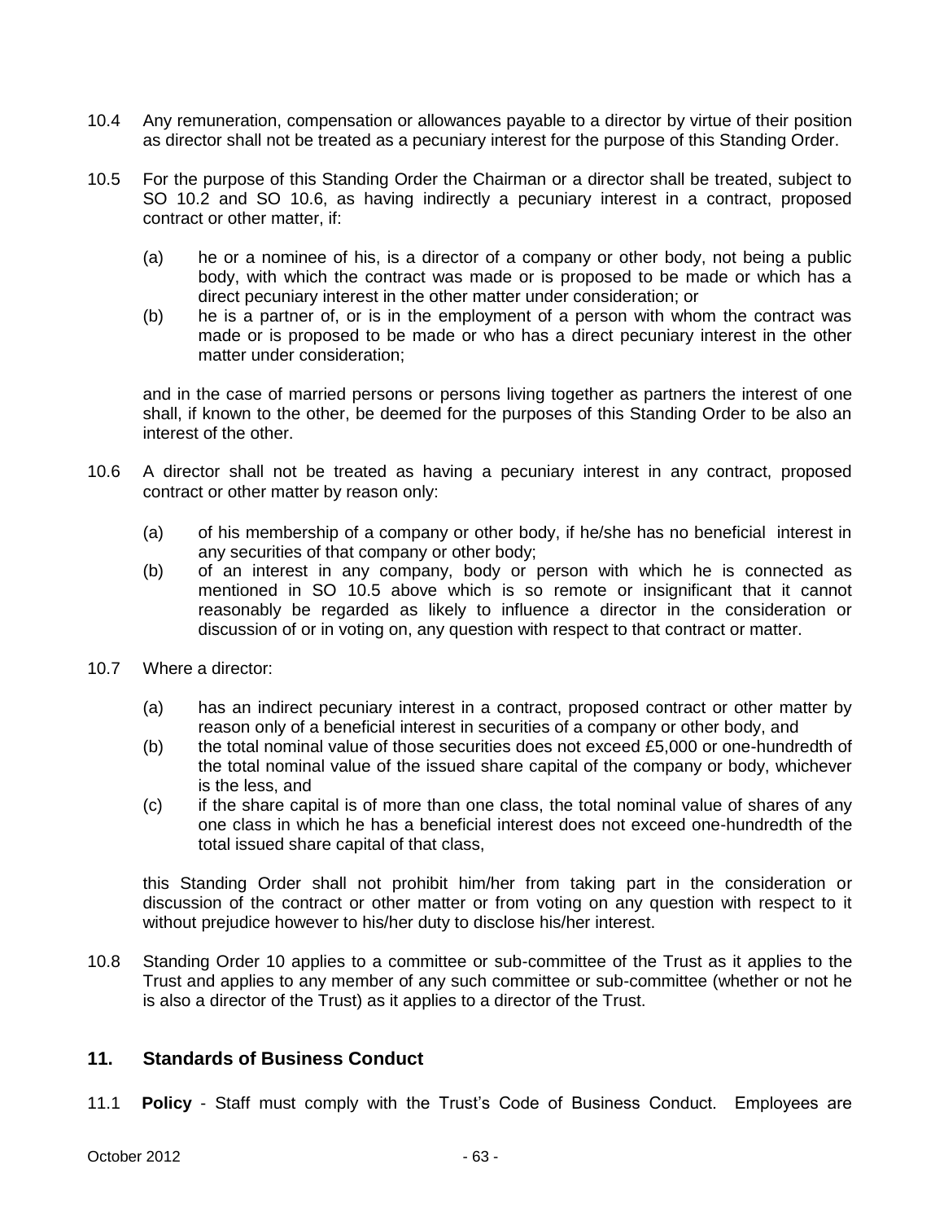10.4 Any remuneration, compensation or allowances payable to a director by virtue of their position as director shall not be treated as a pecuniary interest for the purpose of this Standing Order.

10.5 For the purpose of this Standing Order the Chairman or a director shall be treated, subject to SO 10.2 and SO 10.6, as having indirectly a pecuniary interest in a contract, proposed contract or other matter, if:

(a) he or a nominee of his, is a director of a company or other body, not being a public body, with which the contract was made or is proposed to be made or which has a direct pecuniary interest in the other matter under consideration; or

(b) he is a partner of, or is in the employment of a person with whom the contract was made or is proposed to be made or who has a direct pecuniary interest in the other matter under consideration;

and in the case of married persons or persons living together as partners the interest of one shall, if known to the other, be deemed for the purposes of this Standing Order to be also an interest of the other.

10.6 A director shall not be treated as having a pecuniary interest in any contract, proposed contract or other matter by reason only:

(a) of his membership of a company or other body, if he/she has no beneficial interest in any securities of that company or other body;

(b) of an interest in any company, body or person with which he is connected as mentioned in SO 10.5 above which is so remote or insignificant that it cannot reasonably be regarded as likely to influence a director in the consideration or discussion of or in voting on, any question with respect to that contract or matter.

10.7 Where a director:

(a) has an indirect pecuniary interest in a contract, proposed contract or other matter by reason only of a beneficial interest in securities of a company or other body, and

(b) the total nominal value of those securities does not exceed £5,000 or one-hundredth of the total nominal value of the issued share capital of the company or body, whichever is the less, and

(c) if the share capital is of more than one class, the total nominal value of shares of any one class in which he has a beneficial interest does not exceed one-hundredth of the total issued share capital of that class,

this Standing Order shall not prohibit him/her from taking part in the consideration or discussion of the contract or other matter or from voting on any question with respect to it without prejudice however to his/her duty to disclose his/her interest.

10.8 Standing Order 10 applies to a committee or sub-committee of the Trust as it applies to the Trust and applies to any member of any such committee or sub-committee (whether or not he is also a director of the Trust) as it applies to a director of the Trust.

## 11. Standards of Business Conduct

11.1 **Policy** - Staff must comply with the Trust's Code of Business Conduct. Employees are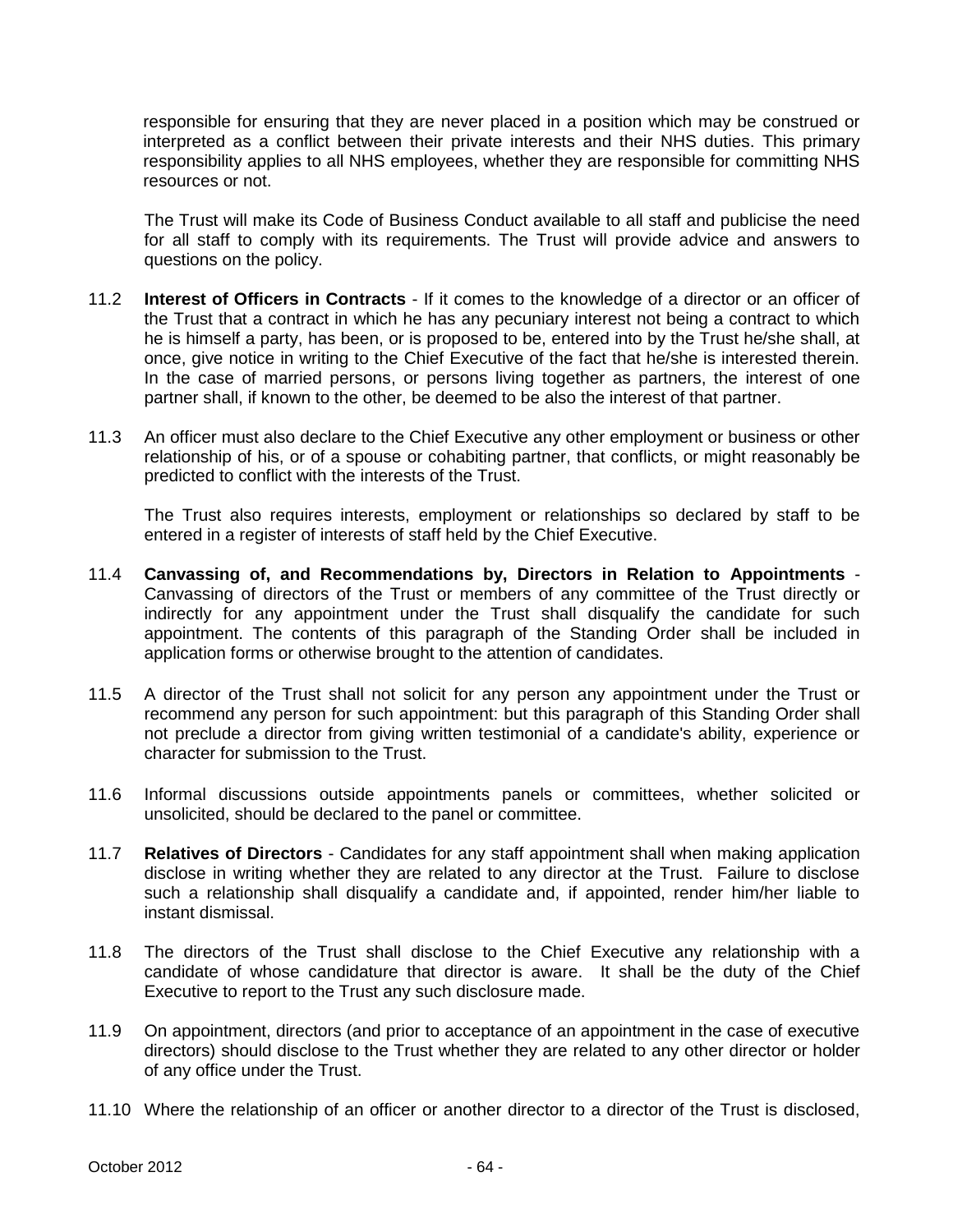responsible for ensuring that they are never placed in a position which may be construed or interpreted as a conflict between their private interests and their NHS duties. This primary responsibility applies to all NHS employees, whether they are responsible for committing NHS resources or not.

The Trust will make its Code of Business Conduct available to all staff and publicise the need for all staff to comply with its requirements. The Trust will provide advice and answers to questions on the policy.

11.2 **Interest of Officers in Contracts** - If it comes to the knowledge of a director or an officer of the Trust that a contract in which he has any pecuniary interest not being a contract to which he is himself a party, has been, or is proposed to be, entered into by the Trust he/she shall, at once, give notice in writing to the Chief Executive of the fact that he/she is interested therein. In the case of married persons, or persons living together as partners, the interest of one partner shall, if known to the other, be deemed to be also the interest of that partner.

11.3 An officer must also declare to the Chief Executive any other employment or business or other relationship of his, or of a spouse or cohabiting partner, that conflicts, or might reasonably be predicted to conflict with the interests of the Trust.

The Trust also requires interests, employment or relationships so declared by staff to be entered in a register of interests of staff held by the Chief Executive.

11.4 **Canvassing of, and Recommendations by, Directors in Relation to Appointments** - Canvassing of directors of the Trust or members of any committee of the Trust directly or indirectly for any appointment under the Trust shall disqualify the candidate for such appointment. The contents of this paragraph of the Standing Order shall be included in application forms or otherwise brought to the attention of candidates.

11.5 A director of the Trust shall not solicit for any person any appointment under the Trust or recommend any person for such appointment: but this paragraph of this Standing Order shall not preclude a director from giving written testimonial of a candidate's ability, experience or character for submission to the Trust.

11.6 Informal discussions outside appointments panels or committees, whether solicited or unsolicited, should be declared to the panel or committee.

11.7 **Relatives of Directors** - Candidates for any staff appointment shall when making application disclose in writing whether they are related to any director at the Trust. Failure to disclose such a relationship shall disqualify a candidate and, if appointed, render him/her liable to instant dismissal.

11.8 The directors of the Trust shall disclose to the Chief Executive any relationship with a candidate of whose candidature that director is aware. It shall be the duty of the Chief Executive to report to the Trust any such disclosure made.

11.9 On appointment, directors (and prior to acceptance of an appointment in the case of executive directors) should disclose to the Trust whether they are related to any other director or holder of any office under the Trust.

11.10 Where the relationship of an officer or another director to a director of the Trust is disclosed,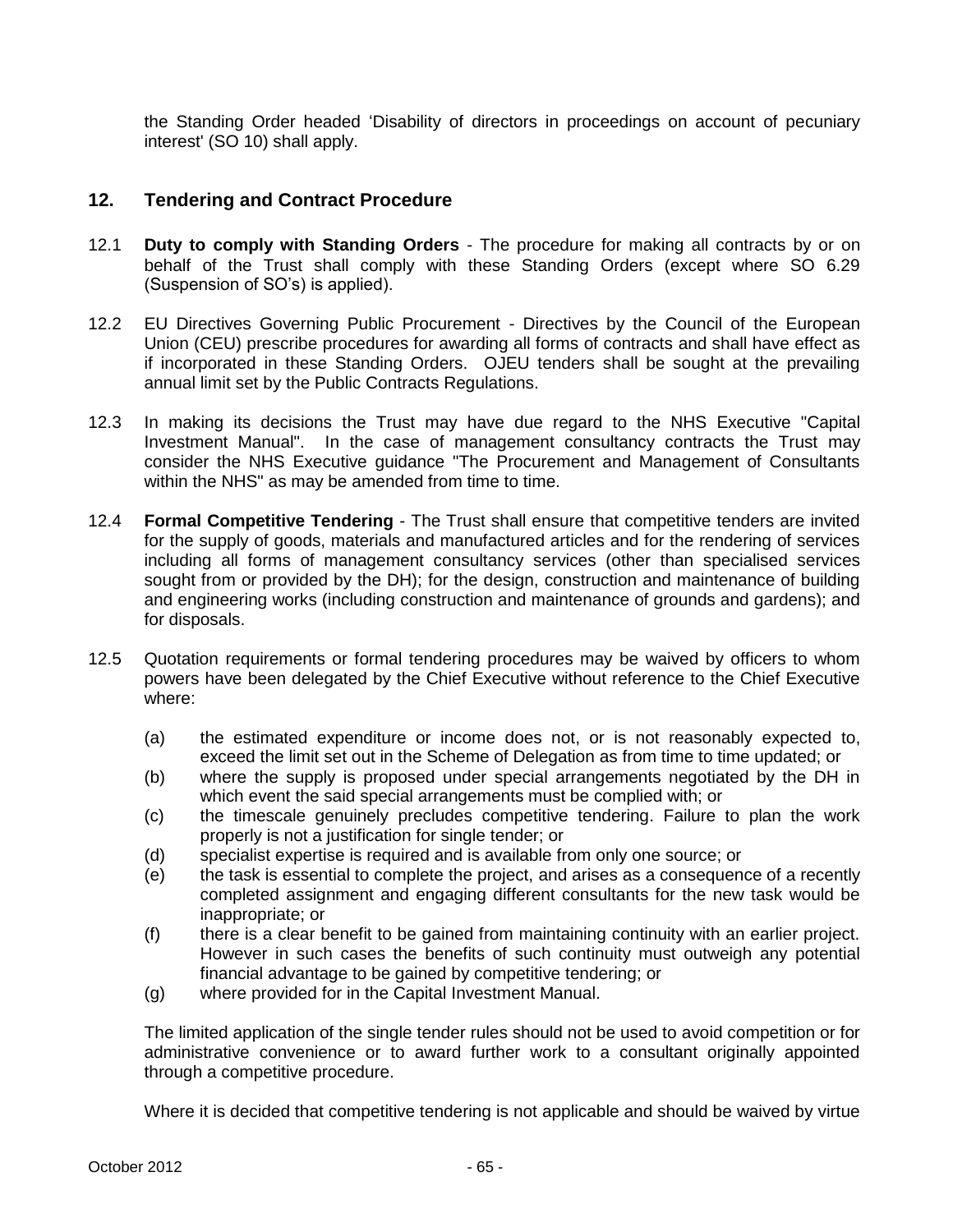the Standing Order headed 'Disability of directors in proceedings on account of pecuniary interest' (SO 10) shall apply.

## 12. Tendering and Contract Procedure

12.1 **Duty to comply with Standing Orders** - The procedure for making all contracts by or on behalf of the Trust shall comply with these Standing Orders (except where SO 6.29 (Suspension of SO's) is applied).

12.2 EU Directives Governing Public Procurement - Directives by the Council of the European Union (CEU) prescribe procedures for awarding all forms of contracts and shall have effect as if incorporated in these Standing Orders. OJEU tenders shall be sought at the prevailing annual limit set by the Public Contracts Regulations.

12.3 In making its decisions the Trust may have due regard to the NHS Executive "Capital Investment Manual". In the case of management consultancy contracts the Trust may consider the NHS Executive guidance "The Procurement and Management of Consultants within the NHS" as may be amended from time to time.

12.4 **Formal Competitive Tendering** - The Trust shall ensure that competitive tenders are invited for the supply of goods, materials and manufactured articles and for the rendering of services including all forms of management consultancy services (other than specialised services sought from or provided by the DH); for the design, construction and maintenance of building and engineering works (including construction and maintenance of grounds and gardens); and for disposals.

12.5 Quotation requirements or formal tendering procedures may be waived by officers to whom powers have been delegated by the Chief Executive without reference to the Chief Executive where:

(a) the estimated expenditure or income does not, or is not reasonably expected to, exceed the limit set out in the Scheme of Delegation as from time to time updated; or
(b) where the supply is proposed under special arrangements negotiated by the DH in which event the said special arrangements must be complied with; or
(c) the timescale genuinely precludes competitive tendering. Failure to plan the work properly is not a justification for single tender; or
(d) specialist expertise is required and is available from only one source; or
(e) the task is essential to complete the project, and arises as a consequence of a recently completed assignment and engaging different consultants for the new task would be inappropriate; or
(f) there is a clear benefit to be gained from maintaining continuity with an earlier project. However in such cases the benefits of such continuity must outweigh any potential financial advantage to be gained by competitive tendering; or
(g) where provided for in the Capital Investment Manual.

The limited application of the single tender rules should not be used to avoid competition or for administrative convenience or to award further work to a consultant originally appointed through a competitive procedure.

Where it is decided that competitive tendering is not applicable and should be waived by virtue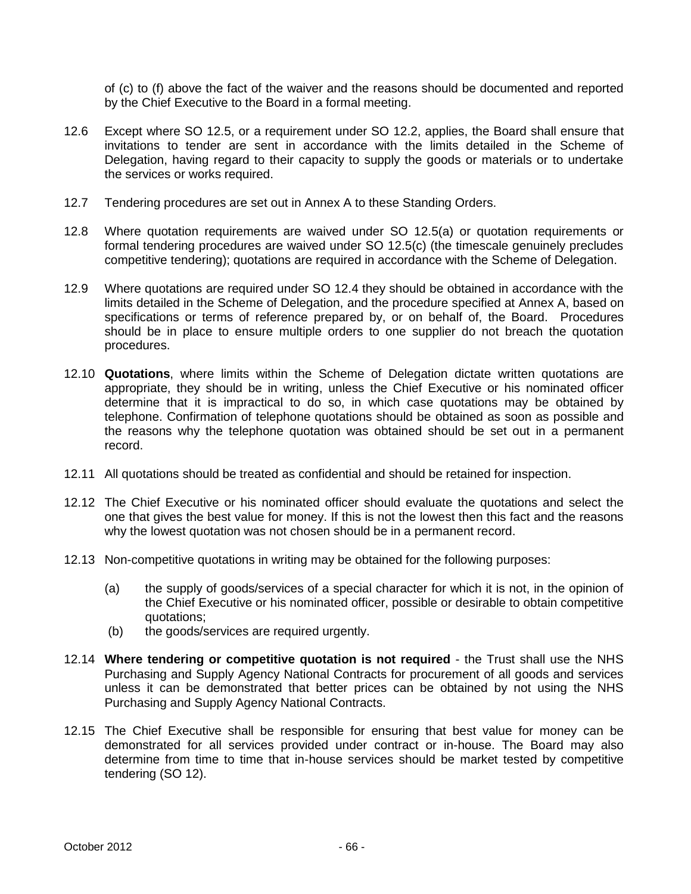of (c) to (f) above the fact of the waiver and the reasons should be documented and reported by the Chief Executive to the Board in a formal meeting.

12.6 Except where SO 12.5, or a requirement under SO 12.2, applies, the Board shall ensure that invitations to tender are sent in accordance with the limits detailed in the Scheme of Delegation, having regard to their capacity to supply the goods or materials or to undertake the services or works required.

12.7 Tendering procedures are set out in Annex A to these Standing Orders.

12.8 Where quotation requirements are waived under SO 12.5(a) or quotation requirements or formal tendering procedures are waived under SO 12.5(c) (the timescale genuinely precludes competitive tendering); quotations are required in accordance with the Scheme of Delegation.

12.9 Where quotations are required under SO 12.4 they should be obtained in accordance with the limits detailed in the Scheme of Delegation, and the procedure specified at Annex A, based on specifications or terms of reference prepared by, or on behalf of, the Board. Procedures should be in place to ensure multiple orders to one supplier do not breach the quotation procedures.

12.10 **Quotations**, where limits within the Scheme of Delegation dictate written quotations are appropriate, they should be in writing, unless the Chief Executive or his nominated officer determine that it is impractical to do so, in which case quotations may be obtained by telephone. Confirmation of telephone quotations should be obtained as soon as possible and the reasons why the telephone quotation was obtained should be set out in a permanent record.

12.11 All quotations should be treated as confidential and should be retained for inspection.

12.12 The Chief Executive or his nominated officer should evaluate the quotations and select the one that gives the best value for money. If this is not the lowest then this fact and the reasons why the lowest quotation was not chosen should be in a permanent record.

12.13 Non-competitive quotations in writing may be obtained for the following purposes:

(a) the supply of goods/services of a special character for which it is not, in the opinion of the Chief Executive or his nominated officer, possible or desirable to obtain competitive quotations;

(b) the goods/services are required urgently.

12.14 **Where tendering or competitive quotation is not required** - the Trust shall use the NHS Purchasing and Supply Agency National Contracts for procurement of all goods and services unless it can be demonstrated that better prices can be obtained by not using the NHS Purchasing and Supply Agency National Contracts.

12.15 The Chief Executive shall be responsible for ensuring that best value for money can be demonstrated for all services provided under contract or in-house. The Board may also determine from time to time that in-house services should be market tested by competitive tendering (SO 12).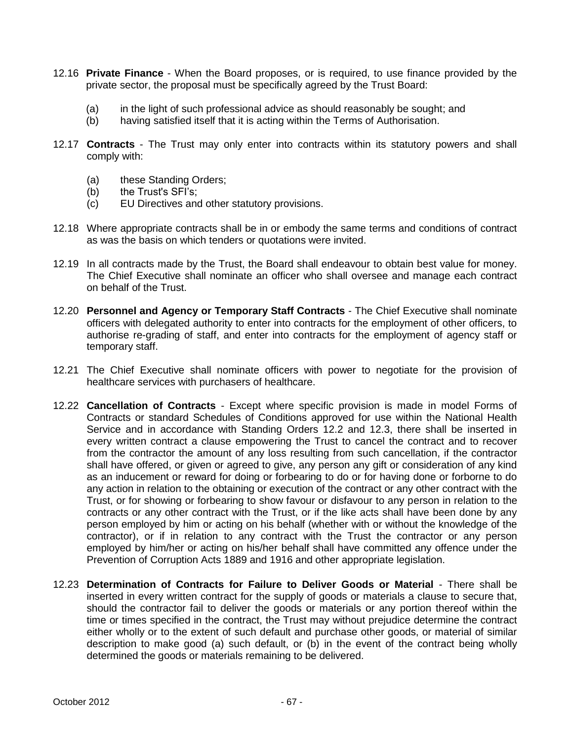12.16 **Private Finance** - When the Board proposes, or is required, to use finance provided by the private sector, the proposal must be specifically agreed by the Trust Board:

- (a) in the light of such professional advice as should reasonably be sought; and
- (b) having satisfied itself that it is acting within the Terms of Authorisation.

12.17 **Contracts** - The Trust may only enter into contracts within its statutory powers and shall comply with:

- (a) these Standing Orders;
- (b) the Trust's SFI's;
- (c) EU Directives and other statutory provisions.

12.18 Where appropriate contracts shall be in or embody the same terms and conditions of contract as was the basis on which tenders or quotations were invited.

12.19 In all contracts made by the Trust, the Board shall endeavour to obtain best value for money. The Chief Executive shall nominate an officer who shall oversee and manage each contract on behalf of the Trust.

12.20 **Personnel and Agency or Temporary Staff Contracts** - The Chief Executive shall nominate officers with delegated authority to enter into contracts for the employment of other officers, to authorise re-grading of staff, and enter into contracts for the employment of agency staff or temporary staff.

12.21 The Chief Executive shall nominate officers with power to negotiate for the provision of healthcare services with purchasers of healthcare.

12.22 **Cancellation of Contracts** - Except where specific provision is made in model Forms of Contracts or standard Schedules of Conditions approved for use within the National Health Service and in accordance with Standing Orders 12.2 and 12.3, there shall be inserted in every written contract a clause empowering the Trust to cancel the contract and to recover from the contractor the amount of any loss resulting from such cancellation, if the contractor shall have offered, or given or agreed to give, any person any gift or consideration of any kind as an inducement or reward for doing or forbearing to do or for having done or forborne to do any action in relation to the obtaining or execution of the contract or any other contract with the Trust, or for showing or forbearing to show favour or disfavour to any person in relation to the contracts or any other contract with the Trust, or if the like acts shall have been done by any person employed by him or acting on his behalf (whether with or without the knowledge of the contractor), or if in relation to any contract with the Trust the contractor or any person employed by him/her or acting on his/her behalf shall have committed any offence under the Prevention of Corruption Acts 1889 and 1916 and other appropriate legislation.

12.23 **Determination of Contracts for Failure to Deliver Goods or Material** - There shall be inserted in every written contract for the supply of goods or materials a clause to secure that, should the contractor fail to deliver the goods or materials or any portion thereof within the time or times specified in the contract, the Trust may without prejudice determine the contract either wholly or to the extent of such default and purchase other goods, or material of similar description to make good (a) such default, or (b) in the event of the contract being wholly determined the goods or materials remaining to be delivered.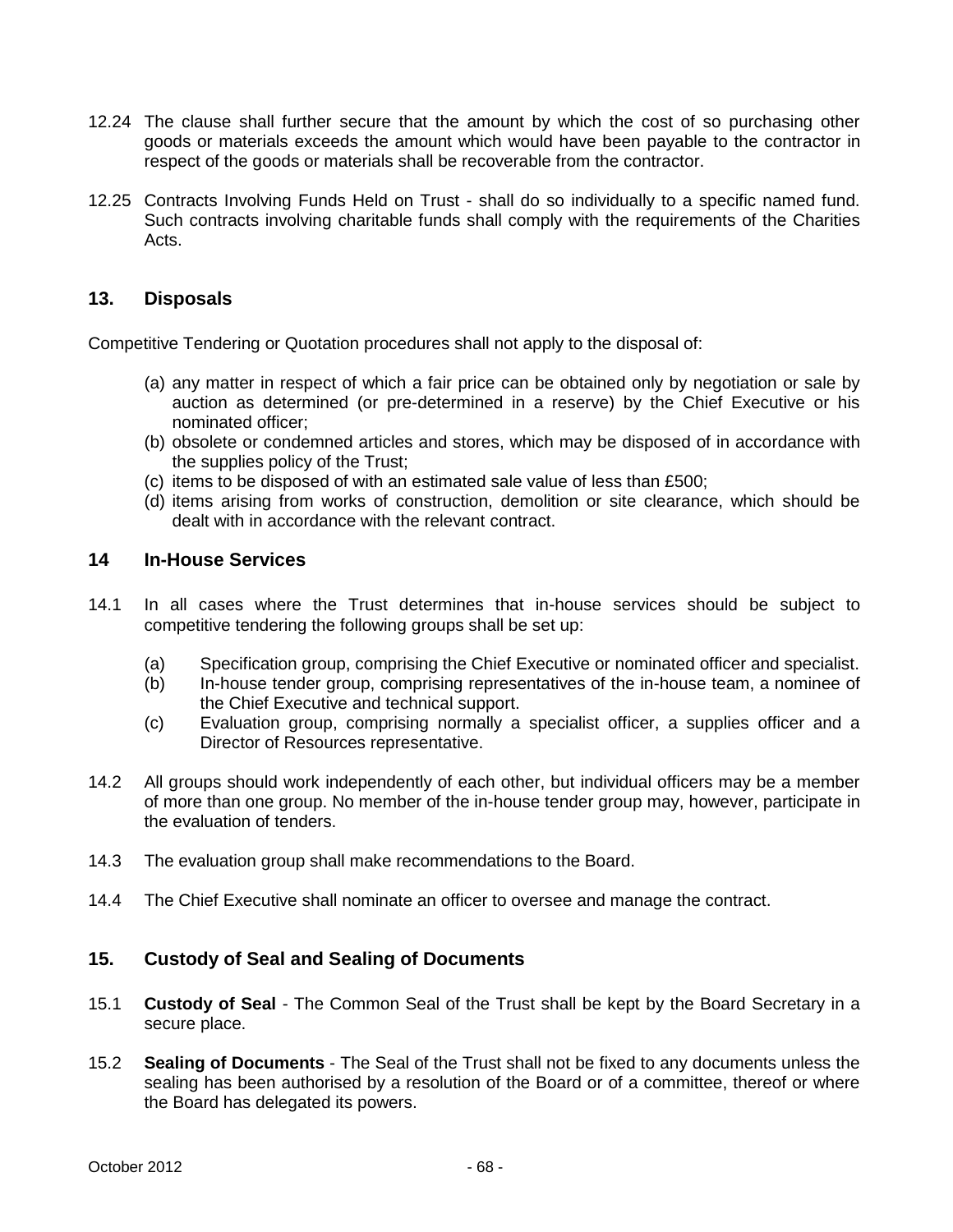12.24 The clause shall further secure that the amount by which the cost of so purchasing other goods or materials exceeds the amount which would have been payable to the contractor in respect of the goods or materials shall be recoverable from the contractor.

12.25 Contracts Involving Funds Held on Trust - shall do so individually to a specific named fund. Such contracts involving charitable funds shall comply with the requirements of the Charities Acts.

## 13. Disposals

Competitive Tendering or Quotation procedures shall not apply to the disposal of:

(a) any matter in respect of which a fair price can be obtained only by negotiation or sale by auction as determined (or pre-determined in a reserve) by the Chief Executive or his nominated officer;
(b) obsolete or condemned articles and stores, which may be disposed of in accordance with the supplies policy of the Trust;
(c) items to be disposed of with an estimated sale value of less than £500;
(d) items arising from works of construction, demolition or site clearance, which should be dealt with in accordance with the relevant contract.

## 14 In-House Services

14.1 In all cases where the Trust determines that in-house services should be subject to competitive tendering the following groups shall be set up:

(a) Specification group, comprising the Chief Executive or nominated officer and specialist.
(b) In-house tender group, comprising representatives of the in-house team, a nominee of the Chief Executive and technical support.
(c) Evaluation group, comprising normally a specialist officer, a supplies officer and a Director of Resources representative.

14.2 All groups should work independently of each other, but individual officers may be a member of more than one group. No member of the in-house tender group may, however, participate in the evaluation of tenders.

14.3 The evaluation group shall make recommendations to the Board.

14.4 The Chief Executive shall nominate an officer to oversee and manage the contract.

## 15. Custody of Seal and Sealing of Documents

15.1 **Custody of Seal** - The Common Seal of the Trust shall be kept by the Board Secretary in a secure place.

15.2 **Sealing of Documents** - The Seal of the Trust shall not be fixed to any documents unless the sealing has been authorised by a resolution of the Board or of a committee, thereof or where the Board has delegated its powers.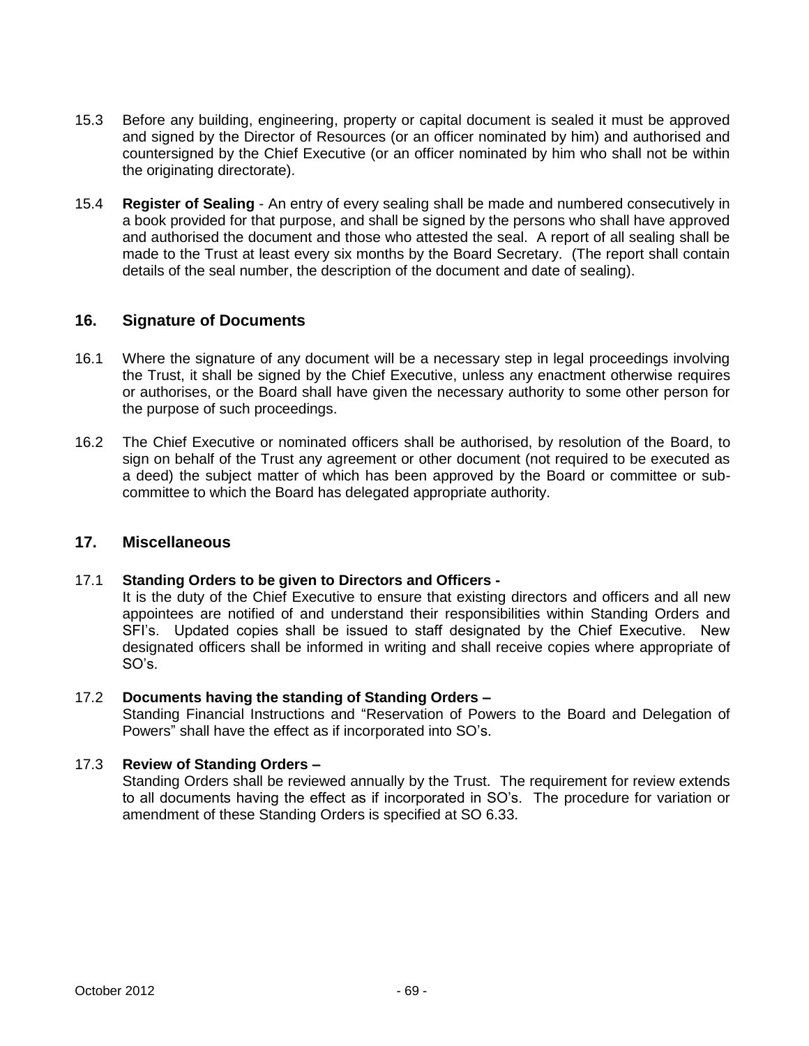15.3 Before any building, engineering, property or capital document is sealed it must be approved and signed by the Director of Resources (or an officer nominated by him) and authorised and countersigned by the Chief Executive (or an officer nominated by him who shall not be within the originating directorate).

15.4 **Register of Sealing** - An entry of every sealing shall be made and numbered consecutively in a book provided for that purpose, and shall be signed by the persons who shall have approved and authorised the document and those who attested the seal. A report of all sealing shall be made to the Trust at least every six months by the Board Secretary. (The report shall contain details of the seal number, the description of the document and date of sealing).

## 16. Signature of Documents

16.1 Where the signature of any document will be a necessary step in legal proceedings involving the Trust, it shall be signed by the Chief Executive, unless any enactment otherwise requires or authorises, or the Board shall have given the necessary authority to some other person for the purpose of such proceedings.

16.2 The Chief Executive or nominated officers shall be authorised, by resolution of the Board, to sign on behalf of the Trust any agreement or other document (not required to be executed as a deed) the subject matter of which has been approved by the Board or committee or sub-committee to which the Board has delegated appropriate authority.

## 17. Miscellaneous

17.1 **Standing Orders to be given to Directors and Officers -**
It is the duty of the Chief Executive to ensure that existing directors and officers and all new appointees are notified of and understand their responsibilities within Standing Orders and SFI's. Updated copies shall be issued to staff designated by the Chief Executive. New designated officers shall be informed in writing and shall receive copies where appropriate of SO's.

17.2 **Documents having the standing of Standing Orders –**
Standing Financial Instructions and "Reservation of Powers to the Board and Delegation of Powers" shall have the effect as if incorporated into SO's.

17.3 **Review of Standing Orders –**
Standing Orders shall be reviewed annually by the Trust. The requirement for review extends to all documents having the effect as if incorporated in SO's. The procedure for variation or amendment of these Standing Orders is specified at SO 6.33.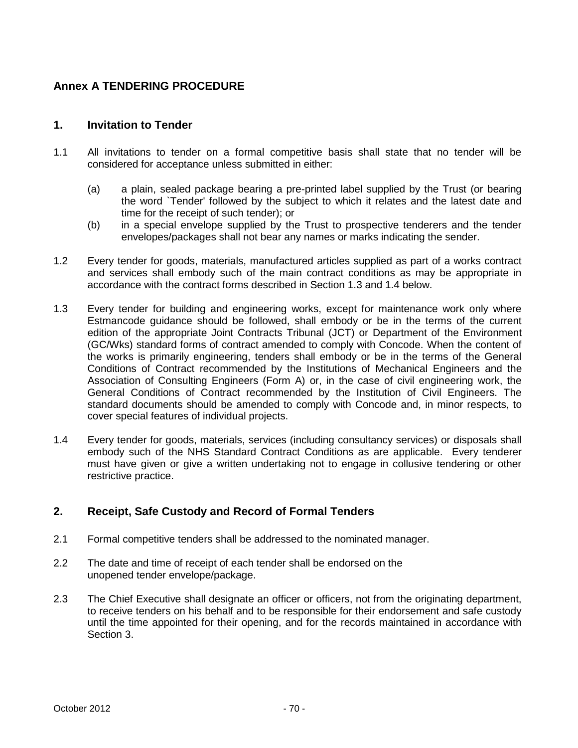## Annex A TENDERING PROCEDURE

### 1. Invitation to Tender

1.1 All invitations to tender on a formal competitive basis shall state that no tender will be considered for acceptance unless submitted in either:

(a) a plain, sealed package bearing a pre-printed label supplied by the Trust (or bearing the word `Tender' followed by the subject to which it relates and the latest date and time for the receipt of such tender); or

(b) in a special envelope supplied by the Trust to prospective tenderers and the tender envelopes/packages shall not bear any names or marks indicating the sender.

1.2 Every tender for goods, materials, manufactured articles supplied as part of a works contract and services shall embody such of the main contract conditions as may be appropriate in accordance with the contract forms described in Section 1.3 and 1.4 below.

1.3 Every tender for building and engineering works, except for maintenance work only where Estmancode guidance should be followed, shall embody or be in the terms of the current edition of the appropriate Joint Contracts Tribunal (JCT) or Department of the Environment (GC/Wks) standard forms of contract amended to comply with Concode. When the content of the works is primarily engineering, tenders shall embody or be in the terms of the General Conditions of Contract recommended by the Institutions of Mechanical Engineers and the Association of Consulting Engineers (Form A) or, in the case of civil engineering work, the General Conditions of Contract recommended by the Institution of Civil Engineers. The standard documents should be amended to comply with Concode and, in minor respects, to cover special features of individual projects.

1.4 Every tender for goods, materials, services (including consultancy services) or disposals shall embody such of the NHS Standard Contract Conditions as are applicable. Every tenderer must have given or give a written undertaking not to engage in collusive tendering or other restrictive practice.

### 2. Receipt, Safe Custody and Record of Formal Tenders

2.1 Formal competitive tenders shall be addressed to the nominated manager.

2.2 The date and time of receipt of each tender shall be endorsed on the unopened tender envelope/package.

2.3 The Chief Executive shall designate an officer or officers, not from the originating department, to receive tenders on his behalf and to be responsible for their endorsement and safe custody until the time appointed for their opening, and for the records maintained in accordance with Section 3.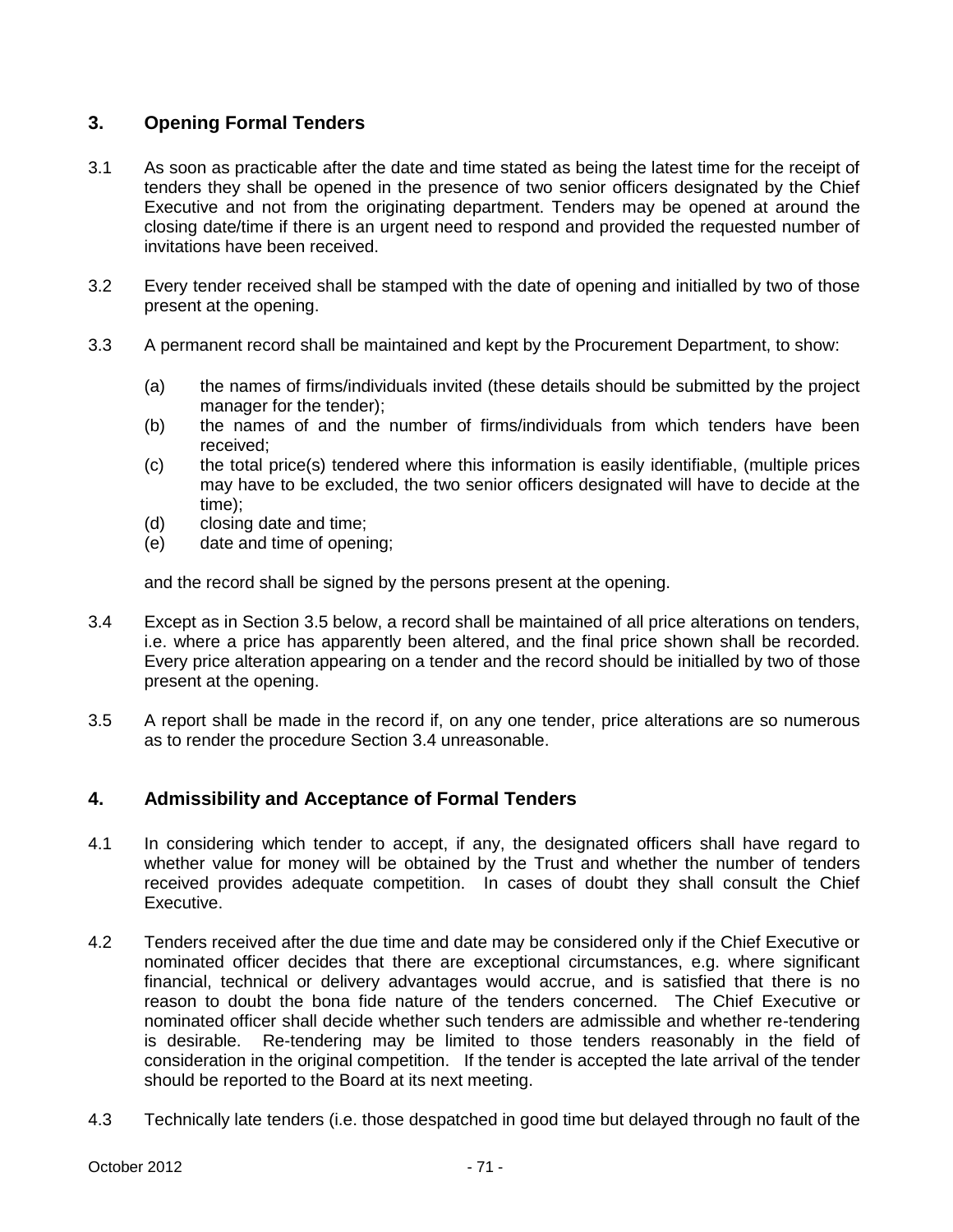## 3. Opening Formal Tenders

3.1 As soon as practicable after the date and time stated as being the latest time for the receipt of tenders they shall be opened in the presence of two senior officers designated by the Chief Executive and not from the originating department. Tenders may be opened at around the closing date/time if there is an urgent need to respond and provided the requested number of invitations have been received.

3.2 Every tender received shall be stamped with the date of opening and initialled by two of those present at the opening.

3.3 A permanent record shall be maintained and kept by the Procurement Department, to show:

- (a) the names of firms/individuals invited (these details should be submitted by the project manager for the tender);
- (b) the names of and the number of firms/individuals from which tenders have been received;
- (c) the total price(s) tendered where this information is easily identifiable, (multiple prices may have to be excluded, the two senior officers designated will have to decide at the time);
- (d) closing date and time;
- (e) date and time of opening;

and the record shall be signed by the persons present at the opening.

3.4 Except as in Section 3.5 below, a record shall be maintained of all price alterations on tenders, i.e. where a price has apparently been altered, and the final price shown shall be recorded. Every price alteration appearing on a tender and the record should be initialled by two of those present at the opening.

3.5 A report shall be made in the record if, on any one tender, price alterations are so numerous as to render the procedure Section 3.4 unreasonable.

## 4. Admissibility and Acceptance of Formal Tenders

4.1 In considering which tender to accept, if any, the designated officers shall have regard to whether value for money will be obtained by the Trust and whether the number of tenders received provides adequate competition. In cases of doubt they shall consult the Chief Executive.

4.2 Tenders received after the due time and date may be considered only if the Chief Executive or nominated officer decides that there are exceptional circumstances, e.g. where significant financial, technical or delivery advantages would accrue, and is satisfied that there is no reason to doubt the bona fide nature of the tenders concerned. The Chief Executive or nominated officer shall decide whether such tenders are admissible and whether re-tendering is desirable. Re-tendering may be limited to those tenders reasonably in the field of consideration in the original competition. If the tender is accepted the late arrival of the tender should be reported to the Board at its next meeting.

4.3 Technically late tenders (i.e. those despatched in good time but delayed through no fault of the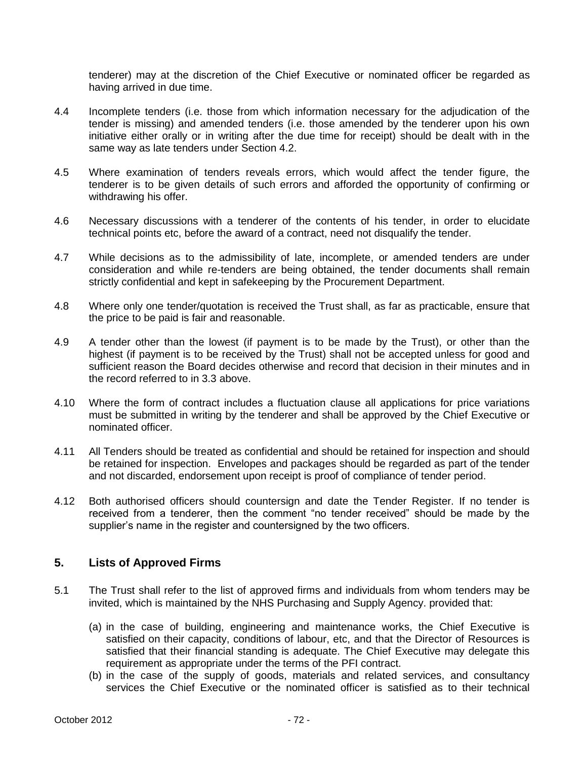tenderer) may at the discretion of the Chief Executive or nominated officer be regarded as having arrived in due time.

4.4 Incomplete tenders (i.e. those from which information necessary for the adjudication of the tender is missing) and amended tenders (i.e. those amended by the tenderer upon his own initiative either orally or in writing after the due time for receipt) should be dealt with in the same way as late tenders under Section 4.2.

4.5 Where examination of tenders reveals errors, which would affect the tender figure, the tenderer is to be given details of such errors and afforded the opportunity of confirming or withdrawing his offer.

4.6 Necessary discussions with a tenderer of the contents of his tender, in order to elucidate technical points etc, before the award of a contract, need not disqualify the tender.

4.7 While decisions as to the admissibility of late, incomplete, or amended tenders are under consideration and while re-tenders are being obtained, the tender documents shall remain strictly confidential and kept in safekeeping by the Procurement Department.

4.8 Where only one tender/quotation is received the Trust shall, as far as practicable, ensure that the price to be paid is fair and reasonable.

4.9 A tender other than the lowest (if payment is to be made by the Trust), or other than the highest (if payment is to be received by the Trust) shall not be accepted unless for good and sufficient reason the Board decides otherwise and record that decision in their minutes and in the record referred to in 3.3 above.

4.10 Where the form of contract includes a fluctuation clause all applications for price variations must be submitted in writing by the tenderer and shall be approved by the Chief Executive or nominated officer.

4.11 All Tenders should be treated as confidential and should be retained for inspection and should be retained for inspection. Envelopes and packages should be regarded as part of the tender and not discarded, endorsement upon receipt is proof of compliance of tender period.

4.12 Both authorised officers should countersign and date the Tender Register. If no tender is received from a tenderer, then the comment "no tender received" should be made by the supplier's name in the register and countersigned by the two officers.

## 5. Lists of Approved Firms

5.1 The Trust shall refer to the list of approved firms and individuals from whom tenders may be invited, which is maintained by the NHS Purchasing and Supply Agency. provided that:

(a) in the case of building, engineering and maintenance works, the Chief Executive is satisfied on their capacity, conditions of labour, etc, and that the Director of Resources is satisfied that their financial standing is adequate. The Chief Executive may delegate this requirement as appropriate under the terms of the PFI contract.

(b) in the case of the supply of goods, materials and related services, and consultancy services the Chief Executive or the nominated officer is satisfied as to their technical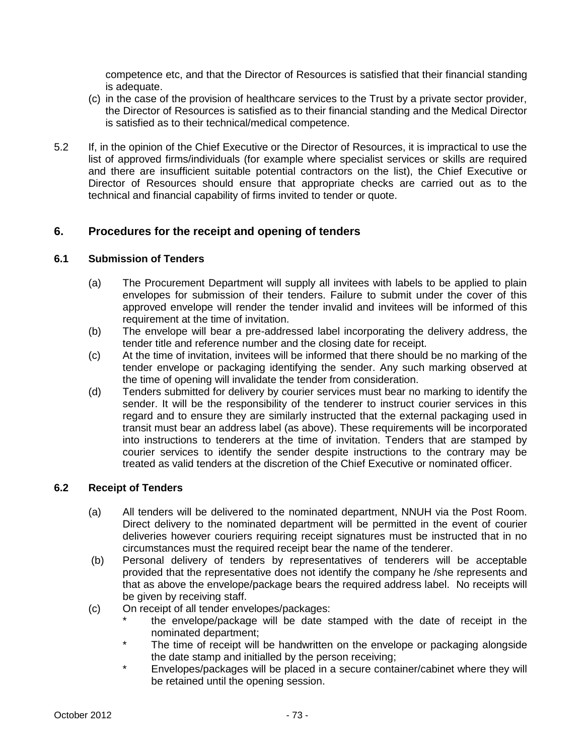competence etc, and that the Director of Resources is satisfied that their financial standing is adequate.

(c) in the case of the provision of healthcare services to the Trust by a private sector provider, the Director of Resources is satisfied as to their financial standing and the Medical Director is satisfied as to their technical/medical competence.

5.2 If, in the opinion of the Chief Executive or the Director of Resources, it is impractical to use the list of approved firms/individuals (for example where specialist services or skills are required and there are insufficient suitable potential contractors on the list), the Chief Executive or Director of Resources should ensure that appropriate checks are carried out as to the technical and financial capability of firms invited to tender or quote.

## 6. Procedures for the receipt and opening of tenders

### 6.1 Submission of Tenders

(a) The Procurement Department will supply all invitees with labels to be applied to plain envelopes for submission of their tenders. Failure to submit under the cover of this approved envelope will render the tender invalid and invitees will be informed of this requirement at the time of invitation.

(b) The envelope will bear a pre-addressed label incorporating the delivery address, the tender title and reference number and the closing date for receipt.

(c) At the time of invitation, invitees will be informed that there should be no marking of the tender envelope or packaging identifying the sender. Any such marking observed at the time of opening will invalidate the tender from consideration.

(d) Tenders submitted for delivery by courier services must bear no marking to identify the sender. It will be the responsibility of the tenderer to instruct courier services in this regard and to ensure they are similarly instructed that the external packaging used in transit must bear an address label (as above). These requirements will be incorporated into instructions to tenderers at the time of invitation. Tenders that are stamped by courier services to identify the sender despite instructions to the contrary may be treated as valid tenders at the discretion of the Chief Executive or nominated officer.

### 6.2 Receipt of Tenders

(a) All tenders will be delivered to the nominated department, NNUH via the Post Room. Direct delivery to the nominated department will be permitted in the event of courier deliveries however couriers requiring receipt signatures must be instructed that in no circumstances must the required receipt bear the name of the tenderer.

(b) Personal delivery of tenders by representatives of tenderers will be acceptable provided that the representative does not identify the company he /she represents and that as above the envelope/package bears the required address label. No receipts will be given by receiving staff.

(c) On receipt of all tender envelopes/packages:

- the envelope/package will be date stamped with the date of receipt in the nominated department;
- The time of receipt will be handwritten on the envelope or packaging alongside the date stamp and initialled by the person receiving;
- Envelopes/packages will be placed in a secure container/cabinet where they will be retained until the opening session.

October 2012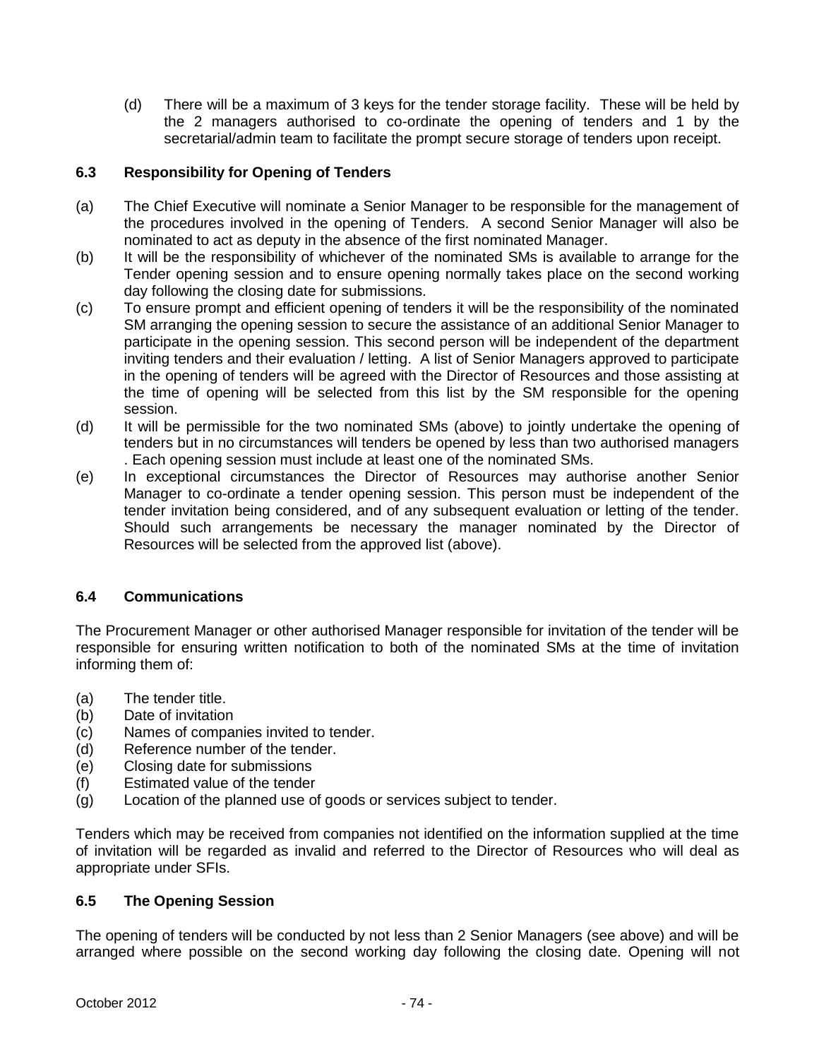(d) There will be a maximum of 3 keys for the tender storage facility. These will be held by the 2 managers authorised to co-ordinate the opening of tenders and 1 by the secretarial/admin team to facilitate the prompt secure storage of tenders upon receipt.

### 6.3 Responsibility for Opening of Tenders

(a) The Chief Executive will nominate a Senior Manager to be responsible for the management of the procedures involved in the opening of Tenders. A second Senior Manager will also be nominated to act as deputy in the absence of the first nominated Manager.

(b) It will be the responsibility of whichever of the nominated SMs is available to arrange for the Tender opening session and to ensure opening normally takes place on the second working day following the closing date for submissions.

(c) To ensure prompt and efficient opening of tenders it will be the responsibility of the nominated SM arranging the opening session to secure the assistance of an additional Senior Manager to participate in the opening session. This second person will be independent of the department inviting tenders and their evaluation / letting. A list of Senior Managers approved to participate in the opening of tenders will be agreed with the Director of Resources and those assisting at the time of opening will be selected from this list by the SM responsible for the opening session.

(d) It will be permissible for the two nominated SMs (above) to jointly undertake the opening of tenders but in no circumstances will tenders be opened by less than two authorised managers . Each opening session must include at least one of the nominated SMs.

(e) In exceptional circumstances the Director of Resources may authorise another Senior Manager to co-ordinate a tender opening session. This person must be independent of the tender invitation being considered, and of any subsequent evaluation or letting of the tender. Should such arrangements be necessary the manager nominated by the Director of Resources will be selected from the approved list (above).

### 6.4 Communications

The Procurement Manager or other authorised Manager responsible for invitation of the tender will be responsible for ensuring written notification to both of the nominated SMs at the time of invitation informing them of:

(a) The tender title.
(b) Date of invitation
(c) Names of companies invited to tender.
(d) Reference number of the tender.
(e) Closing date for submissions
(f) Estimated value of the tender
(g) Location of the planned use of goods or services subject to tender.

Tenders which may be received from companies not identified on the information supplied at the time of invitation will be regarded as invalid and referred to the Director of Resources who will deal as appropriate under SFIs.

### 6.5 The Opening Session

The opening of tenders will be conducted by not less than 2 Senior Managers (see above) and will be arranged where possible on the second working day following the closing date. Opening will not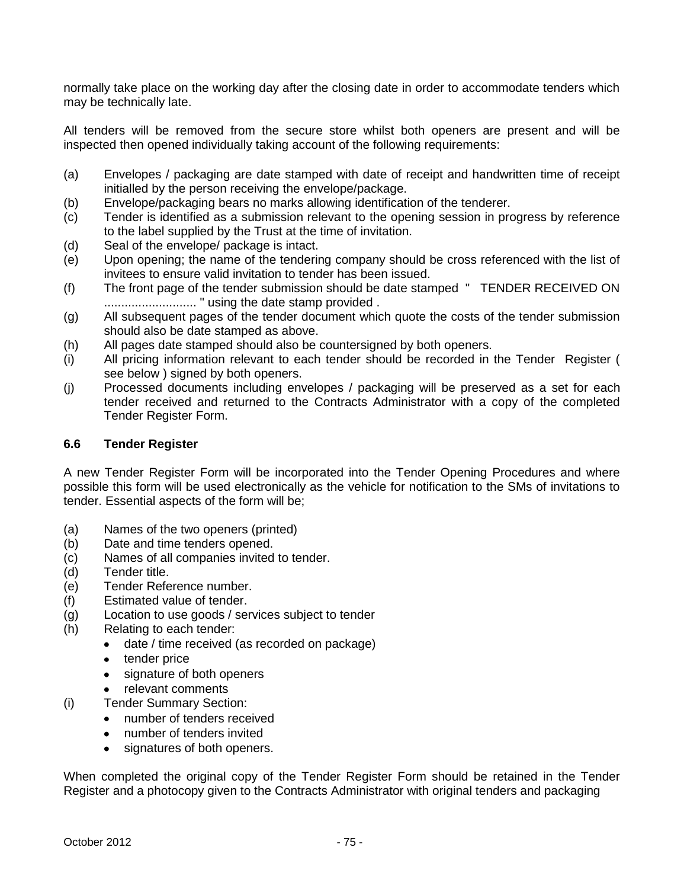normally take place on the working day after the closing date in order to accommodate tenders which may be technically late.

All tenders will be removed from the secure store whilst both openers are present and will be inspected then opened individually taking account of the following requirements:

(a) Envelopes / packaging are date stamped with date of receipt and handwritten time of receipt initialled by the person receiving the envelope/package.
(b) Envelope/packaging bears no marks allowing identification of the tenderer.
(c) Tender is identified as a submission relevant to the opening session in progress by reference to the label supplied by the Trust at the time of invitation.
(d) Seal of the envelope/ package is intact.
(e) Upon opening; the name of the tendering company should be cross referenced with the list of invitees to ensure valid invitation to tender has been issued.
(f) The front page of the tender submission should be date stamped " TENDER RECEIVED ON ........................... " using the date stamp provided .
(g) All subsequent pages of the tender document which quote the costs of the tender submission should also be date stamped as above.
(h) All pages date stamped should also be countersigned by both openers.
(i) All pricing information relevant to each tender should be recorded in the Tender Register ( see below ) signed by both openers.
(j) Processed documents including envelopes / packaging will be preserved as a set for each tender received and returned to the Contracts Administrator with a copy of the completed Tender Register Form.

### 6.6 Tender Register

A new Tender Register Form will be incorporated into the Tender Opening Procedures and where possible this form will be used electronically as the vehicle for notification to the SMs of invitations to tender. Essential aspects of the form will be;

(a) Names of the two openers (printed)
(b) Date and time tenders opened.
(c) Names of all companies invited to tender.
(d) Tender title.
(e) Tender Reference number.
(f) Estimated value of tender.
(g) Location to use goods / services subject to tender
(h) Relating to each tender:
  - date / time received (as recorded on package)
  - tender price
  - signature of both openers
  - relevant comments
(i) Tender Summary Section:
  - number of tenders received
  - number of tenders invited
  - signatures of both openers.

When completed the original copy of the Tender Register Form should be retained in the Tender Register and a photocopy given to the Contracts Administrator with original tenders and packaging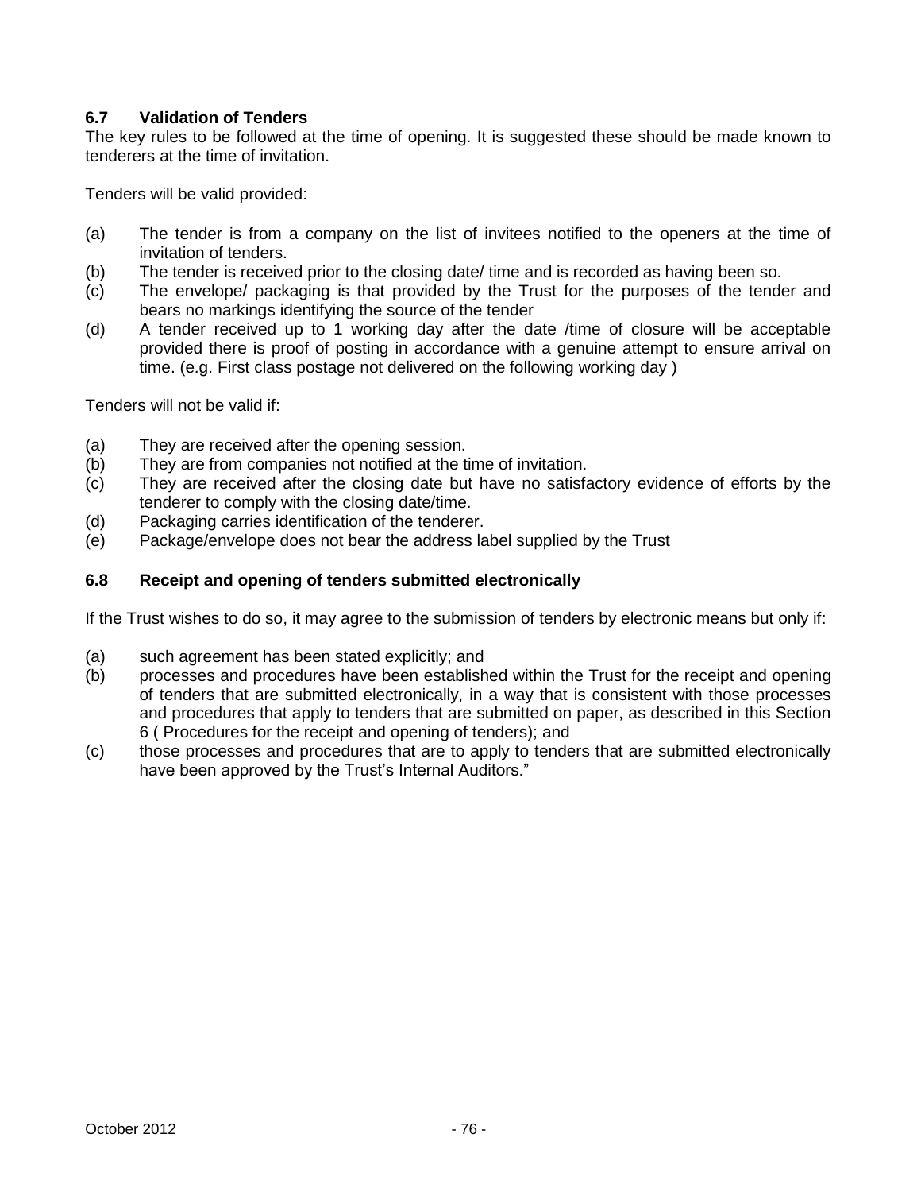### 6.7 Validation of Tenders

The key rules to be followed at the time of opening. It is suggested these should be made known to tenderers at the time of invitation.

Tenders will be valid provided:

(a) The tender is from a company on the list of invitees notified to the openers at the time of invitation of tenders.
(b) The tender is received prior to the closing date/ time and is recorded as having been so.
(c) The envelope/ packaging is that provided by the Trust for the purposes of the tender and bears no markings identifying the source of the tender
(d) A tender received up to 1 working day after the date /time of closure will be acceptable provided there is proof of posting in accordance with a genuine attempt to ensure arrival on time. (e.g. First class postage not delivered on the following working day )

Tenders will not be valid if:

(a) They are received after the opening session.
(b) They are from companies not notified at the time of invitation.
(c) They are received after the closing date but have no satisfactory evidence of efforts by the tenderer to comply with the closing date/time.
(d) Packaging carries identification of the tenderer.
(e) Package/envelope does not bear the address label supplied by the Trust

### 6.8 Receipt and opening of tenders submitted electronically

If the Trust wishes to do so, it may agree to the submission of tenders by electronic means but only if:

(a) such agreement has been stated explicitly; and
(b) processes and procedures have been established within the Trust for the receipt and opening of tenders that are submitted electronically, in a way that is consistent with those processes and procedures that apply to tenders that are submitted on paper, as described in this Section 6 ( Procedures for the receipt and opening of tenders); and
(c) those processes and procedures that are to apply to tenders that are submitted electronically have been approved by the Trust's Internal Auditors."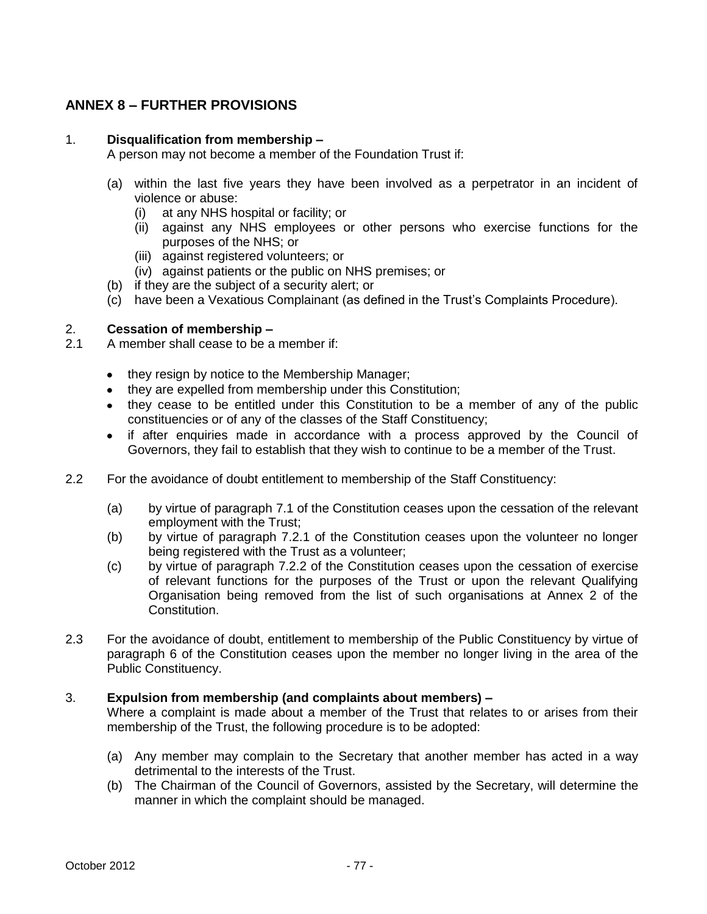## ANNEX 8 – FURTHER PROVISIONS

1. **Disqualification from membership –**
   A person may not become a member of the Foundation Trust if:

   (a) within the last five years they have been involved as a perpetrator in an incident of violence or abuse:
      (i) at any NHS hospital or facility; or
      (ii) against any NHS employees or other persons who exercise functions for the purposes of the NHS; or
      (iii) against registered volunteers; or
      (iv) against patients or the public on NHS premises; or

   (b) if they are the subject of a security alert; or

   (c) have been a Vexatious Complainant (as defined in the Trust's Complaints Procedure).

2. **Cessation of membership –**

2.1 A member shall cease to be a member if:

- they resign by notice to the Membership Manager;
- they are expelled from membership under this Constitution;
- they cease to be entitled under this Constitution to be a member of any of the public constituencies or of any of the classes of the Staff Constituency;
- if after enquiries made in accordance with a process approved by the Council of Governors, they fail to establish that they wish to continue to be a member of the Trust.

2.2 For the avoidance of doubt entitlement to membership of the Staff Constituency:

   (a) by virtue of paragraph 7.1 of the Constitution ceases upon the cessation of the relevant employment with the Trust;

   (b) by virtue of paragraph 7.2.1 of the Constitution ceases upon the volunteer no longer being registered with the Trust as a volunteer;

   (c) by virtue of paragraph 7.2.2 of the Constitution ceases upon the cessation of exercise of relevant functions for the purposes of the Trust or upon the relevant Qualifying Organisation being removed from the list of such organisations at Annex 2 of the Constitution.

2.3 For the avoidance of doubt, entitlement to membership of the Public Constituency by virtue of paragraph 6 of the Constitution ceases upon the member no longer living in the area of the Public Constituency.

3. **Expulsion from membership (and complaints about members) –**
   Where a complaint is made about a member of the Trust that relates to or arises from their membership of the Trust, the following procedure is to be adopted:

   (a) Any member may complain to the Secretary that another member has acted in a way detrimental to the interests of the Trust.

   (b) The Chairman of the Council of Governors, assisted by the Secretary, will determine the manner in which the complaint should be managed.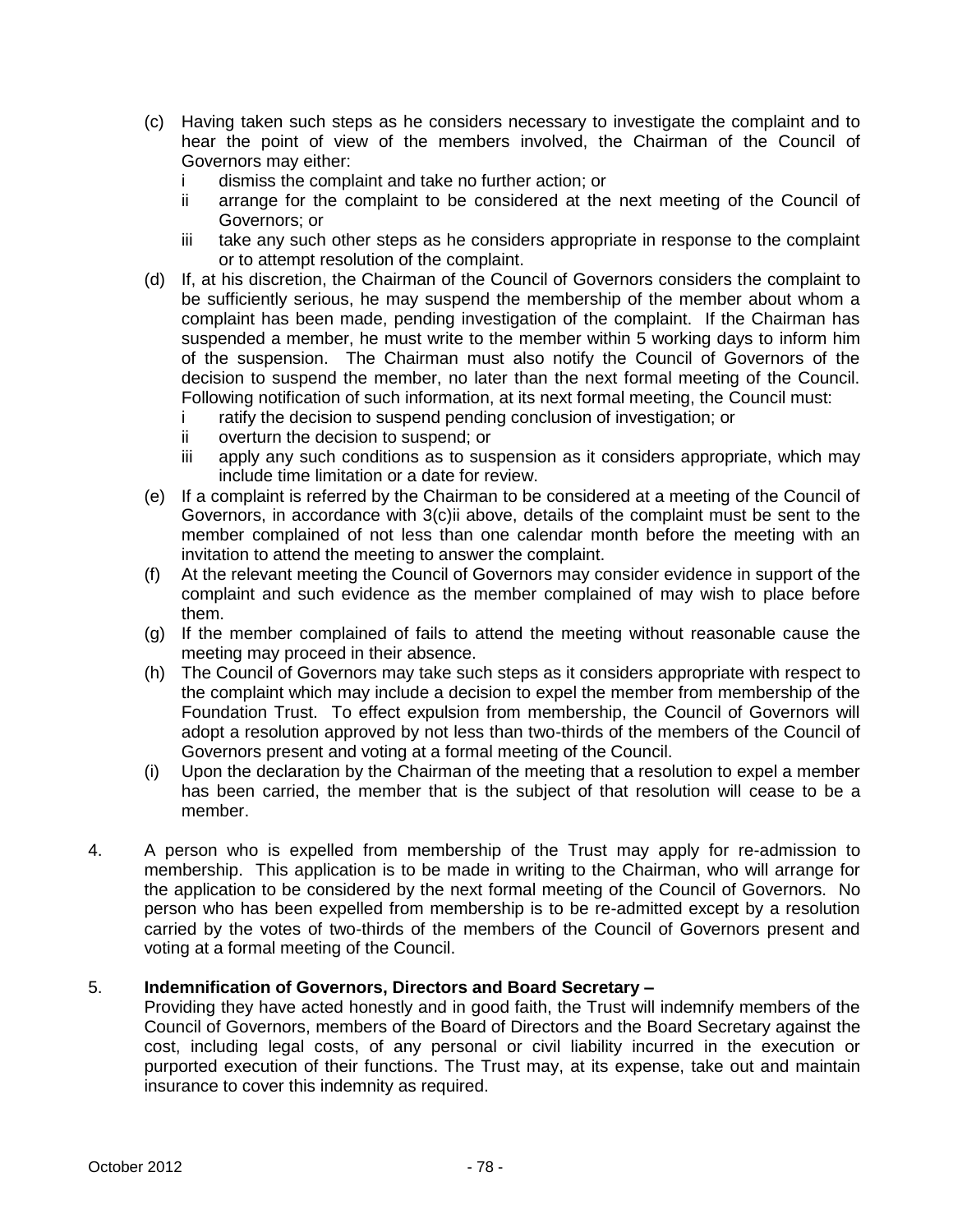(c) Having taken such steps as he considers necessary to investigate the complaint and to hear the point of view of the members involved, the Chairman of the Council of Governors may either:
   - i dismiss the complaint and take no further action; or
   - ii arrange for the complaint to be considered at the next meeting of the Council of Governors; or
   - iii take any such other steps as he considers appropriate in response to the complaint or to attempt resolution of the complaint.

(d) If, at his discretion, the Chairman of the Council of Governors considers the complaint to be sufficiently serious, he may suspend the membership of the member about whom a complaint has been made, pending investigation of the complaint. If the Chairman has suspended a member, he must write to the member within 5 working days to inform him of the suspension. The Chairman must also notify the Council of Governors of the decision to suspend the member, no later than the next formal meeting of the Council. Following notification of such information, at its next formal meeting, the Council must:
   - i ratify the decision to suspend pending conclusion of investigation; or
   - ii overturn the decision to suspend; or
   - iii apply any such conditions as to suspension as it considers appropriate, which may include time limitation or a date for review.

(e) If a complaint is referred by the Chairman to be considered at a meeting of the Council of Governors, in accordance with 3(c)ii above, details of the complaint must be sent to the member complained of not less than one calendar month before the meeting with an invitation to attend the meeting to answer the complaint.

(f) At the relevant meeting the Council of Governors may consider evidence in support of the complaint and such evidence as the member complained of may wish to place before them.

(g) If the member complained of fails to attend the meeting without reasonable cause the meeting may proceed in their absence.

(h) The Council of Governors may take such steps as it considers appropriate with respect to the complaint which may include a decision to expel the member from membership of the Foundation Trust. To effect expulsion from membership, the Council of Governors will adopt a resolution approved by not less than two-thirds of the members of the Council of Governors present and voting at a formal meeting of the Council.

(i) Upon the declaration by the Chairman of the meeting that a resolution to expel a member has been carried, the member that is the subject of that resolution will cease to be a member.

4. A person who is expelled from membership of the Trust may apply for re-admission to membership. This application is to be made in writing to the Chairman, who will arrange for the application to be considered by the next formal meeting of the Council of Governors. No person who has been expelled from membership is to be re-admitted except by a resolution carried by the votes of two-thirds of the members of the Council of Governors present and voting at a formal meeting of the Council.

5. **Indemnification of Governors, Directors and Board Secretary –**

   Providing they have acted honestly and in good faith, the Trust will indemnify members of the Council of Governors, members of the Board of Directors and the Board Secretary against the cost, including legal costs, of any personal or civil liability incurred in the execution or purported execution of their functions. The Trust may, at its expense, take out and maintain insurance to cover this indemnity as required.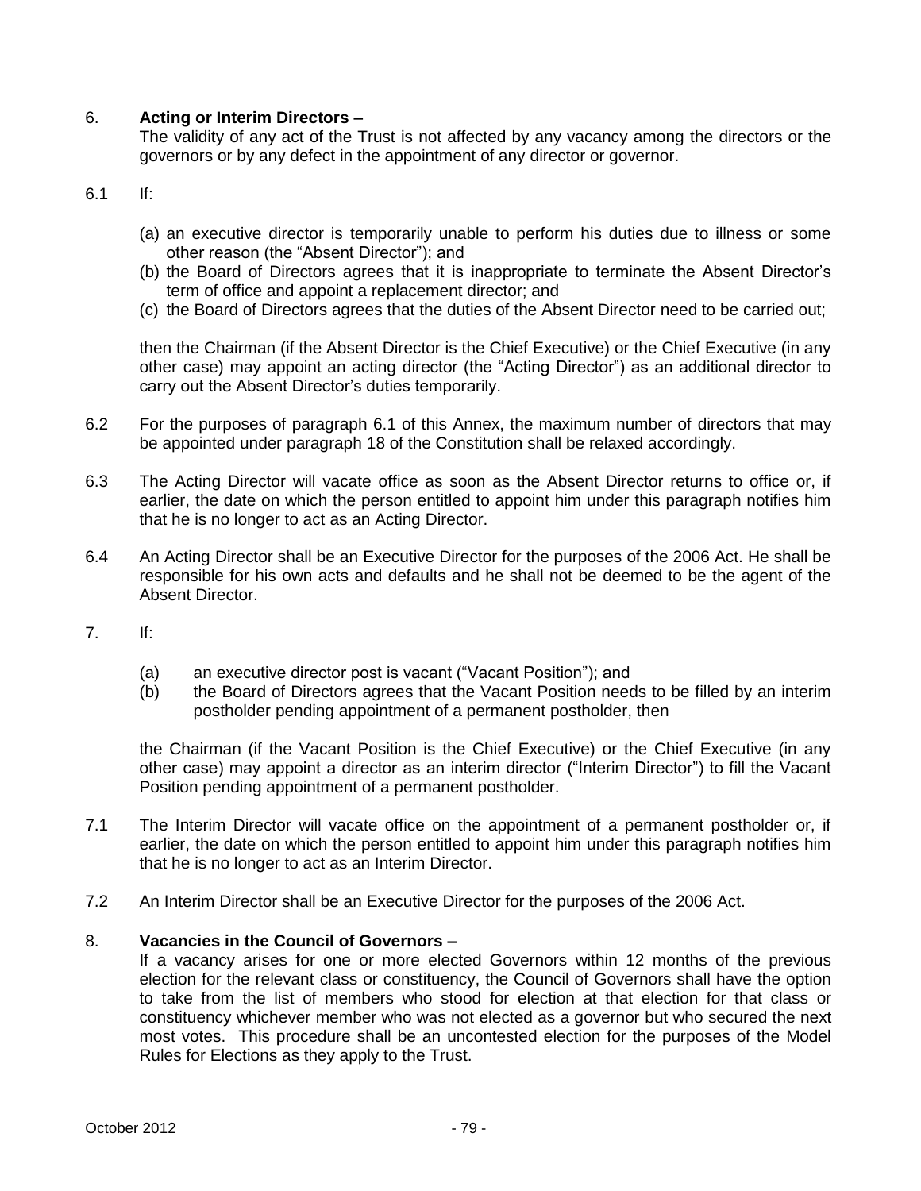6. **Acting or Interim Directors –**
The validity of any act of the Trust is not affected by any vacancy among the directors or the governors or by any defect in the appointment of any director or governor.

6.1 If:

(a) an executive director is temporarily unable to perform his duties due to illness or some other reason (the "Absent Director"); and
(b) the Board of Directors agrees that it is inappropriate to terminate the Absent Director's term of office and appoint a replacement director; and
(c) the Board of Directors agrees that the duties of the Absent Director need to be carried out;

then the Chairman (if the Absent Director is the Chief Executive) or the Chief Executive (in any other case) may appoint an acting director (the "Acting Director") as an additional director to carry out the Absent Director's duties temporarily.

6.2 For the purposes of paragraph 6.1 of this Annex, the maximum number of directors that may be appointed under paragraph 18 of the Constitution shall be relaxed accordingly.

6.3 The Acting Director will vacate office as soon as the Absent Director returns to office or, if earlier, the date on which the person entitled to appoint him under this paragraph notifies him that he is no longer to act as an Acting Director.

6.4 An Acting Director shall be an Executive Director for the purposes of the 2006 Act. He shall be responsible for his own acts and defaults and he shall not be deemed to be the agent of the Absent Director.

7. If:

(a) an executive director post is vacant ("Vacant Position"); and
(b) the Board of Directors agrees that the Vacant Position needs to be filled by an interim postholder pending appointment of a permanent postholder, then

the Chairman (if the Vacant Position is the Chief Executive) or the Chief Executive (in any other case) may appoint a director as an interim director ("Interim Director") to fill the Vacant Position pending appointment of a permanent postholder.

7.1 The Interim Director will vacate office on the appointment of a permanent postholder or, if earlier, the date on which the person entitled to appoint him under this paragraph notifies him that he is no longer to act as an Interim Director.

7.2 An Interim Director shall be an Executive Director for the purposes of the 2006 Act.

8. **Vacancies in the Council of Governors –**
If a vacancy arises for one or more elected Governors within 12 months of the previous election for the relevant class or constituency, the Council of Governors shall have the option to take from the list of members who stood for election at that election for that class or constituency whichever member who was not elected as a governor but who secured the next most votes. This procedure shall be an uncontested election for the purposes of the Model Rules for Elections as they apply to the Trust.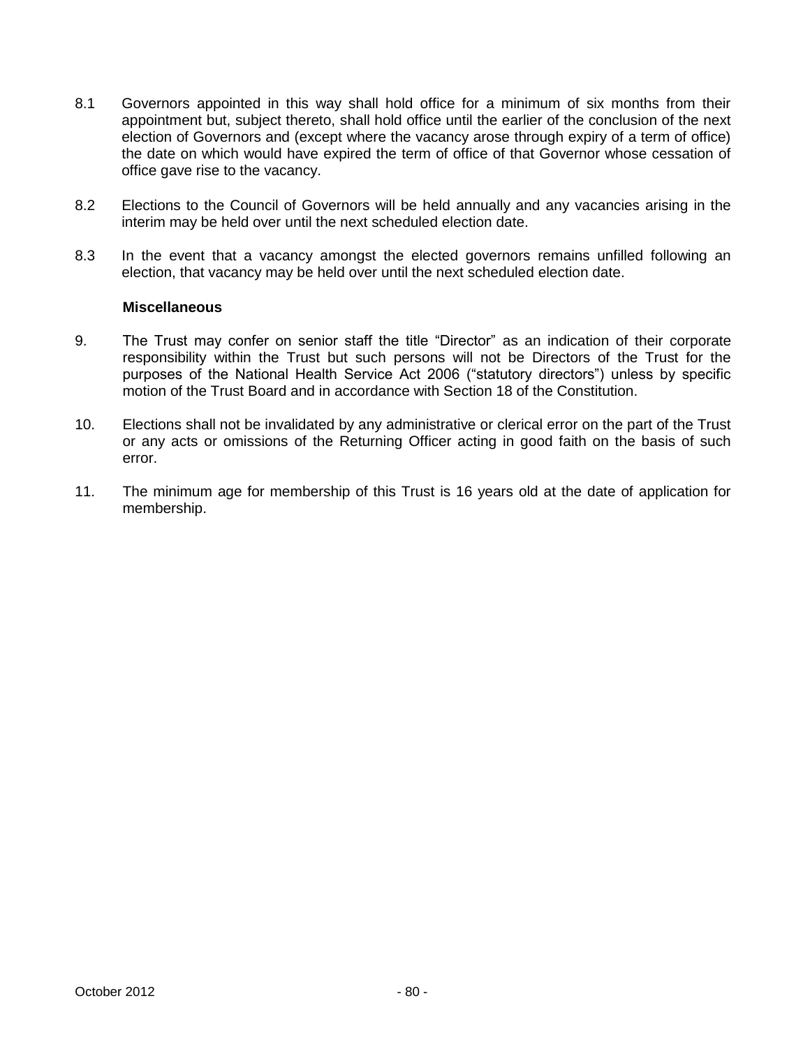8.1 Governors appointed in this way shall hold office for a minimum of six months from their appointment but, subject thereto, shall hold office until the earlier of the conclusion of the next election of Governors and (except where the vacancy arose through expiry of a term of office) the date on which would have expired the term of office of that Governor whose cessation of office gave rise to the vacancy.

8.2 Elections to the Council of Governors will be held annually and any vacancies arising in the interim may be held over until the next scheduled election date.

8.3 In the event that a vacancy amongst the elected governors remains unfilled following an election, that vacancy may be held over until the next scheduled election date.

**Miscellaneous**

9. The Trust may confer on senior staff the title “Director” as an indication of their corporate responsibility within the Trust but such persons will not be Directors of the Trust for the purposes of the National Health Service Act 2006 (“statutory directors”) unless by specific motion of the Trust Board and in accordance with Section 18 of the Constitution.

10. Elections shall not be invalidated by any administrative or clerical error on the part of the Trust or any acts or omissions of the Returning Officer acting in good faith on the basis of such error.

11. The minimum age for membership of this Trust is 16 years old at the date of application for membership.